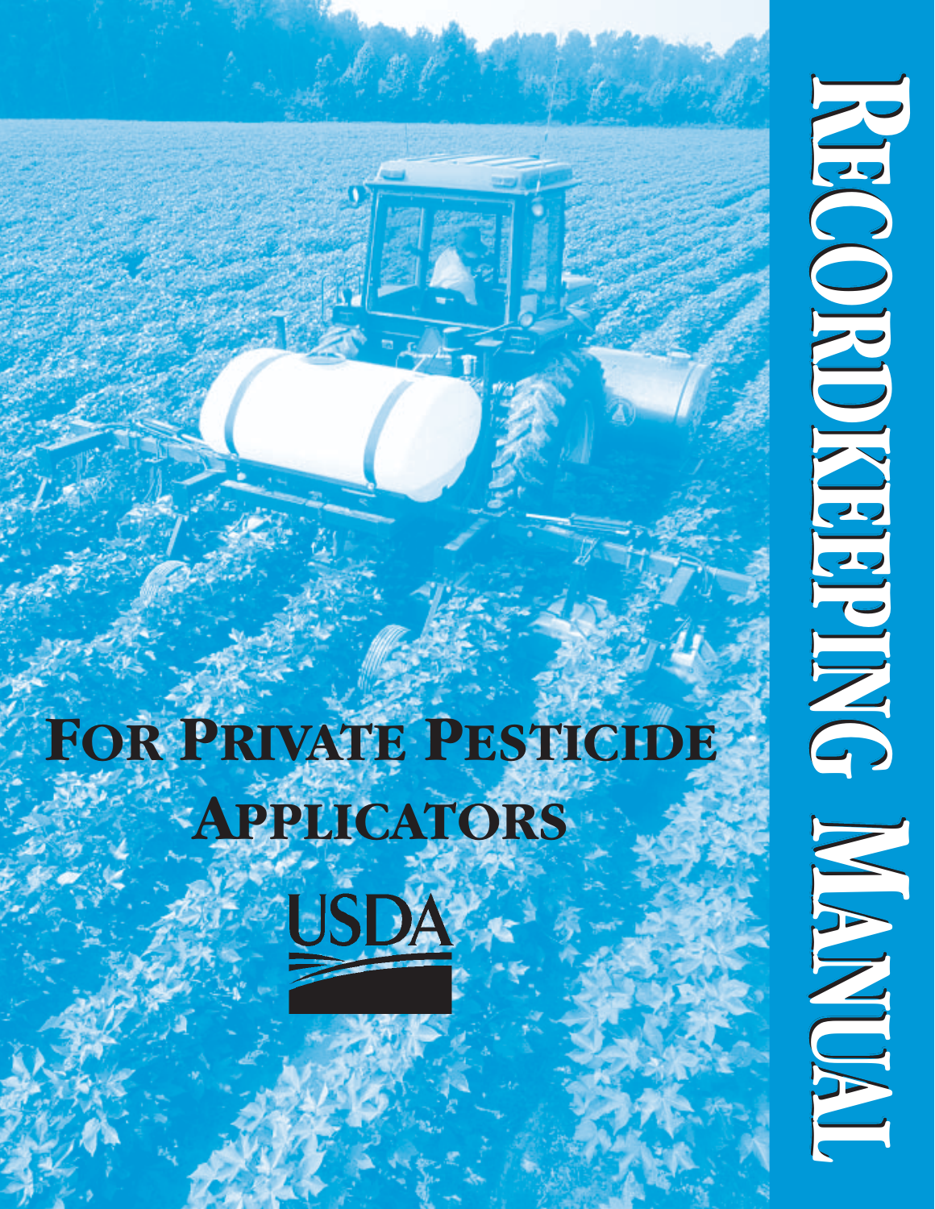# Recordkeeping Manual

## For Private Pesticide Applicators

USDA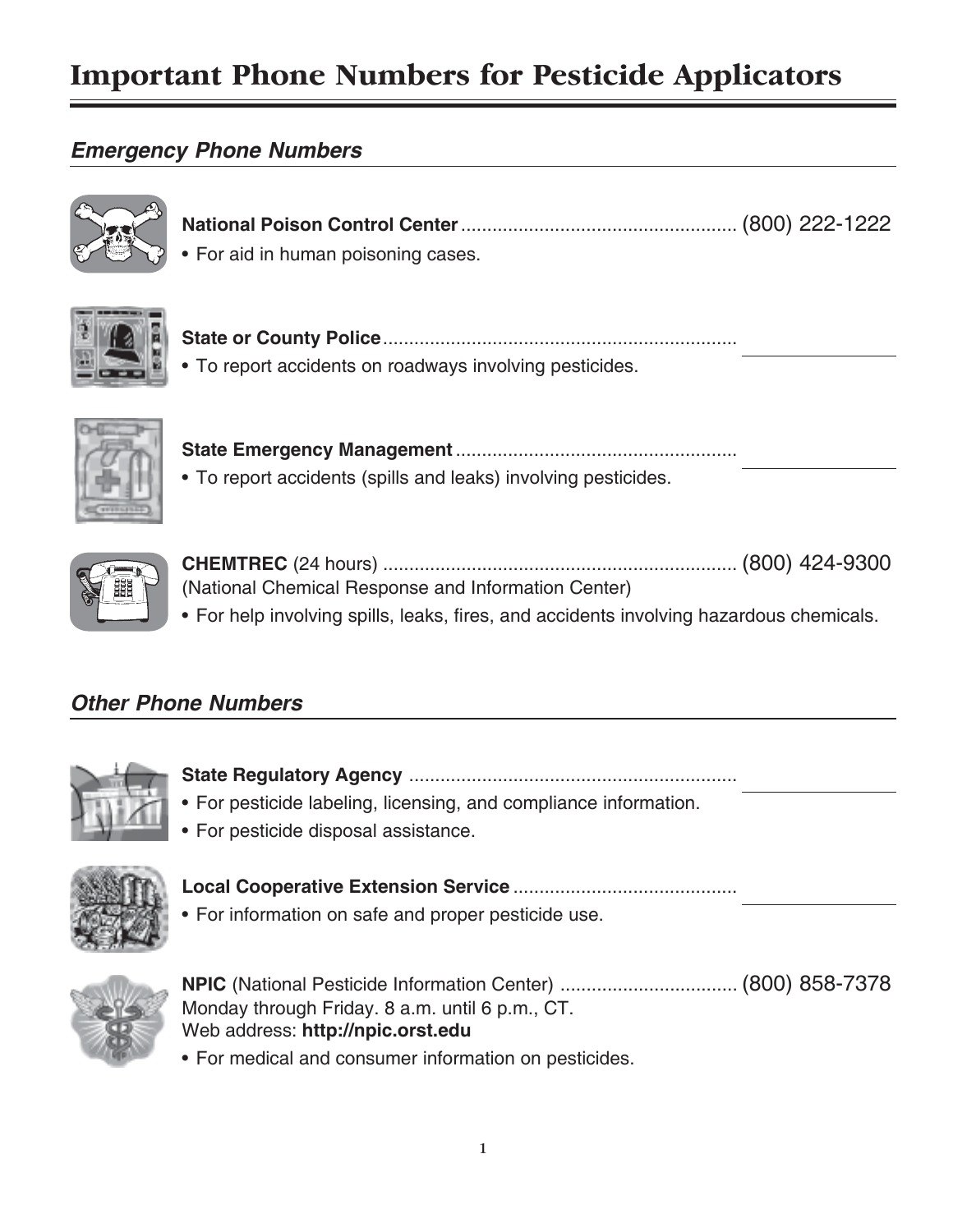# Important Phone Numbers for Pesticide Applicators

## *Emergency Phone Numbers*

**National Poison Control Center** .................................................... (800) 222-1222

- For aid in human poisoning cases.

**State or County Police** .................................................................. ____________

- To report accidents on roadways involving pesticides.

**State Emergency Management** .................................................... ____________

- To report accidents (spills and leaks) involving pesticides.

**CHEMTREC** (24 hours) ................................................................... (800) 424-9300
(National Chemical Response and Information Center)

- For help involving spills, leaks, fires, and accidents involving hazardous chemicals.

## *Other Phone Numbers*

**State Regulatory Agency** .............................................................. ____________

- For pesticide labeling, licensing, and compliance information.
- For pesticide disposal assistance.

**Local Cooperative Extension Service** .......................................... ____________

- For information on safe and proper pesticide use.

**NPIC** (National Pesticide Information Center) .................................. (800) 858-7378
Monday through Friday. 8 a.m. until 6 p.m., CT.
Web address: **http://npic.orst.edu**

- For medical and consumer information on pesticides.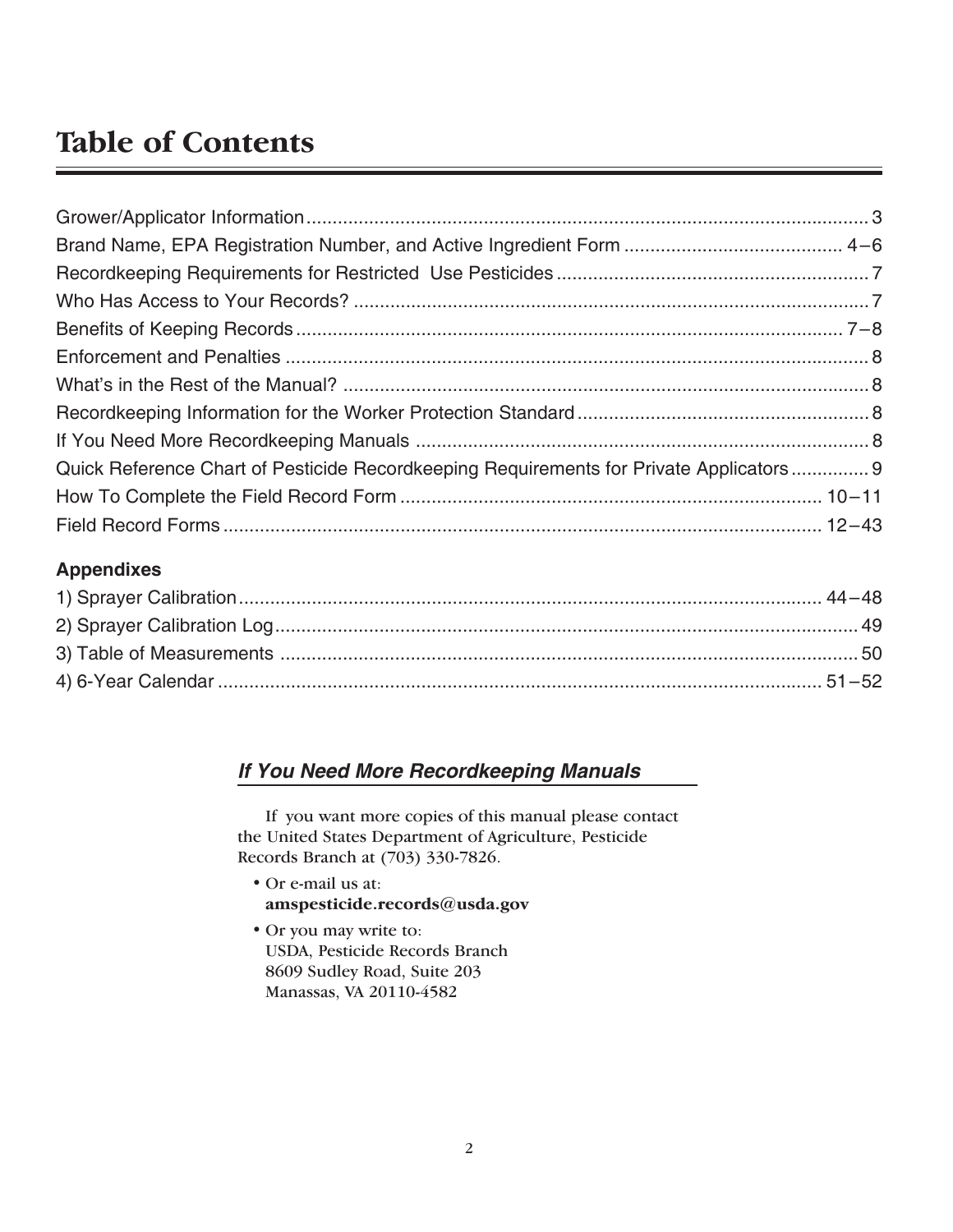# Table of Contents

| | |
|---|---|
| Grower/Applicator Information | 3 |
| Brand Name, EPA Registration Number, and Active Ingredient Form | 4–6 |
| Recordkeeping Requirements for Restricted Use Pesticides | 7 |
| Who Has Access to Your Records? | 7 |
| Benefits of Keeping Records | 7–8 |
| Enforcement and Penalties | 8 |
| What's in the Rest of the Manual? | 8 |
| Recordkeeping Information for the Worker Protection Standard | 8 |
| If You Need More Recordkeeping Manuals | 8 |
| Quick Reference Chart of Pesticide Recordkeeping Requirements for Private Applicators | 9 |
| How To Complete the Field Record Form | 10–11 |
| Field Record Forms | 12–43 |

**Appendixes**

| | |
|---|---|
| 1) Sprayer Calibration | 44–48 |
| 2) Sprayer Calibration Log | 49 |
| 3) Table of Measurements | 50 |
| 4) 6-Year Calendar | 51–52 |

## *If You Need More Recordkeeping Manuals*

If you want more copies of this manual please contact the United States Department of Agriculture, Pesticide Records Branch at (703) 330-7826.

- Or e-mail us at:
  **amspesticide.records@usda.gov**
- Or you may write to:
  USDA, Pesticide Records Branch
  8609 Sudley Road, Suite 203
  Manassas, VA 20110-4582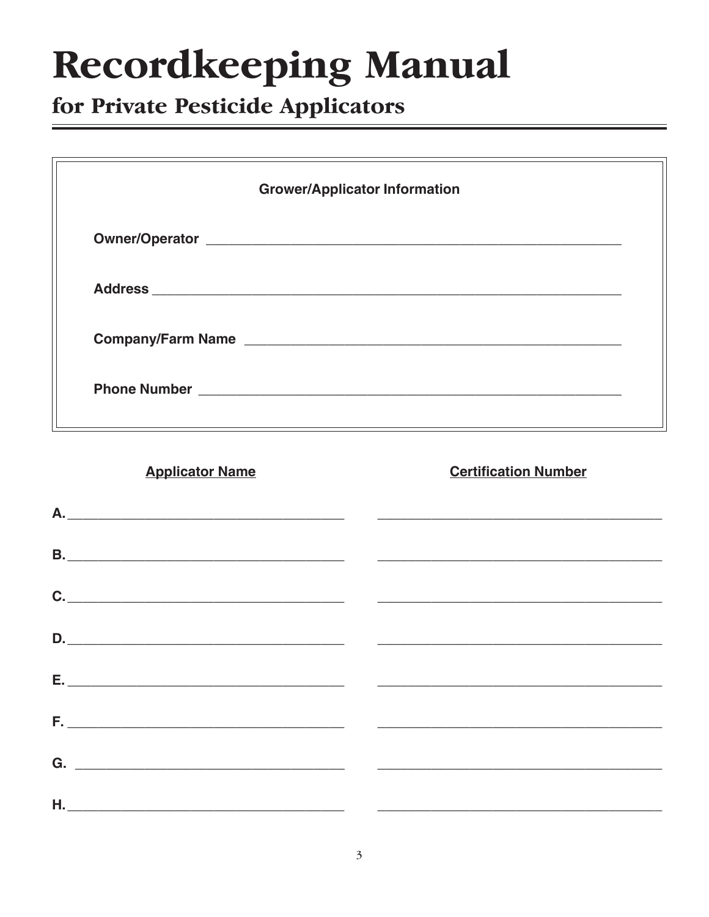# Recordkeeping Manual

## for Private Pesticide Applicators

**Grower/Applicator Information**

**Owner/Operator** ______________________________________________

**Address** ______________________________________________

**Company/Farm Name** ______________________________________________

**Phone Number** ______________________________________________

| Applicator Name | Certification Number |
| --- | --- |
| **A.** ______________________ | ______________________ |
| **B.** ______________________ | ______________________ |
| **C.** ______________________ | ______________________ |
| **D.** ______________________ | ______________________ |
| **E.** ______________________ | ______________________ |
| **F.** ______________________ | ______________________ |
| **G.** ______________________ | ______________________ |
| **H.** ______________________ | ______________________ |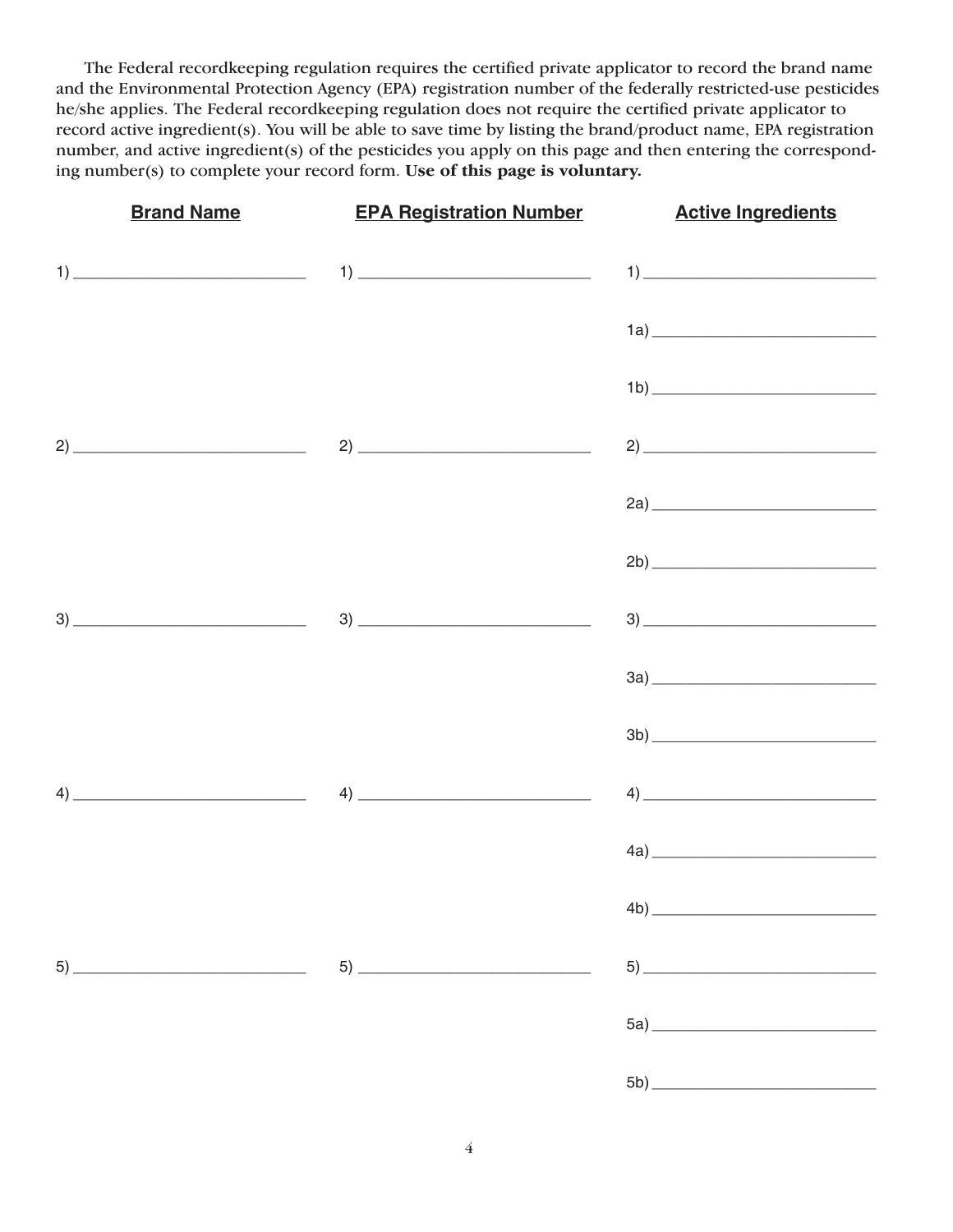The Federal recordkeeping regulation requires the certified private applicator to record the brand name and the Environmental Protection Agency (EPA) registration number of the federally restricted-use pesticides he/she applies. The Federal recordkeeping regulation does not require the certified private applicator to record active ingredient(s). You will be able to save time by listing the brand/product name, EPA registration number, and active ingredient(s) of the pesticides you apply on this page and then entering the corresponding number(s) to complete your record form. **Use of this page is voluntary.**

| Brand Name | EPA Registration Number | Active Ingredients |
|---|---|---|
| 1) ____________ | 1) ____________ | 1) ____________ |
| | | 1a) ____________ |
| | | 1b) ____________ |
| 2) ____________ | 2) ____________ | 2) ____________ |
| | | 2a) ____________ |
| | | 2b) ____________ |
| 3) ____________ | 3) ____________ | 3) ____________ |
| | | 3a) ____________ |
| | | 3b) ____________ |
| 4) ____________ | 4) ____________ | 4) ____________ |
| | | 4a) ____________ |
| | | 4b) ____________ |
| 5) ____________ | 5) ____________ | 5) ____________ |
| | | 5a) ____________ |
| | | 5b) ____________ |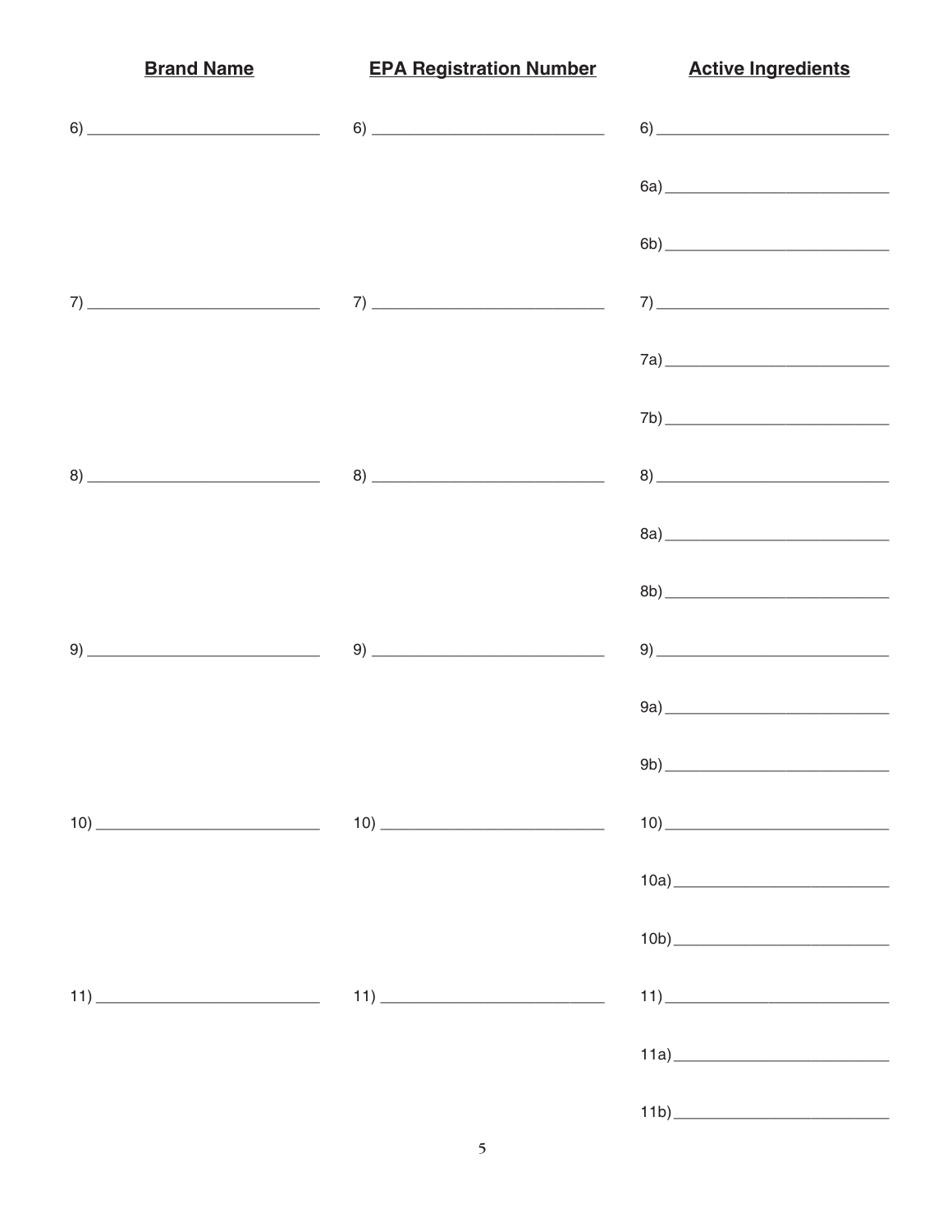| **Brand Name** | **EPA Registration Number** | **Active Ingredients** |
| --- | --- | --- |
| 6) ______________________ | 6) ______________________ | 6) ______________________ |
| | | 6a) ______________________ |
| | | 6b) ______________________ |
| 7) ______________________ | 7) ______________________ | 7) ______________________ |
| | | 7a) ______________________ |
| | | 7b) ______________________ |
| 8) ______________________ | 8) ______________________ | 8) ______________________ |
| | | 8a) ______________________ |
| | | 8b) ______________________ |
| 9) ______________________ | 9) ______________________ | 9) ______________________ |
| | | 9a) ______________________ |
| | | 9b) ______________________ |
| 10) ______________________ | 10) ______________________ | 10) ______________________ |
| | | 10a) ______________________ |
| | | 10b) ______________________ |
| 11) ______________________ | 11) ______________________ | 11) ______________________ |
| | | 11a) ______________________ |
| | | 11b) ______________________ |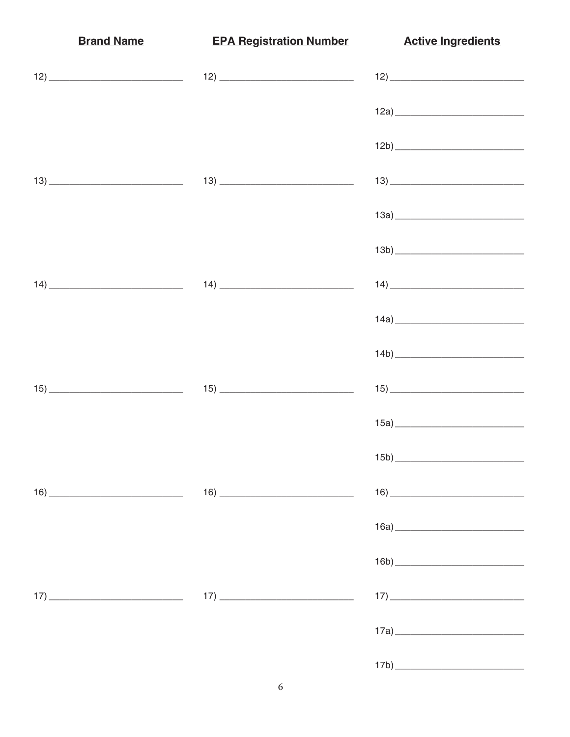| **Brand Name** | **EPA Registration Number** | **Active Ingredients** |
| --- | --- | --- |
| 12) ____________________ | 12) ____________________ | 12) ____________________ |
| | | 12a) ____________________ |
| | | 12b) ____________________ |
| 13) ____________________ | 13) ____________________ | 13) ____________________ |
| | | 13a) ____________________ |
| | | 13b) ____________________ |
| 14) ____________________ | 14) ____________________ | 14) ____________________ |
| | | 14a) ____________________ |
| | | 14b) ____________________ |
| 15) ____________________ | 15) ____________________ | 15) ____________________ |
| | | 15a) ____________________ |
| | | 15b) ____________________ |
| 16) ____________________ | 16) ____________________ | 16) ____________________ |
| | | 16a) ____________________ |
| | | 16b) ____________________ |
| 17) ____________________ | 17) ____________________ | 17) ____________________ |
| | | 17a) ____________________ |
| | | 17b) ____________________ |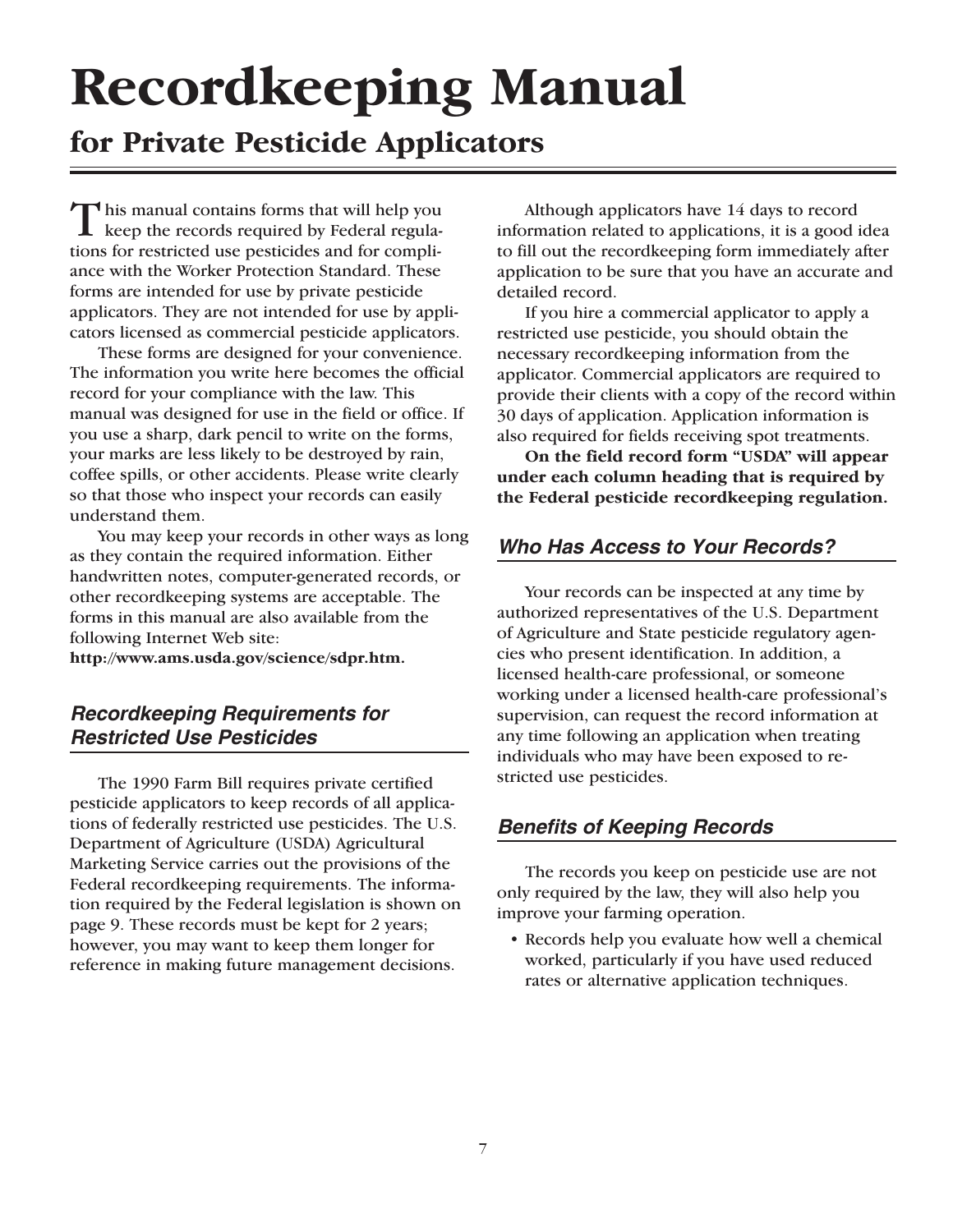# Recordkeeping Manual

## for Private Pesticide Applicators

This manual contains forms that will help you keep the records required by Federal regulations for restricted use pesticides and for compliance with the Worker Protection Standard. These forms are intended for use by private pesticide applicators. They are not intended for use by applicators licensed as commercial pesticide applicators.

These forms are designed for your convenience. The information you write here becomes the official record for your compliance with the law. This manual was designed for use in the field or office. If you use a sharp, dark pencil to write on the forms, your marks are less likely to be destroyed by rain, coffee spills, or other accidents. Please write clearly so that those who inspect your records can easily understand them.

You may keep your records in other ways as long as they contain the required information. Either handwritten notes, computer-generated records, or other recordkeeping systems are acceptable. The forms in this manual are also available from the following Internet Web site: **http://www.ams.usda.gov/science/sdpr.htm.**

### *Recordkeeping Requirements for Restricted Use Pesticides*

The 1990 Farm Bill requires private certified pesticide applicators to keep records of all applications of federally restricted use pesticides. The U.S. Department of Agriculture (USDA) Agricultural Marketing Service carries out the provisions of the Federal recordkeeping requirements. The information required by the Federal legislation is shown on page 9. These records must be kept for 2 years; however, you may want to keep them longer for reference in making future management decisions.

Although applicators have 14 days to record information related to applications, it is a good idea to fill out the recordkeeping form immediately after application to be sure that you have an accurate and detailed record.

If you hire a commercial applicator to apply a restricted use pesticide, you should obtain the necessary recordkeeping information from the applicator. Commercial applicators are required to provide their clients with a copy of the record within 30 days of application. Application information is also required for fields receiving spot treatments.

**On the field record form "USDA" will appear under each column heading that is required by the Federal pesticide recordkeeping regulation.**

### *Who Has Access to Your Records?*

Your records can be inspected at any time by authorized representatives of the U.S. Department of Agriculture and State pesticide regulatory agencies who present identification. In addition, a licensed health-care professional, or someone working under a licensed health-care professional's supervision, can request the record information at any time following an application when treating individuals who may have been exposed to restricted use pesticides.

### *Benefits of Keeping Records*

The records you keep on pesticide use are not only required by the law, they will also help you improve your farming operation.

- Records help you evaluate how well a chemical worked, particularly if you have used reduced rates or alternative application techniques.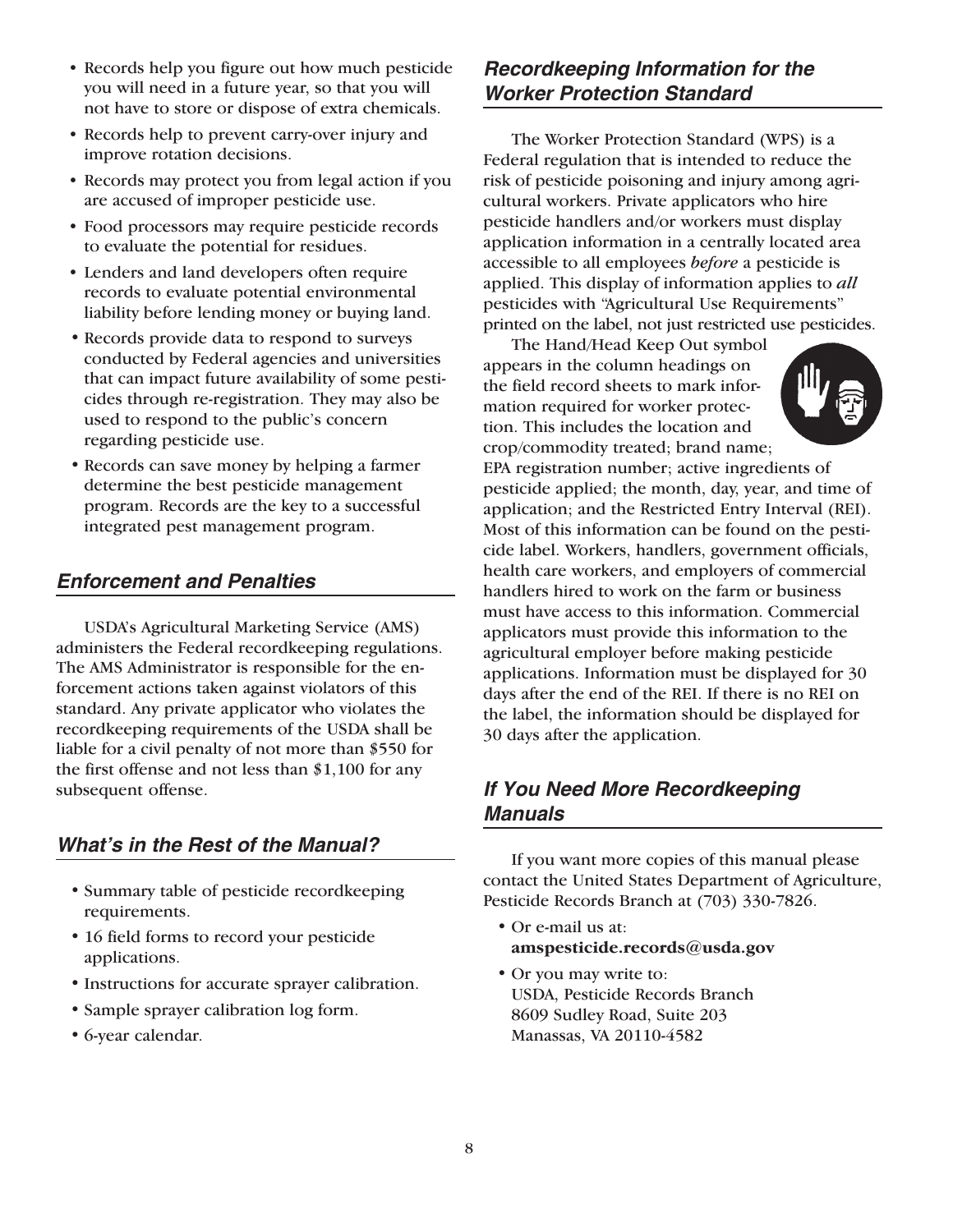- Records help you figure out how much pesticide you will need in a future year, so that you will not have to store or dispose of extra chemicals.
- Records help to prevent carry-over injury and improve rotation decisions.
- Records may protect you from legal action if you are accused of improper pesticide use.
- Food processors may require pesticide records to evaluate the potential for residues.
- Lenders and land developers often require records to evaluate potential environmental liability before lending money or buying land.
- Records provide data to respond to surveys conducted by Federal agencies and universities that can impact future availability of some pesticides through re-registration. They may also be used to respond to the public's concern regarding pesticide use.
- Records can save money by helping a farmer determine the best pesticide management program. Records are the key to a successful integrated pest management program.

## *Enforcement and Penalties*

USDA's Agricultural Marketing Service (AMS) administers the Federal recordkeeping regulations. The AMS Administrator is responsible for the enforcement actions taken against violators of this standard. Any private applicator who violates the recordkeeping requirements of the USDA shall be liable for a civil penalty of not more than $550 for the first offense and not less than $1,100 for any subsequent offense.

## *What's in the Rest of the Manual?*

- Summary table of pesticide recordkeeping requirements.
- 16 field forms to record your pesticide applications.
- Instructions for accurate sprayer calibration.
- Sample sprayer calibration log form.
- 6-year calendar.

## *Recordkeeping Information for the Worker Protection Standard*

The Worker Protection Standard (WPS) is a Federal regulation that is intended to reduce the risk of pesticide poisoning and injury among agricultural workers. Private applicators who hire pesticide handlers and/or workers must display application information in a centrally located area accessible to all employees *before* a pesticide is applied. This display of information applies to *all* pesticides with "Agricultural Use Requirements" printed on the label, not just restricted use pesticides.

The Hand/Head Keep Out symbol appears in the column headings on the field record sheets to mark information required for worker protection. This includes the location and crop/commodity treated; brand name; EPA registration number; active ingredients of pesticide applied; the month, day, year, and time of application; and the Restricted Entry Interval (REI). Most of this information can be found on the pesticide label. Workers, handlers, government officials, health care workers, and employers of commercial handlers hired to work on the farm or business must have access to this information. Commercial applicators must provide this information to the agricultural employer before making pesticide applications. Information must be displayed for 30 days after the end of the REI. If there is no REI on the label, the information should be displayed for 30 days after the application.

## *If You Need More Recordkeeping Manuals*

If you want more copies of this manual please contact the United States Department of Agriculture, Pesticide Records Branch at (703) 330-7826.

- Or e-mail us at:
  **amspesticide.records@usda.gov**
- Or you may write to:
  USDA, Pesticide Records Branch
  8609 Sudley Road, Suite 203
  Manassas, VA 20110-4582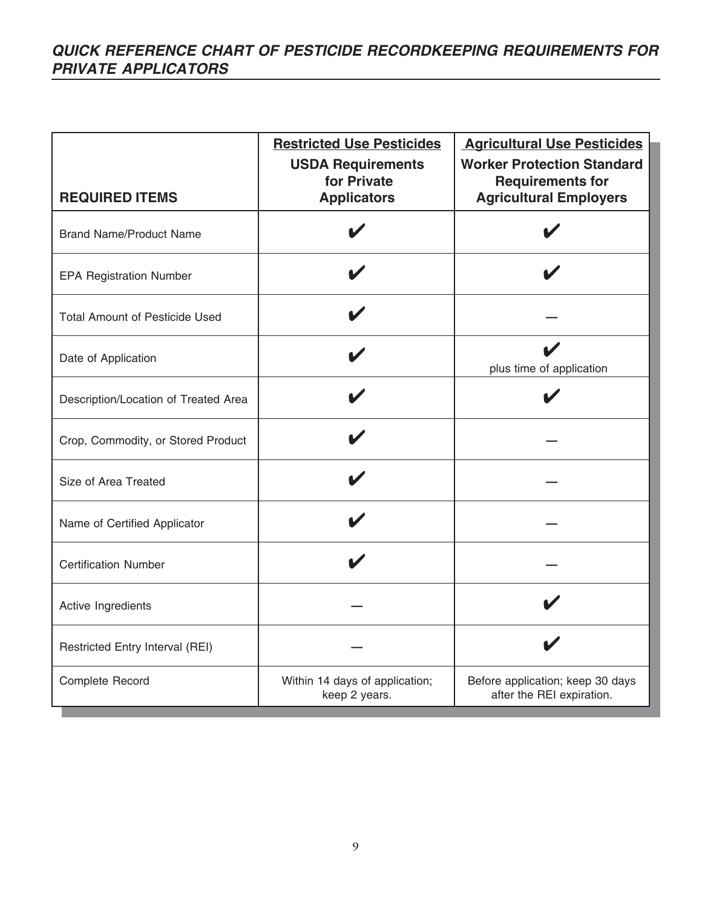## *QUICK REFERENCE CHART OF PESTICIDE RECORDKEEPING REQUIREMENTS FOR PRIVATE APPLICATORS*

| REQUIRED ITEMS | Restricted Use Pesticides<br>**USDA Requirements for Private Applicators** | Agricultural Use Pesticides<br>**Worker Protection Standard Requirements for Agricultural Employers** |
|---|---|---|
| Brand Name/Product Name | ✔ | ✔ |
| EPA Registration Number | ✔ | ✔ |
| Total Amount of Pesticide Used | ✔ | — |
| Date of Application | ✔ | ✔ plus time of application |
| Description/Location of Treated Area | ✔ | ✔ |
| Crop, Commodity, or Stored Product | ✔ | — |
| Size of Area Treated | ✔ | — |
| Name of Certified Applicator | ✔ | — |
| Certification Number | ✔ | — |
| Active Ingredients | — | ✔ |
| Restricted Entry Interval (REI) | — | ✔ |
| Complete Record | Within 14 days of application; keep 2 years. | Before application; keep 30 days after the REI expiration. |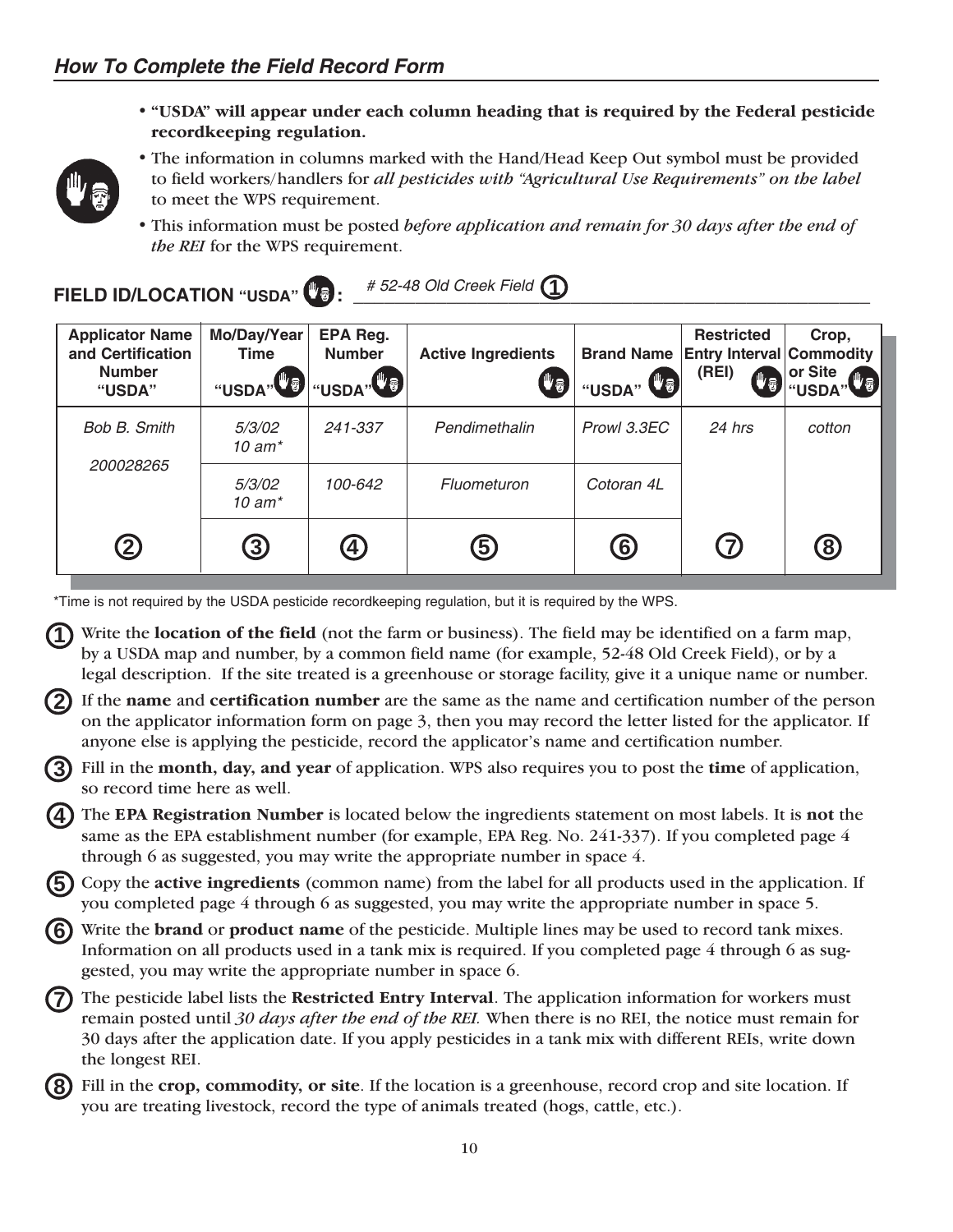## How To Complete the Field Record Form

- **"USDA" will appear under each column heading that is required by the Federal pesticide recordkeeping regulation.**
- The information in columns marked with the Hand/Head Keep Out symbol must be provided to field workers/handlers for *all pesticides with "Agricultural Use Requirements" on the label* to meet the WPS requirement.
- This information must be posted *before application and remain for 30 days after the end of the REI* for the WPS requirement.

**FIELD ID/LOCATION "USDA":** *# 52-48 Old Creek Field* ①

| Applicator Name and Certification Number "USDA" | Mo/Day/Year Time "USDA" | EPA Reg. Number "USDA" | Active Ingredients | Brand Name "USDA" | Restricted Entry Interval (REI) | Crop, Commodity or Site "USDA" |
|---|---|---|---|---|---|---|
| *Bob B. Smith* *200028265* | *5/3/02 10 am** | *241-337* | *Pendimethalin* | *Prowl 3.3EC* | *24 hrs* | *cotton* |
| | *5/3/02 10 am** | *100-642* | *Fluometuron* | *Cotoran 4L* | | |
| ② | ③ | ④ | ⑤ | ⑥ | ⑦ | ⑧ |

*Time is not required by the USDA pesticide recordkeeping regulation, but it is required by the WPS.

① Write the **location of the field** (not the farm or business). The field may be identified on a farm map, by a USDA map and number, by a common field name (for example, 52-48 Old Creek Field), or by a legal description. If the site treated is a greenhouse or storage facility, give it a unique name or number.

② If the **name** and **certification number** are the same as the name and certification number of the person on the applicator information form on page 3, then you may record the letter listed for the applicator. If anyone else is applying the pesticide, record the applicator's name and certification number.

③ Fill in the **month, day, and year** of application. WPS also requires you to post the **time** of application, so record time here as well.

④ The **EPA Registration Number** is located below the ingredients statement on most labels. It is **not** the same as the EPA establishment number (for example, EPA Reg. No. 241-337). If you completed page 4 through 6 as suggested, you may write the appropriate number in space 4.

⑤ Copy the **active ingredients** (common name) from the label for all products used in the application. If you completed page 4 through 6 as suggested, you may write the appropriate number in space 5.

⑥ Write the **brand** or **product name** of the pesticide. Multiple lines may be used to record tank mixes. Information on all products used in a tank mix is required. If you completed page 4 through 6 as suggested, you may write the appropriate number in space 6.

⑦ The pesticide label lists the **Restricted Entry Interval**. The application information for workers must remain posted until *30 days after the end of the REI.* When there is no REI, the notice must remain for 30 days after the application date. If you apply pesticides in a tank mix with different REIs, write down the longest REI.

⑧ Fill in the **crop, commodity, or site**. If the location is a greenhouse, record crop and site location. If you are treating livestock, record the type of animals treated (hogs, cattle, etc.).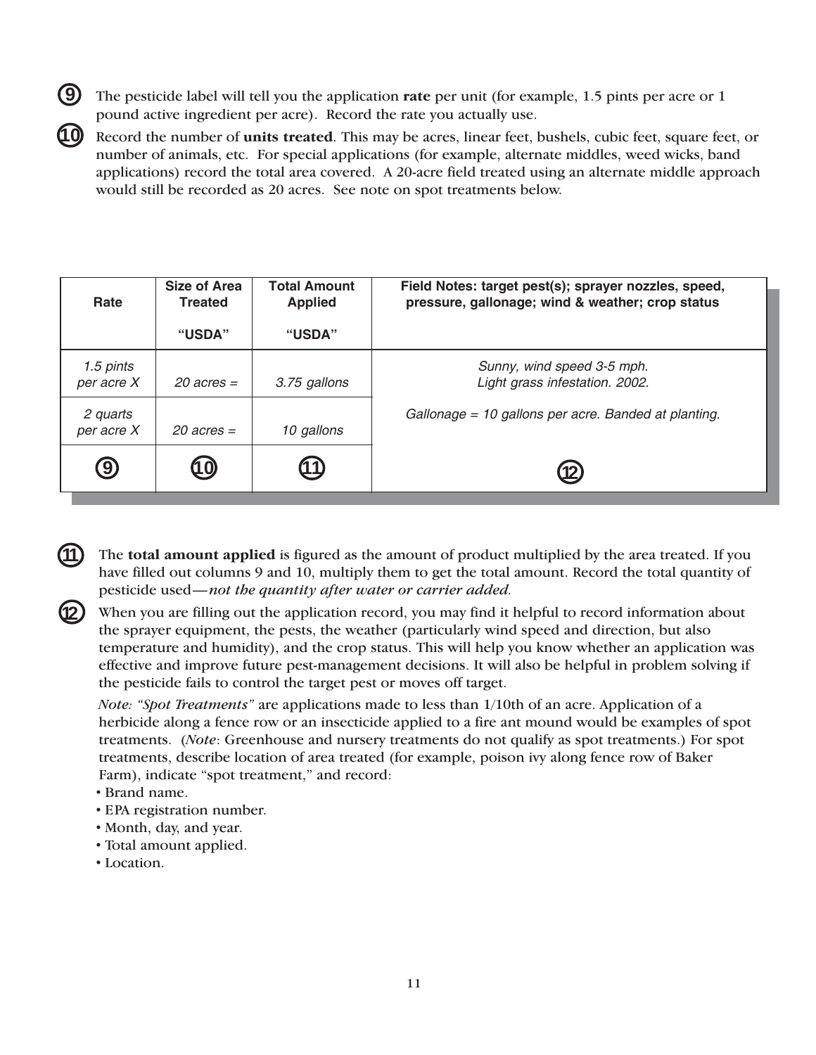⑨ The pesticide label will tell you the application **rate** per unit (for example, 1.5 pints per acre or 1 pound active ingredient per acre). Record the rate you actually use.

⑩ Record the number of **units treated**. This may be acres, linear feet, bushels, cubic feet, square feet, or number of animals, etc. For special applications (for example, alternate middles, weed wicks, band applications) record the total area covered. A 20-acre field treated using an alternate middle approach would still be recorded as 20 acres. See note on spot treatments below.

| Rate | Size of Area Treated<br><br>"USDA" | Total Amount Applied<br><br>"USDA" | Field Notes: target pest(s); sprayer nozzles, speed, pressure, gallonage; wind & weather; crop status |
|---|---|---|---|
| *1.5 pints per acre X* | *20 acres =* | *3.75 gallons* | *Sunny, wind speed 3-5 mph. Light grass infestation. 2002.* |
| *2 quarts per acre X* | *20 acres =* | *10 gallons* | *Gallonage = 10 gallons per acre. Banded at planting.* |
| ⑨ | ⑩ | ⑪ | ⑫ |

⑪ The **total amount applied** is figured as the amount of product multiplied by the area treated. If you have filled out columns 9 and 10, multiply them to get the total amount. Record the total quantity of pesticide used—*not the quantity after water or carrier added.*

⑫ When you are filling out the application record, you may find it helpful to record information about the sprayer equipment, the pests, the weather (particularly wind speed and direction, but also temperature and humidity), and the crop status. This will help you know whether an application was effective and improve future pest-management decisions. It will also be helpful in problem solving if the pesticide fails to control the target pest or moves off target.

*Note: "Spot Treatments"* are applications made to less than 1/10th of an acre. Application of a herbicide along a fence row or an insecticide applied to a fire ant mound would be examples of spot treatments. (*Note*: Greenhouse and nursery treatments do not qualify as spot treatments.) For spot treatments, describe location of area treated (for example, poison ivy along fence row of Baker Farm), indicate "spot treatment," and record:

- Brand name.
- EPA registration number.
- Month, day, and year.
- Total amount applied.
- Location.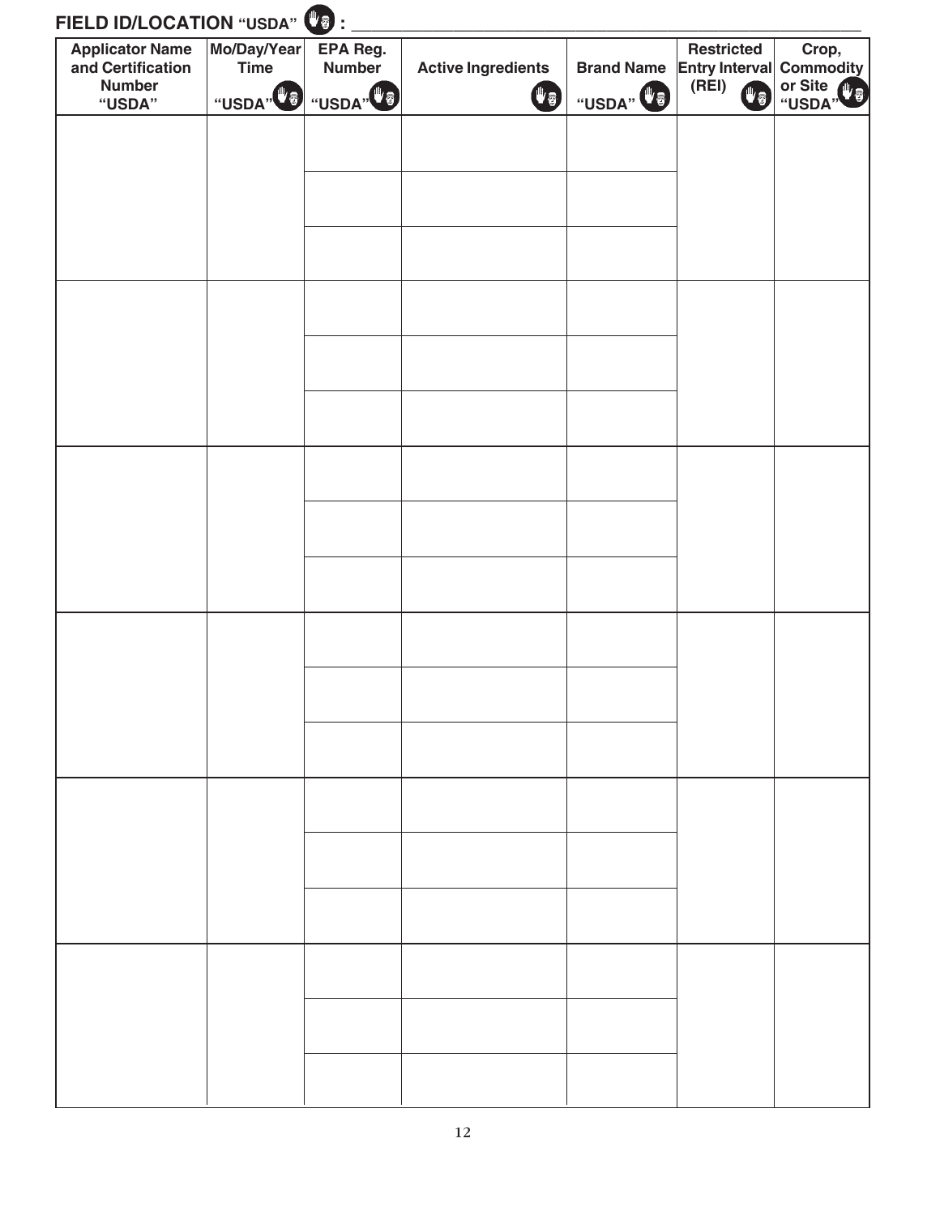**FIELD ID/LOCATION "USDA" :** ____________________________________________

| Applicator Name and Certification Number "USDA" | Mo/Day/Year Time "USDA" | EPA Reg. Number "USDA" | Active Ingredients | Brand Name "USDA" | Restricted Entry Interval (REI) | Crop, Commodity or Site "USDA" |
|---|---|---|---|---|---|---|
| | | | | | | |
| | | | | | | |
| | | | | | | |
| | | | | | | |
| | | | | | | |
| | | | | | | |
| | | | | | | |
| | | | | | | |
| | | | | | | |
| | | | | | | |
| | | | | | | |
| | | | | | | |
| | | | | | | |
| | | | | | | |
| | | | | | | |
| | | | | | | |
| | | | | | | |
| | | | | | | |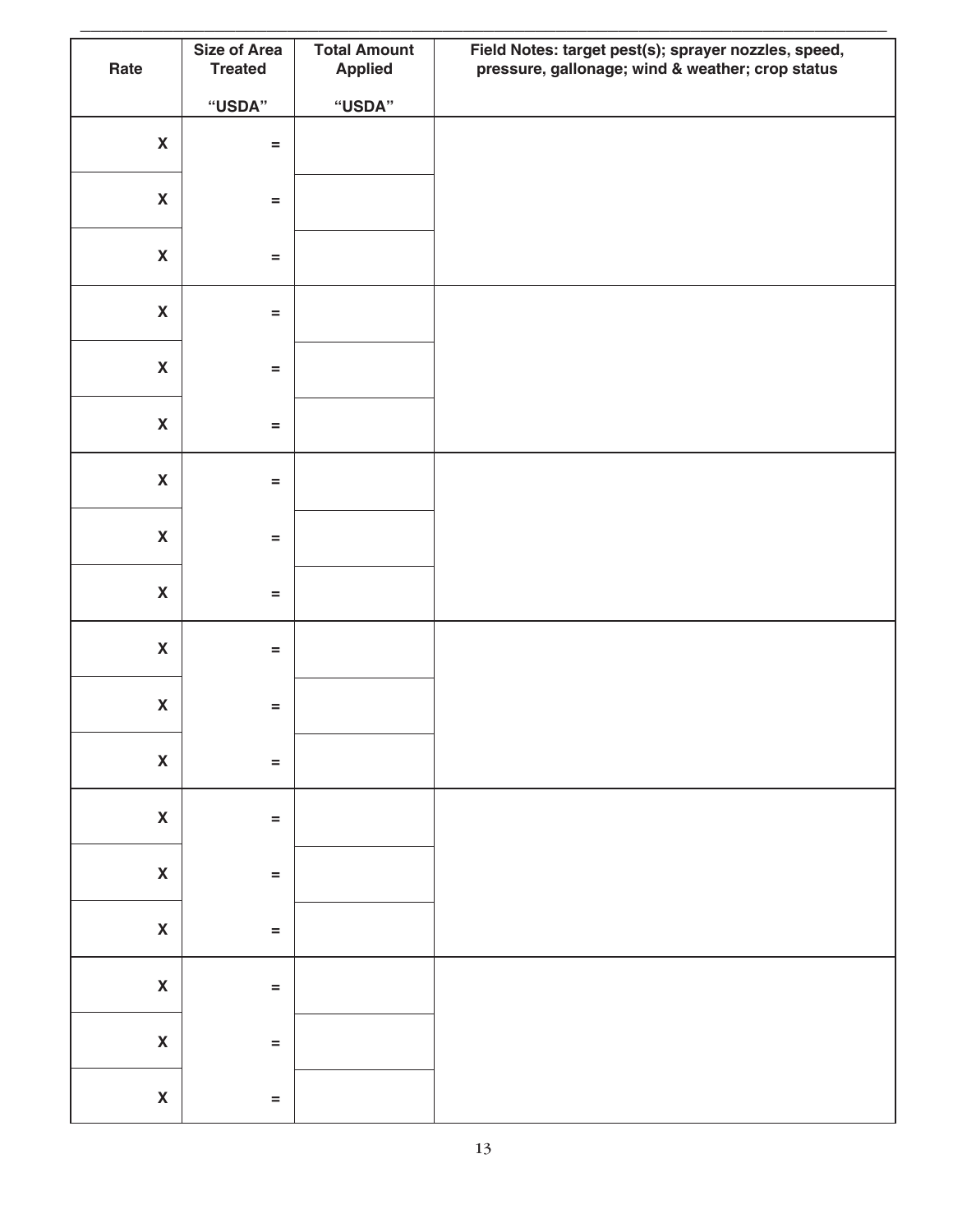| Rate | Size of Area Treated<br>"USDA" | Total Amount Applied<br>"USDA" | Field Notes: target pest(s); sprayer nozzles, speed, pressure, gallonage; wind & weather; crop status |
|---|---|---|---|
| X | = | | |
| X | = | | |
| X | = | | |
| X | = | | |
| X | = | | |
| X | = | | |
| X | = | | |
| X | = | | |
| X | = | | |
| X | = | | |
| X | = | | |
| X | = | | |
| X | = | | |
| X | = | | |
| X | = | | |
| X | = | | |
| X | = | | |
| X | = | | |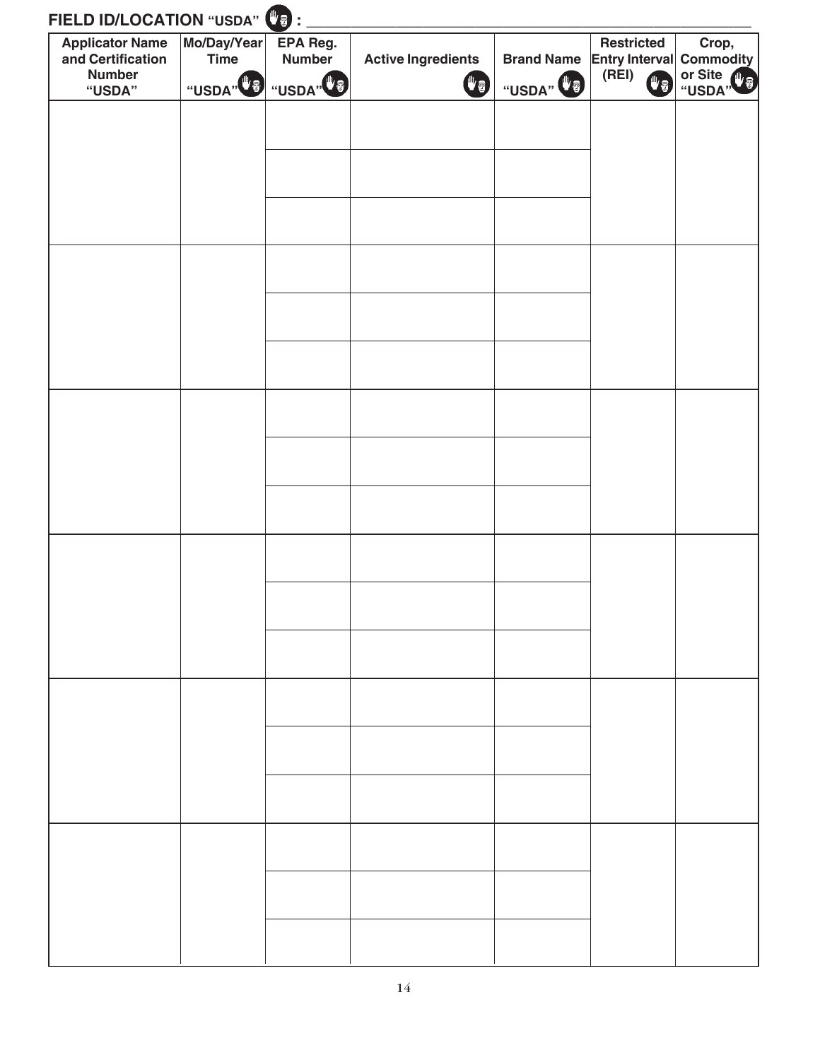**FIELD ID/LOCATION "USDA" : ________________________________________________**

| Applicator Name and Certification Number "USDA" | Mo/Day/Year Time "USDA" | EPA Reg. Number "USDA" | Active Ingredients | Brand Name "USDA" | Restricted Entry Interval (REI) | Crop, Commodity or Site "USDA" |
|---|---|---|---|---|---|---|
| | | | | | | |
| | | | | | | |
| | | | | | | |
| | | | | | | |
| | | | | | | |
| | | | | | | |
| | | | | | | |
| | | | | | | |
| | | | | | | |
| | | | | | | |
| | | | | | | |
| | | | | | | |
| | | | | | | |
| | | | | | | |
| | | | | | | |
| | | | | | | |
| | | | | | | |
| | | | | | | |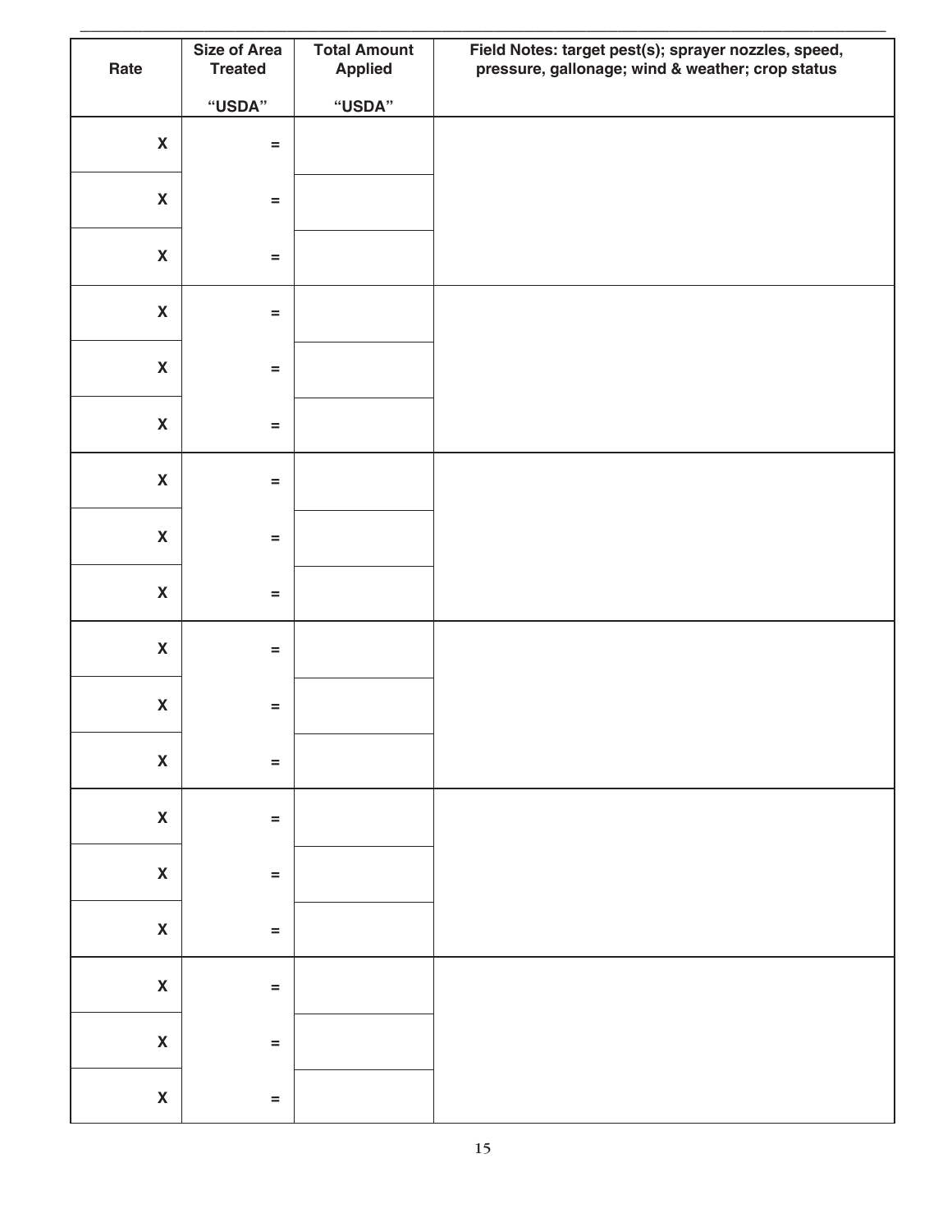| Rate | Size of Area Treated<br><br>"USDA" | Total Amount Applied<br><br>"USDA" | Field Notes: target pest(s); sprayer nozzles, speed, pressure, gallonage; wind & weather; crop status |
|---|---|---|---|
| X | = | | |
| X | = | | |
| X | = | | |
| X | = | | |
| X | = | | |
| X | = | | |
| X | = | | |
| X | = | | |
| X | = | | |
| X | = | | |
| X | = | | |
| X | = | | |
| X | = | | |
| X | = | | |
| X | = | | |
| X | = | | |
| X | = | | |
| X | = | | |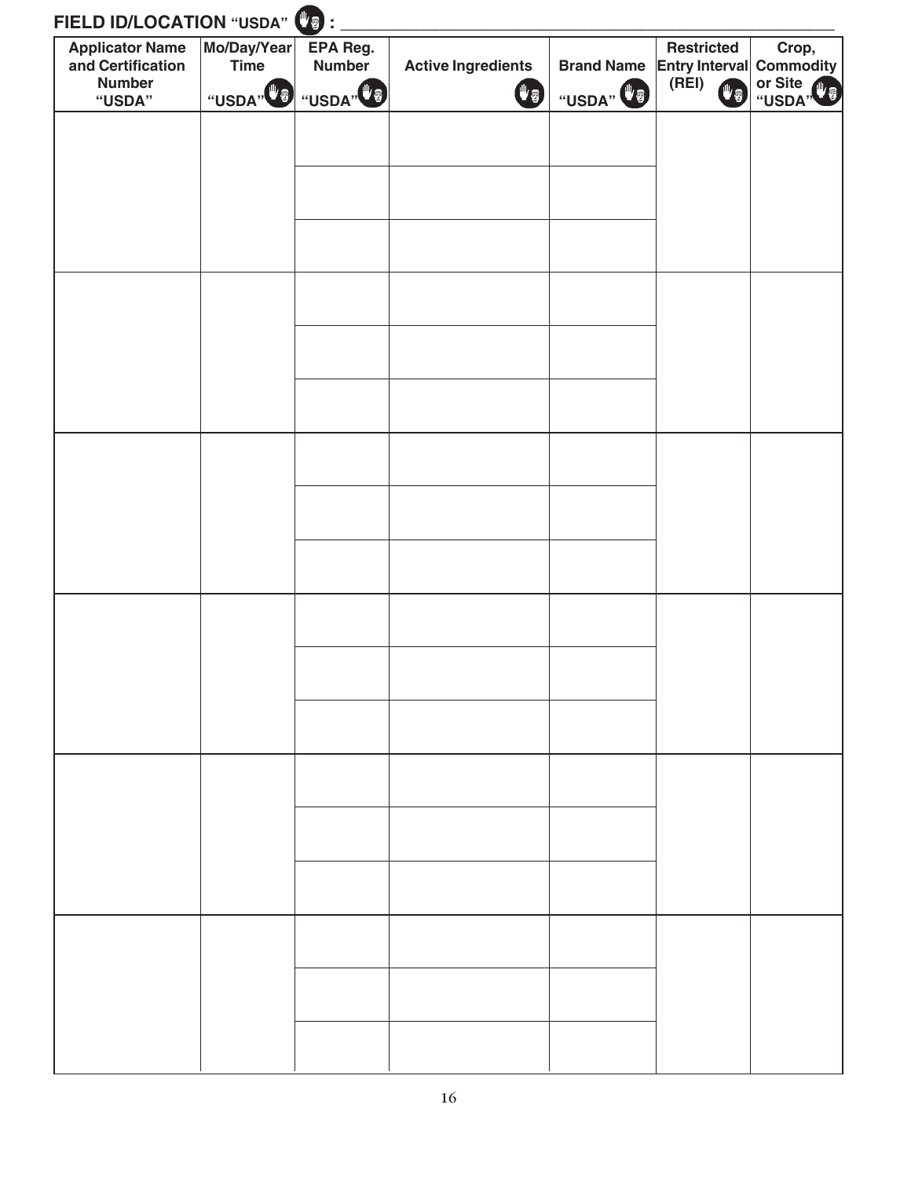**FIELD ID/LOCATION “USDA” ✋ : ______________________________________________**

| Applicator Name and Certification Number “USDA” | Mo/Day/Year Time “USDA” ✋ | EPA Reg. Number “USDA” ✋ | Active Ingredients ✋ | Brand Name “USDA” ✋ | Restricted Entry Interval (REI) ✋ | Crop, Commodity or Site “USDA” ✋ |
|---|---|---|---|---|---|---|
| | | | | | | |
| | | | | | | |
| | | | | | | |
| | | | | | | |
| | | | | | | |
| | | | | | | |
| | | | | | | |
| | | | | | | |
| | | | | | | |
| | | | | | | |
| | | | | | | |
| | | | | | | |
| | | | | | | |
| | | | | | | |
| | | | | | | |
| | | | | | | |
| | | | | | | |
| | | | | | | |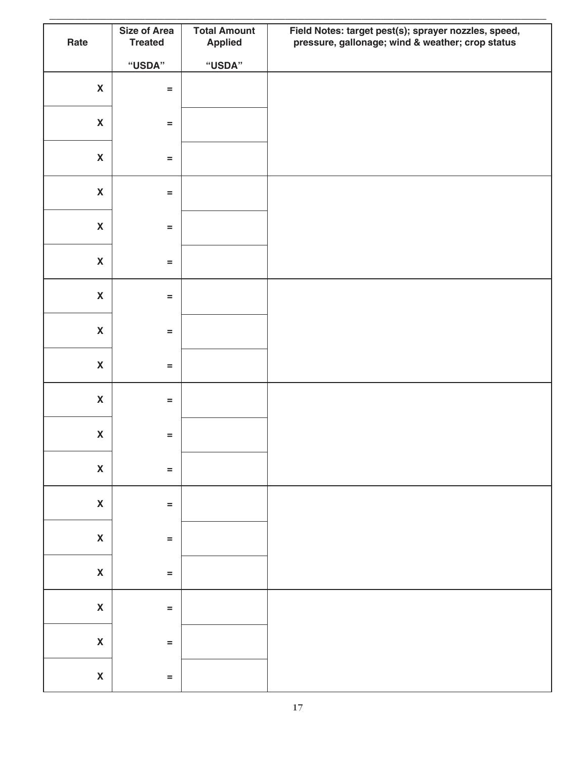| Rate | Size of Area Treated<br><br>"USDA" | Total Amount Applied<br><br>"USDA" | Field Notes: target pest(s); sprayer nozzles, speed, pressure, gallonage; wind & weather; crop status |
|---|---|---|---|
| X | = | | |
| X | = | | |
| X | = | | |
| X | = | | |
| X | = | | |
| X | = | | |
| X | = | | |
| X | = | | |
| X | = | | |
| X | = | | |
| X | = | | |
| X | = | | |
| X | = | | |
| X | = | | |
| X | = | | |
| X | = | | |
| X | = | | |
| X | = | | |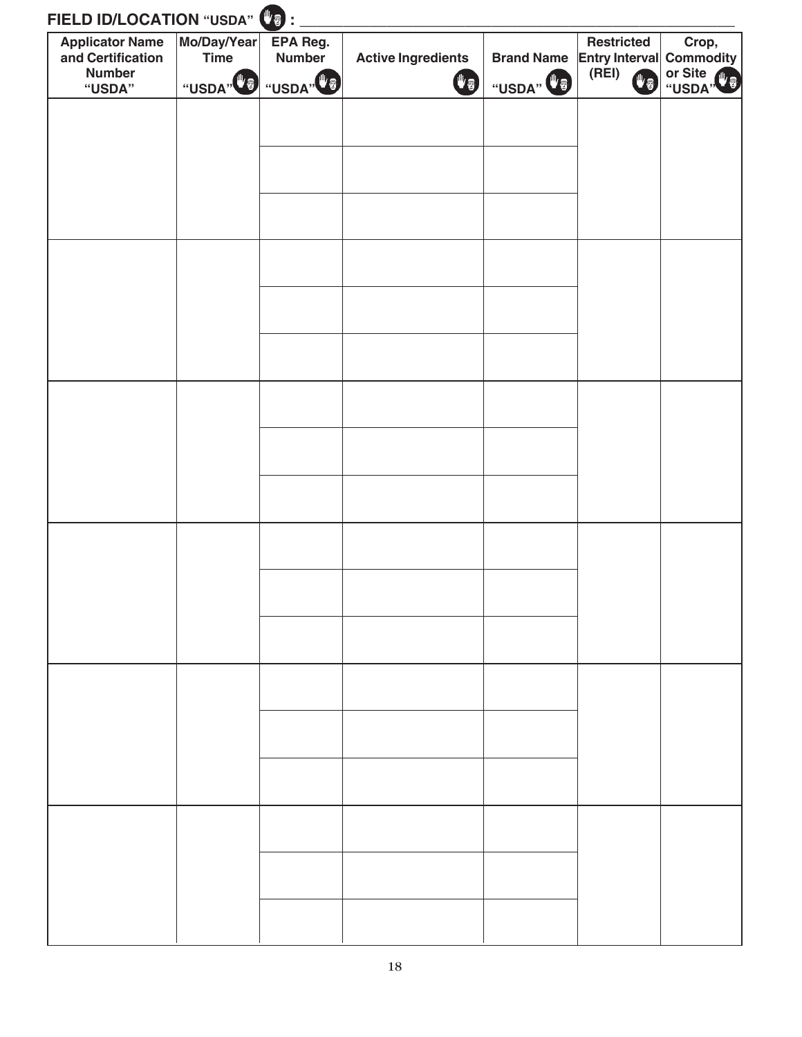**FIELD ID/LOCATION "USDA" : ____________________________________________**

| Applicator Name and Certification Number "USDA" | Mo/Day/Year Time "USDA" | EPA Reg. Number "USDA" | Active Ingredients | Brand Name "USDA" | Restricted Entry Interval (REI) | Crop, Commodity or Site "USDA" |
|---|---|---|---|---|---|---|
| | | | | | | |
| | | | | | | |
| | | | | | | |
| | | | | | | |
| | | | | | | |
| | | | | | | |
| | | | | | | |
| | | | | | | |
| | | | | | | |
| | | | | | | |
| | | | | | | |
| | | | | | | |
| | | | | | | |
| | | | | | | |
| | | | | | | |
| | | | | | | |
| | | | | | | |
| | | | | | | |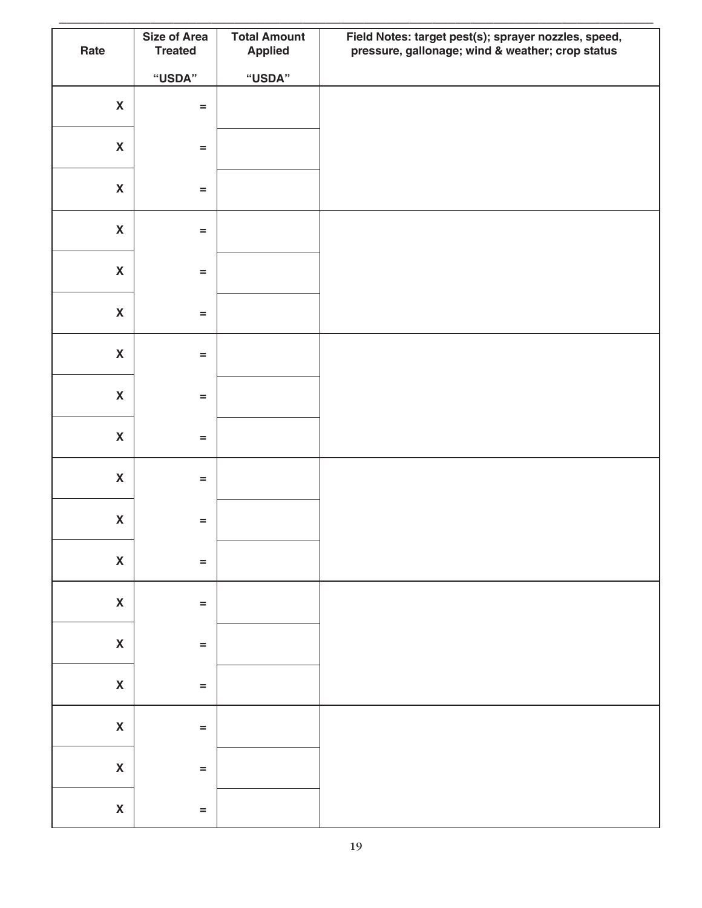| Rate | Size of Area Treated<br><br>"USDA" | Total Amount Applied<br><br>"USDA" | Field Notes: target pest(s); sprayer nozzles, speed, pressure, gallonage; wind & weather; crop status |
|---|---|---|---|
| X | = | | |
| X | = | | |
| X | = | | |
| X | = | | |
| X | = | | |
| X | = | | |
| X | = | | |
| X | = | | |
| X | = | | |
| X | = | | |
| X | = | | |
| X | = | | |
| X | = | | |
| X | = | | |
| X | = | | |
| X | = | | |
| X | = | | |
| X | = | | |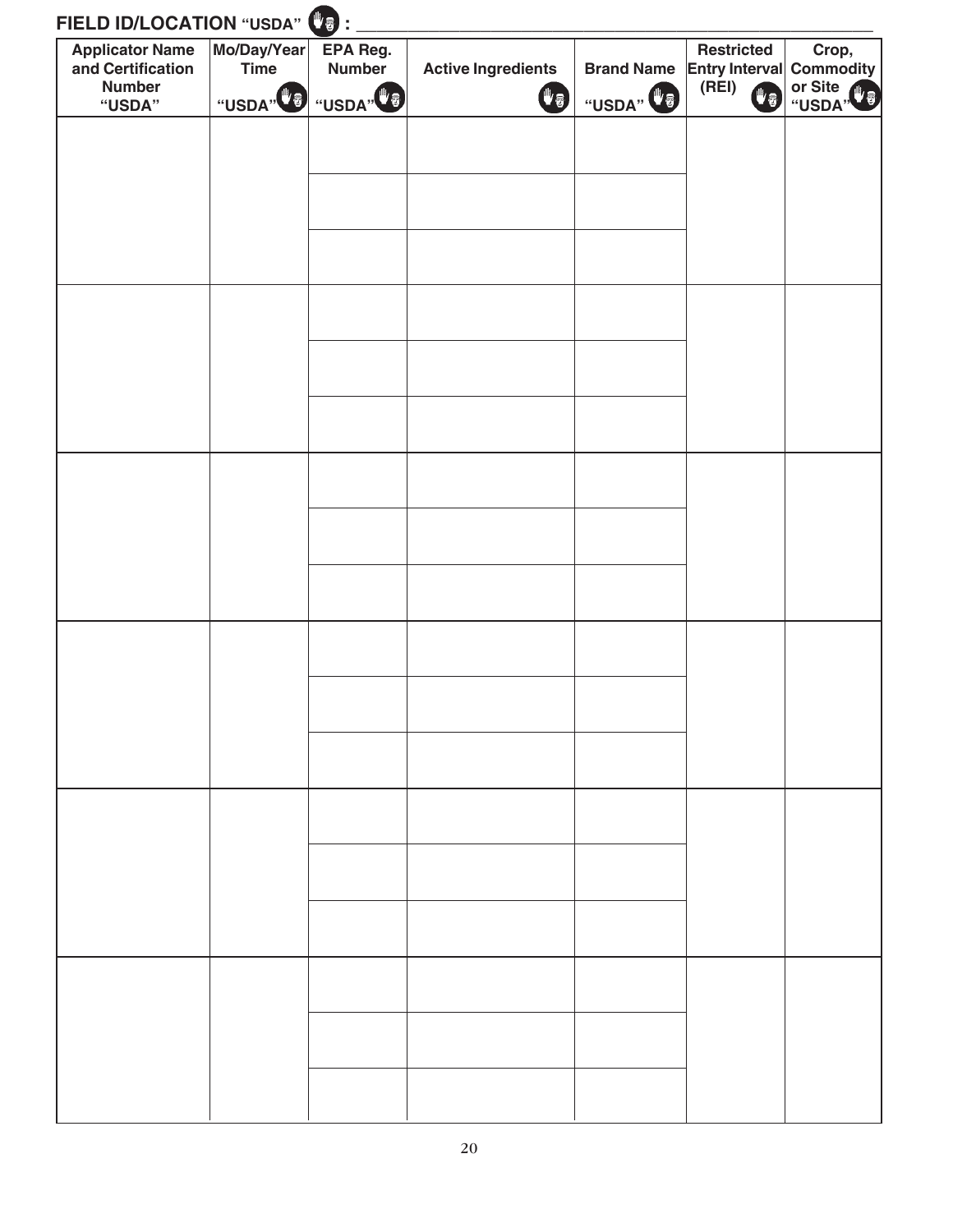**FIELD ID/LOCATION "USDA" : ________________________________________________**

| Applicator Name and Certification Number "USDA" | Mo/Day/Year Time "USDA" | EPA Reg. Number "USDA" | Active Ingredients | Brand Name "USDA" | Restricted Entry Interval (REI) | Crop, Commodity or Site "USDA" |
|---|---|---|---|---|---|---|
| | | | | | | |
| | | | | | | |
| | | | | | | |
| | | | | | | |
| | | | | | | |
| | | | | | | |
| | | | | | | |
| | | | | | | |
| | | | | | | |
| | | | | | | |
| | | | | | | |
| | | | | | | |
| | | | | | | |
| | | | | | | |
| | | | | | | |
| | | | | | | |
| | | | | | | |
| | | | | | | |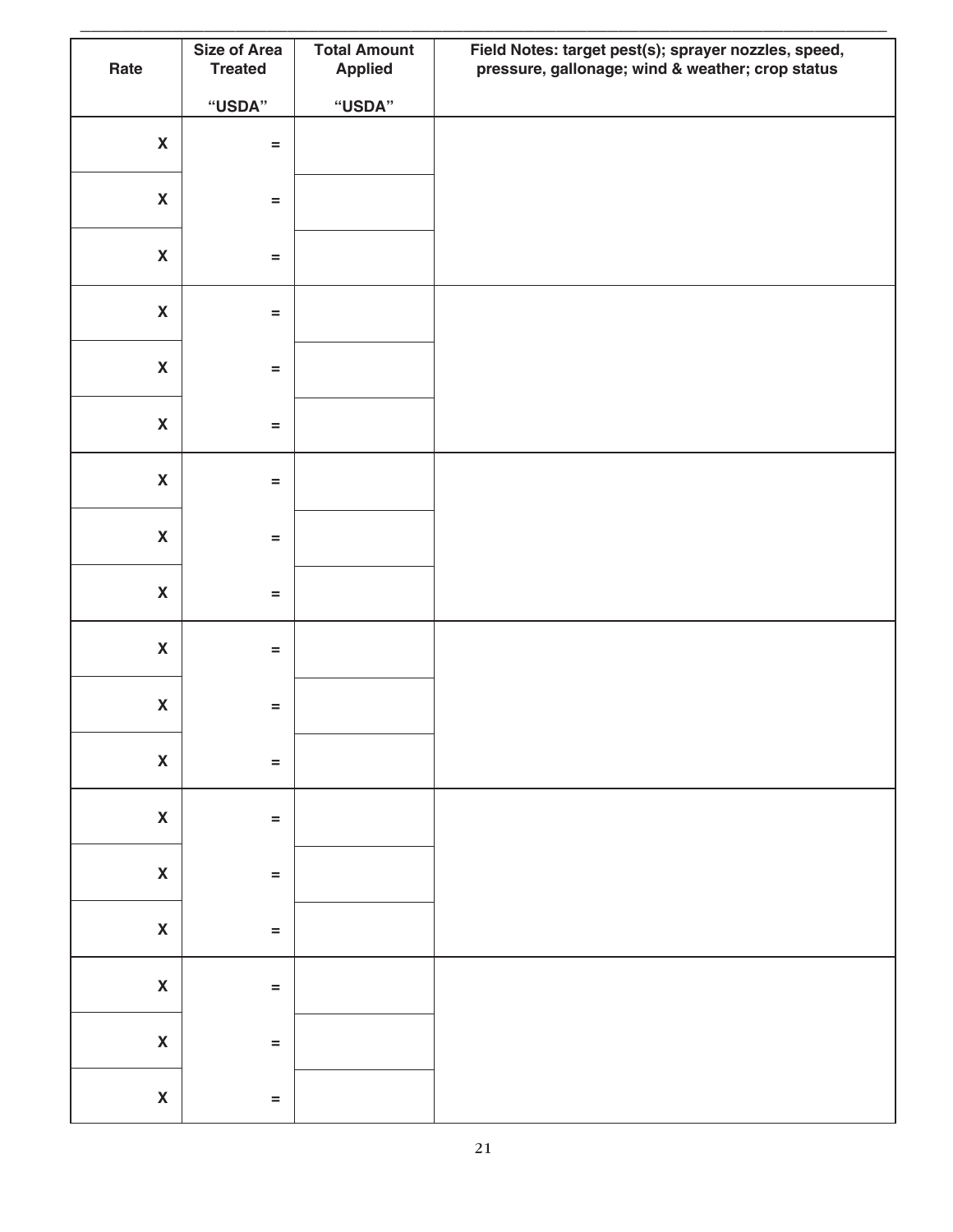| Rate | Size of Area Treated<br><br>"USDA" | Total Amount Applied<br><br>"USDA" | Field Notes: target pest(s); sprayer nozzles, speed, pressure, gallonage; wind & weather; crop status |
|---|---|---|---|
| X | = | | |
| X | = | | |
| X | = | | |
| X | = | | |
| X | = | | |
| X | = | | |
| X | = | | |
| X | = | | |
| X | = | | |
| X | = | | |
| X | = | | |
| X | = | | |
| X | = | | |
| X | = | | |
| X | = | | |
| X | = | | |
| X | = | | |
| X | = | | |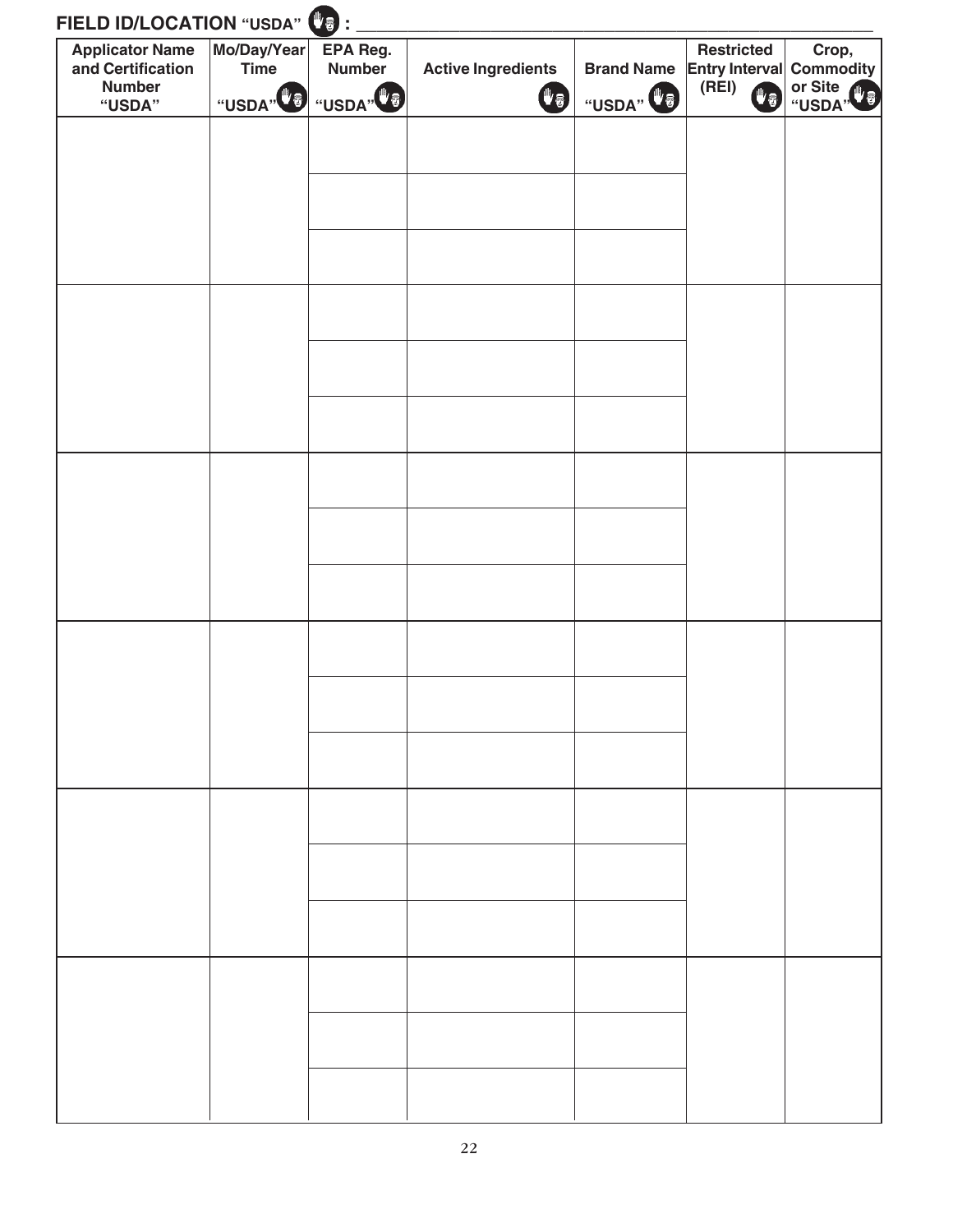**FIELD ID/LOCATION "USDA" : ______________________________________________**

| Applicator Name and Certification Number "USDA" | Mo/Day/Year Time "USDA" | EPA Reg. Number "USDA" | Active Ingredients | Brand Name "USDA" | Restricted Entry Interval (REI) | Crop, Commodity or Site "USDA" |
|---|---|---|---|---|---|---|
| | | | | | | |
| | | | | | | |
| | | | | | | |
| | | | | | | |
| | | | | | | |
| | | | | | | |
| | | | | | | |
| | | | | | | |
| | | | | | | |
| | | | | | | |
| | | | | | | |
| | | | | | | |
| | | | | | | |
| | | | | | | |
| | | | | | | |
| | | | | | | |
| | | | | | | |
| | | | | | | |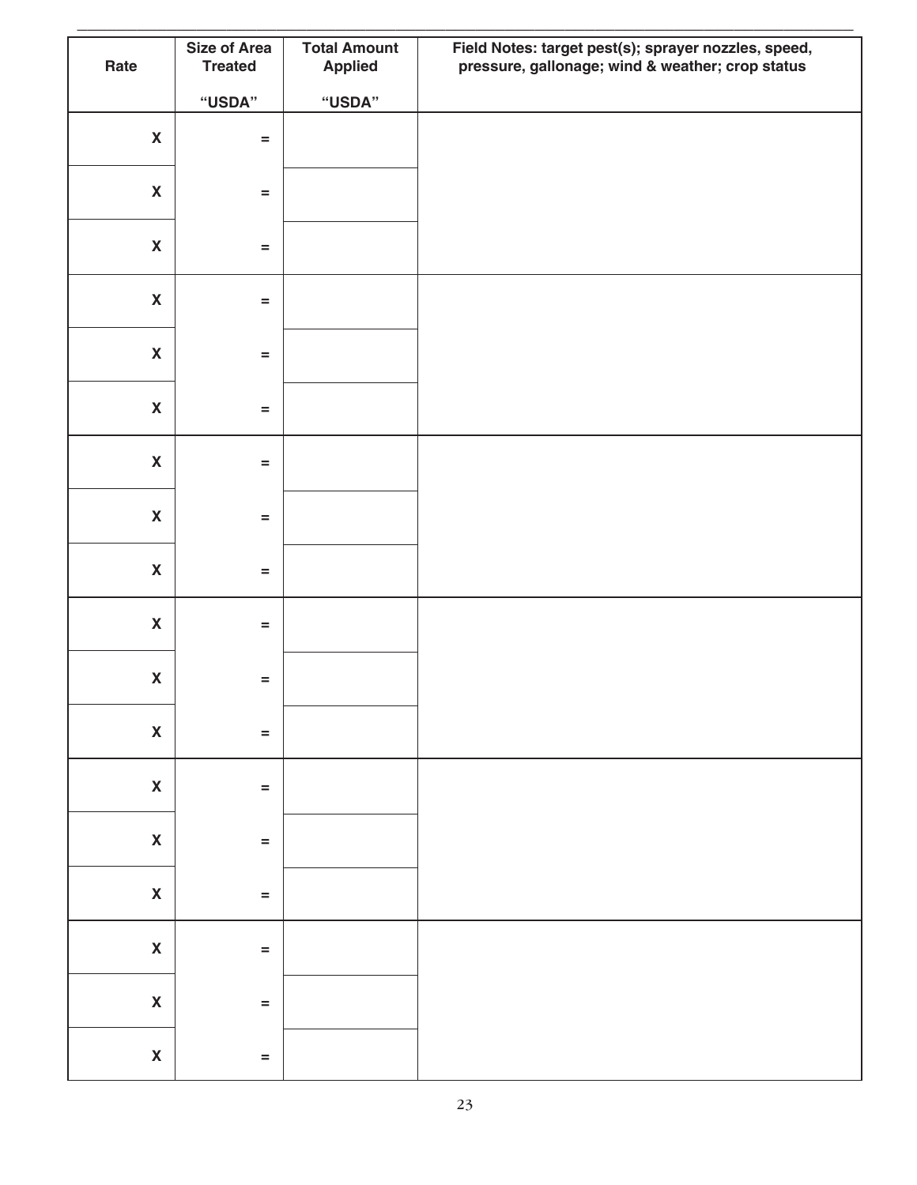| Rate | Size of Area Treated<br><br>"USDA" | Total Amount Applied<br><br>"USDA" | Field Notes: target pest(s); sprayer nozzles, speed, pressure, gallonage; wind & weather; crop status |
|---|---|---|---|
| X | = | | |
| X | = | | |
| X | = | | |
| X | = | | |
| X | = | | |
| X | = | | |
| X | = | | |
| X | = | | |
| X | = | | |
| X | = | | |
| X | = | | |
| X | = | | |
| X | = | | |
| X | = | | |
| X | = | | |
| X | = | | |
| X | = | | |
| X | = | | |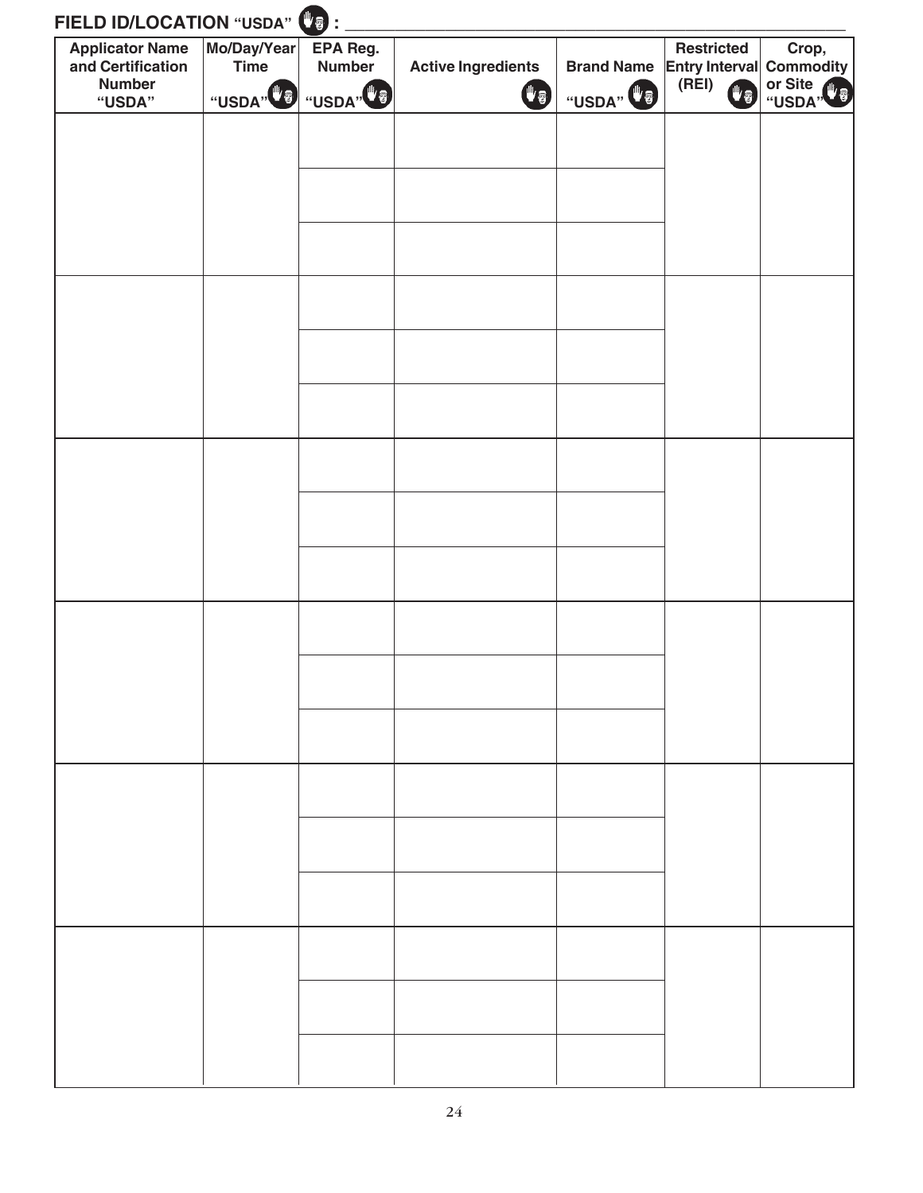**FIELD ID/LOCATION "USDA" :** ______________________________________________

| Applicator Name and Certification Number "USDA" | Mo/Day/Year Time "USDA" | EPA Reg. Number "USDA" | Active Ingredients | Brand Name "USDA" | Restricted Entry Interval (REI) | Crop, Commodity or Site "USDA" |
|---|---|---|---|---|---|---|
| | | | | | | |
| | | | | | | |
| | | | | | | |
| | | | | | | |
| | | | | | | |
| | | | | | | |
| | | | | | | |
| | | | | | | |
| | | | | | | |
| | | | | | | |
| | | | | | | |
| | | | | | | |
| | | | | | | |
| | | | | | | |
| | | | | | | |
| | | | | | | |
| | | | | | | |
| | | | | | | |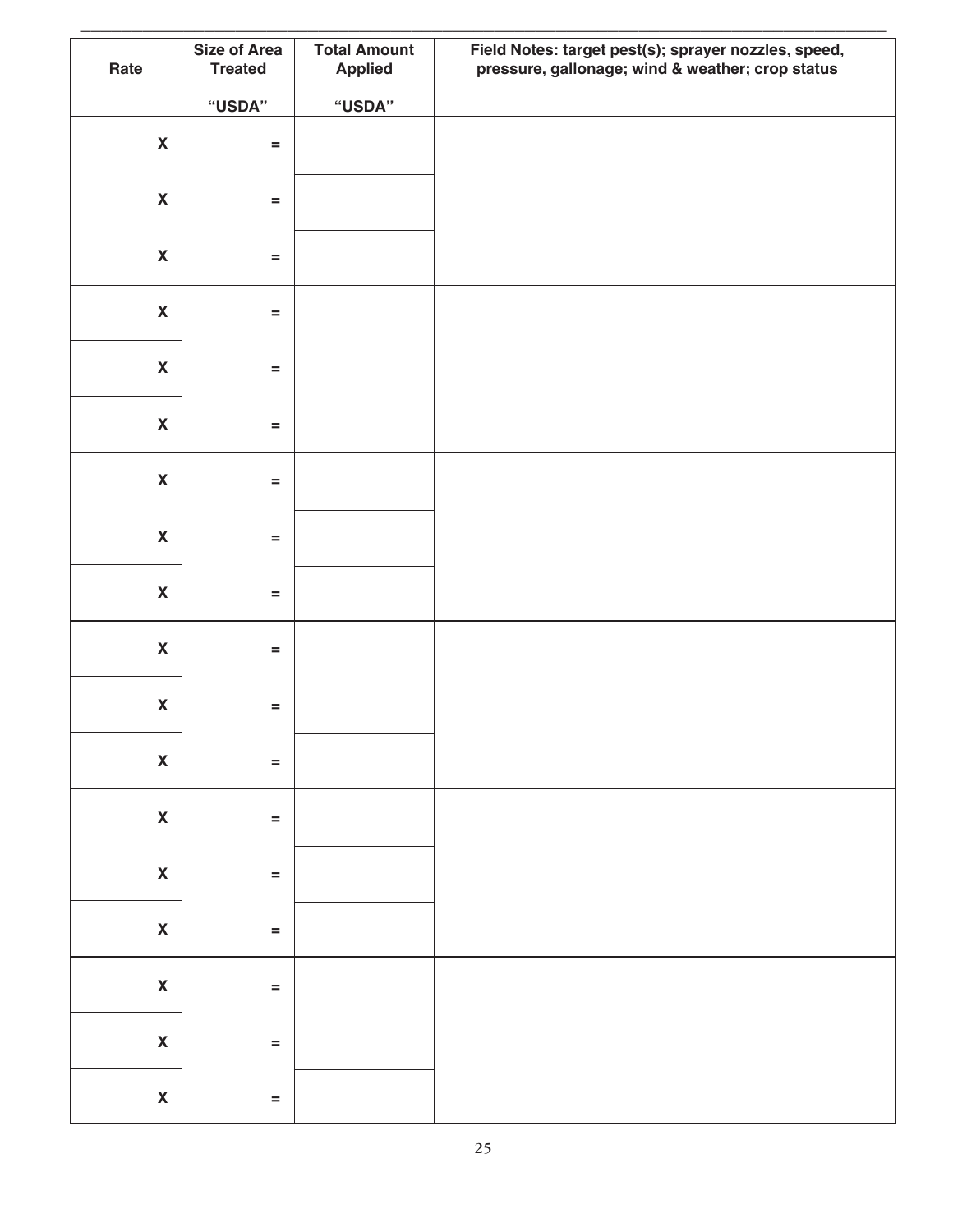| Rate | Size of Area Treated<br><br>"USDA" | Total Amount Applied<br><br>"USDA" | Field Notes: target pest(s); sprayer nozzles, speed, pressure, gallonage; wind & weather; crop status |
|---|---|---|---|
| X | = | | |
| X | = | | |
| X | = | | |
| X | = | | |
| X | = | | |
| X | = | | |
| X | = | | |
| X | = | | |
| X | = | | |
| X | = | | |
| X | = | | |
| X | = | | |
| X | = | | |
| X | = | | |
| X | = | | |
| X | = | | |
| X | = | | |
| X | = | | |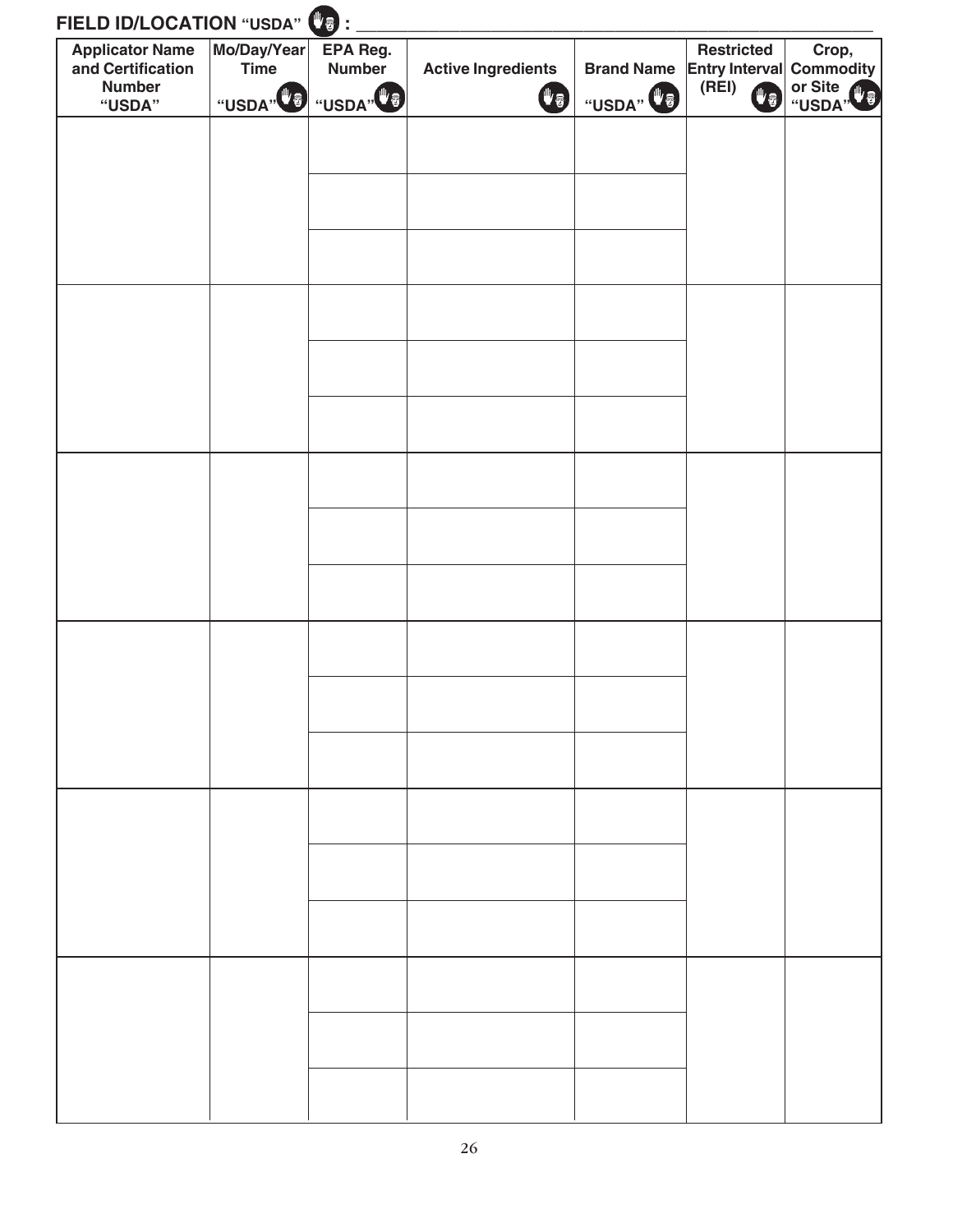**FIELD ID/LOCATION "USDA" : \_\_\_\_\_\_\_\_\_\_\_\_\_\_\_\_\_\_\_\_\_\_\_\_\_\_\_\_\_\_\_\_\_\_\_\_\_\_\_\_\_\_\_\_\_\_\_\_\_\_\_\_\_\_**

| Applicator Name and Certification Number "USDA" | Mo/Day/Year Time "USDA" | EPA Reg. Number "USDA" | Active Ingredients | Brand Name "USDA" | Restricted Entry Interval (REI) | Crop, Commodity or Site "USDA" |
|---|---|---|---|---|---|---|
| | | | | | | |
| | | | | | | |
| | | | | | | |
| | | | | | | |
| | | | | | | |
| | | | | | | |
| | | | | | | |
| | | | | | | |
| | | | | | | |
| | | | | | | |
| | | | | | | |
| | | | | | | |
| | | | | | | |
| | | | | | | |
| | | | | | | |
| | | | | | | |
| | | | | | | |
| | | | | | | |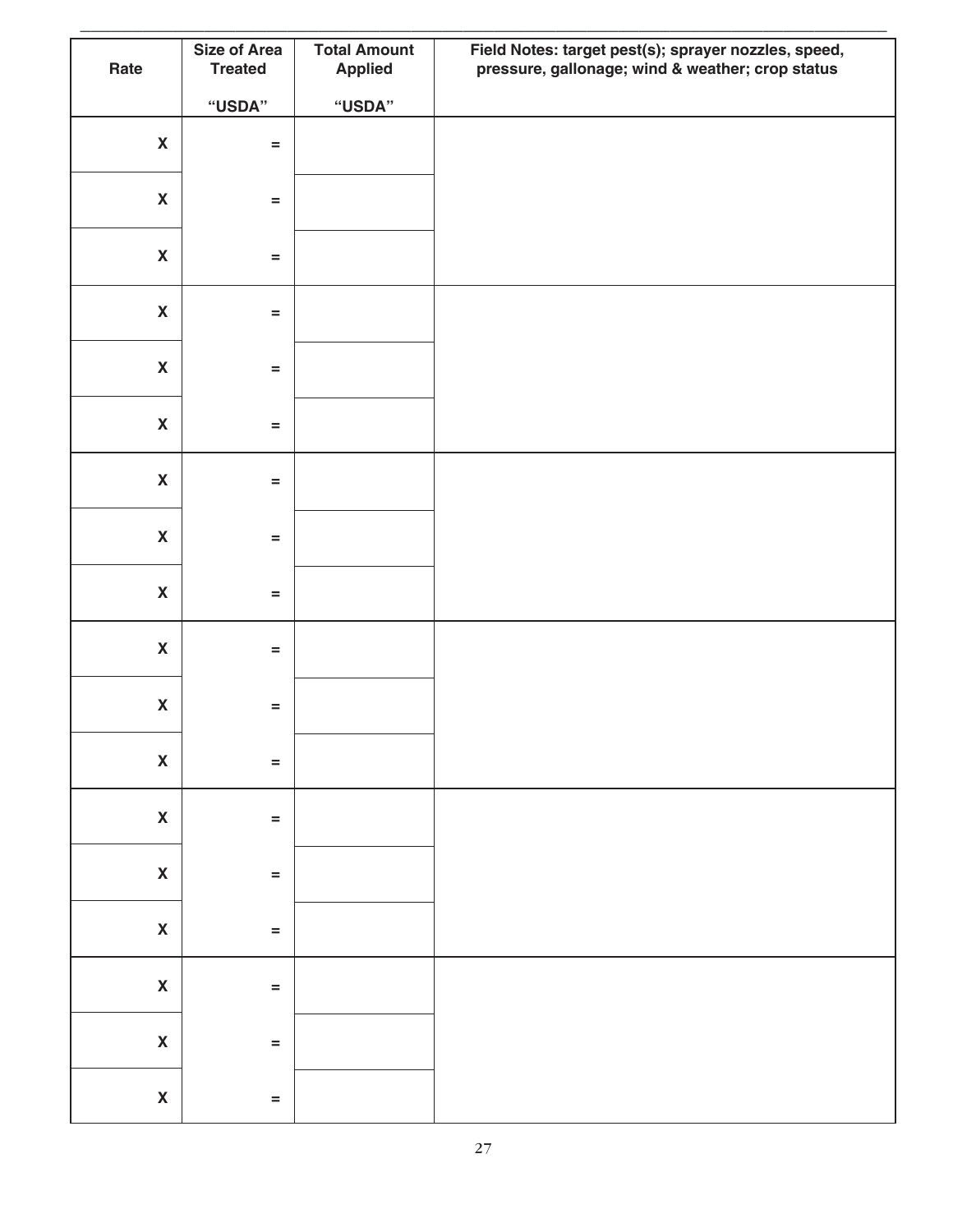| Rate | Size of Area Treated<br><br>“USDA” | Total Amount Applied<br><br>“USDA” | Field Notes: target pest(s); sprayer nozzles, speed, pressure, gallonage; wind & weather; crop status |
|---|---|---|---|
| X | = | | |
| X | = | | |
| X | = | | |
| X | = | | |
| X | = | | |
| X | = | | |
| X | = | | |
| X | = | | |
| X | = | | |
| X | = | | |
| X | = | | |
| X | = | | |
| X | = | | |
| X | = | | |
| X | = | | |
| X | = | | |
| X | = | | |
| X | = | | |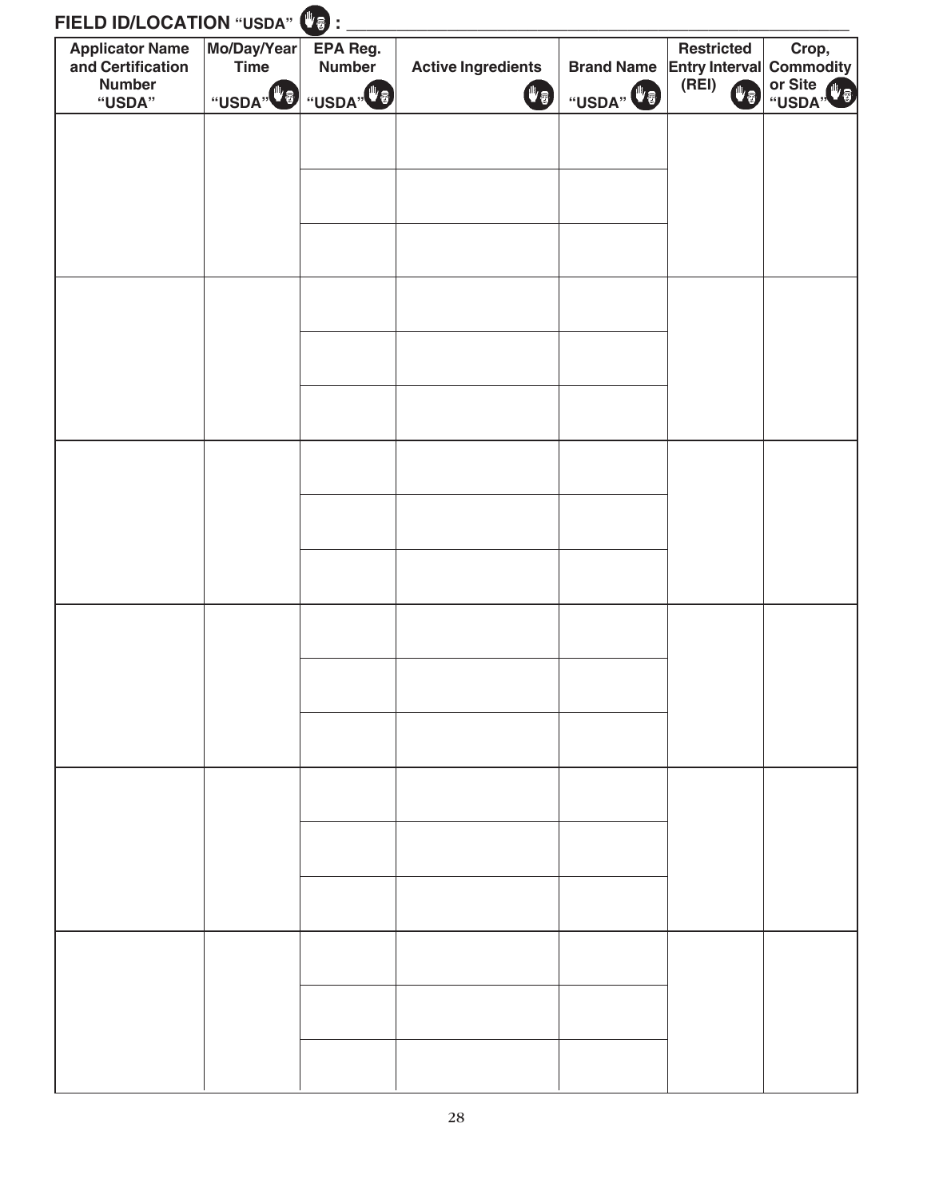**FIELD ID/LOCATION "USDA" : ______________________________________________**

| Applicator Name and Certification Number "USDA" | Mo/Day/Year Time "USDA" | EPA Reg. Number "USDA" | Active Ingredients | Brand Name "USDA" | Restricted Entry Interval (REI) | Crop, Commodity or Site "USDA" |
|---|---|---|---|---|---|---|
| | | | | | | |
| | | | | | | |
| | | | | | | |
| | | | | | | |
| | | | | | | |
| | | | | | | |
| | | | | | | |
| | | | | | | |
| | | | | | | |
| | | | | | | |
| | | | | | | |
| | | | | | | |
| | | | | | | |
| | | | | | | |
| | | | | | | |
| | | | | | | |
| | | | | | | |
| | | | | | | |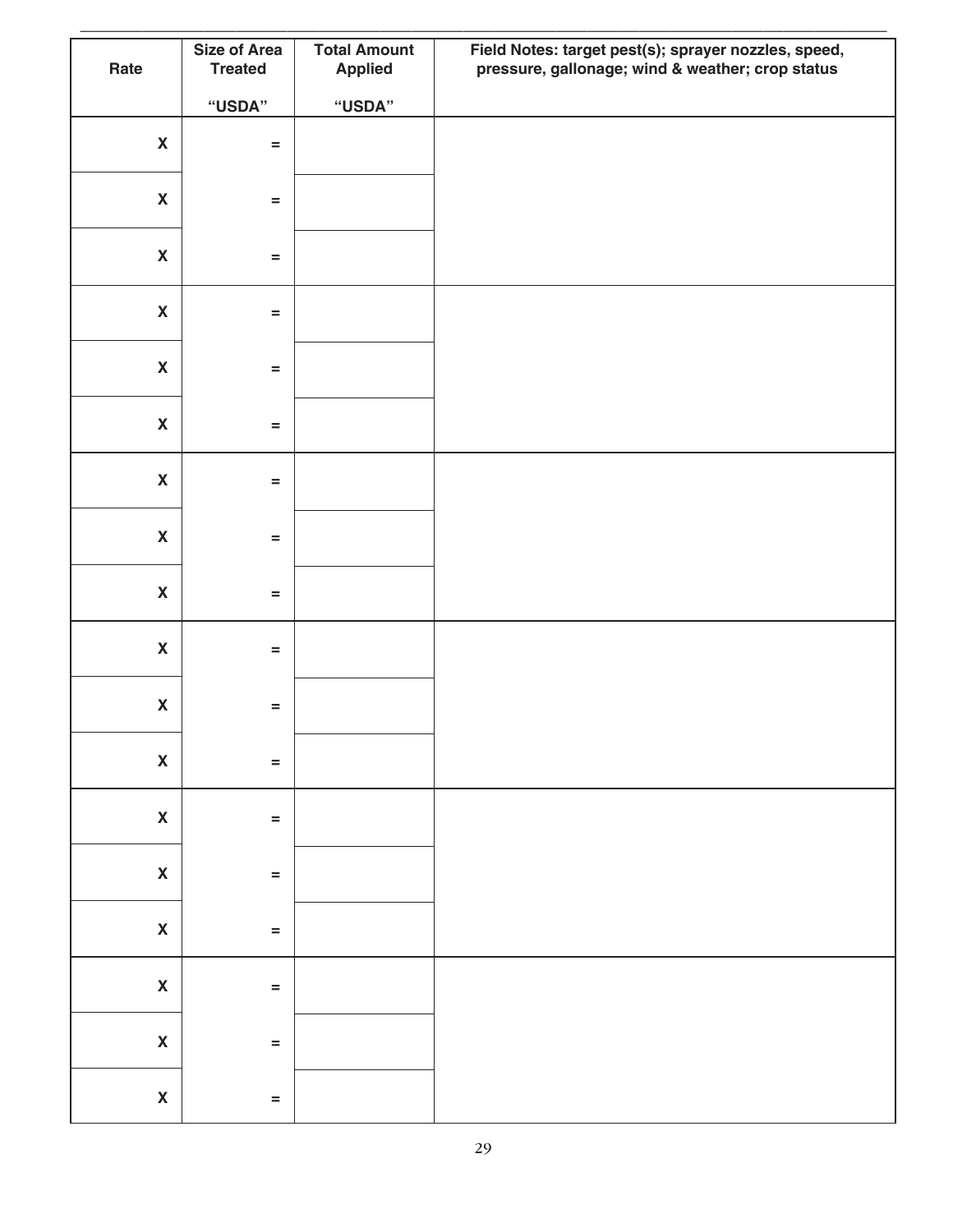| Rate | Size of Area Treated<br><br>"USDA" | Total Amount Applied<br><br>"USDA" | Field Notes: target pest(s); sprayer nozzles, speed, pressure, gallonage; wind & weather; crop status |
|---|---|---|---|
| X | = | | |
| X | = | | |
| X | = | | |
| X | = | | |
| X | = | | |
| X | = | | |
| X | = | | |
| X | = | | |
| X | = | | |
| X | = | | |
| X | = | | |
| X | = | | |
| X | = | | |
| X | = | | |
| X | = | | |
| X | = | | |
| X | = | | |
| X | = | | |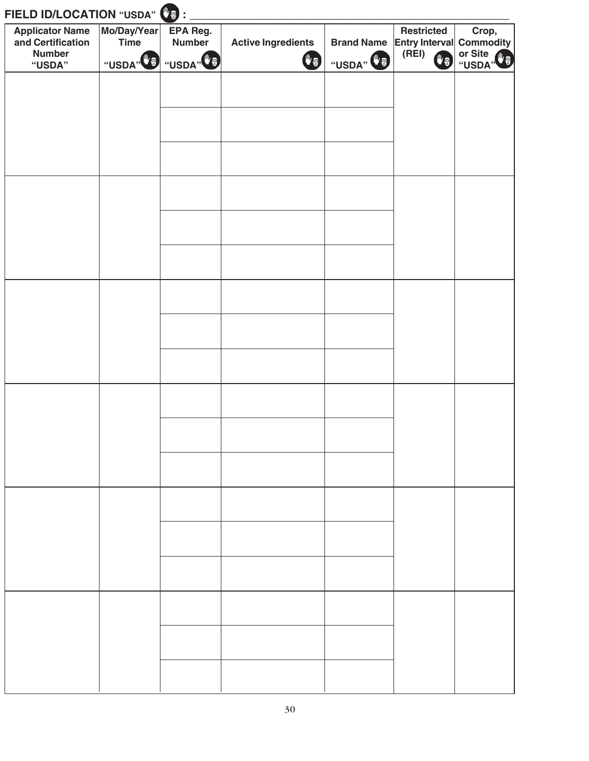**FIELD ID/LOCATION "USDA" : ___________________________________________**

| Applicator Name and Certification Number "USDA" | Mo/Day/Year Time "USDA" | EPA Reg. Number "USDA" | Active Ingredients | Brand Name "USDA" | Restricted Entry Interval (REI) | Crop, Commodity or Site "USDA" |
|---|---|---|---|---|---|---|
| | | | | | | |
| | | | | | | |
| | | | | | | |
| | | | | | | |
| | | | | | | |
| | | | | | | |
| | | | | | | |
| | | | | | | |
| | | | | | | |
| | | | | | | |
| | | | | | | |
| | | | | | | |
| | | | | | | |
| | | | | | | |
| | | | | | | |
| | | | | | | |
| | | | | | | |
| | | | | | | |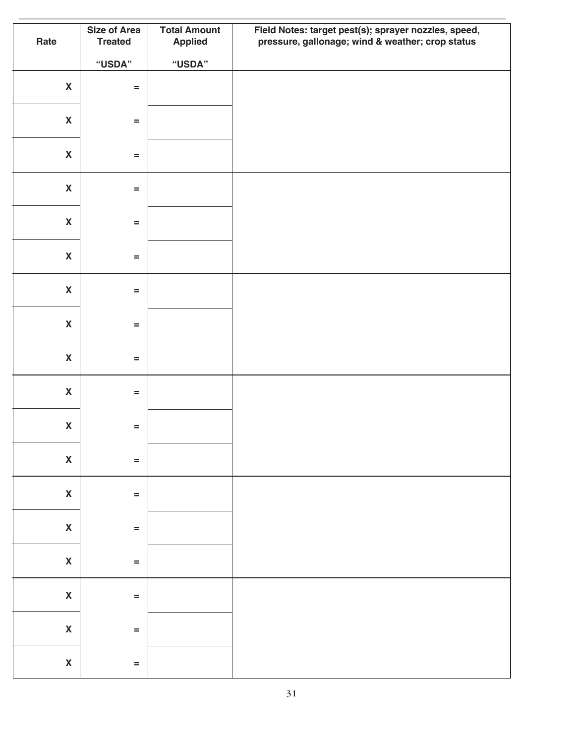| Rate | Size of Area Treated<br><br>"USDA" | Total Amount Applied<br><br>"USDA" | Field Notes: target pest(s); sprayer nozzles, speed, pressure, gallonage; wind & weather; crop status |
|---|---|---|---|
| X | = | | |
| X | = | | |
| X | = | | |
| X | = | | |
| X | = | | |
| X | = | | |
| X | = | | |
| X | = | | |
| X | = | | |
| X | = | | |
| X | = | | |
| X | = | | |
| X | = | | |
| X | = | | |
| X | = | | |
| X | = | | |
| X | = | | |
| X | = | | |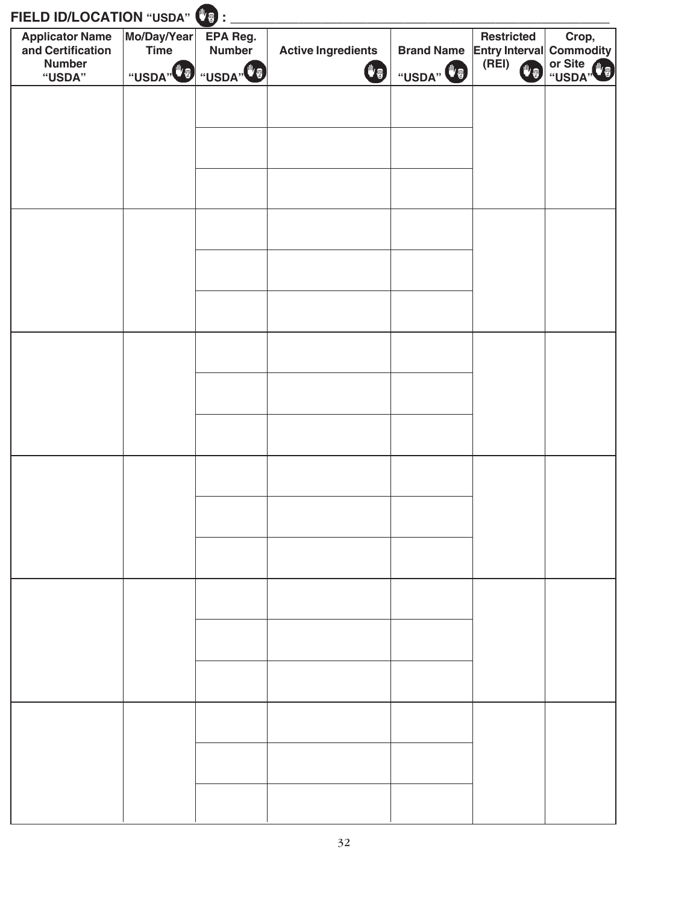**FIELD ID/LOCATION "USDA" : ______________________________**

| Applicator Name and Certification Number "USDA" | Mo/Day/Year Time "USDA" | EPA Reg. Number "USDA" | Active Ingredients | Brand Name "USDA" | Restricted Entry Interval (REI) | Crop, Commodity or Site "USDA" |
|---|---|---|---|---|---|---|
| | | | | | | |
| | | | | | | |
| | | | | | | |
| | | | | | | |
| | | | | | | |
| | | | | | | |
| | | | | | | |
| | | | | | | |
| | | | | | | |
| | | | | | | |
| | | | | | | |
| | | | | | | |
| | | | | | | |
| | | | | | | |
| | | | | | | |
| | | | | | | |
| | | | | | | |
| | | | | | | |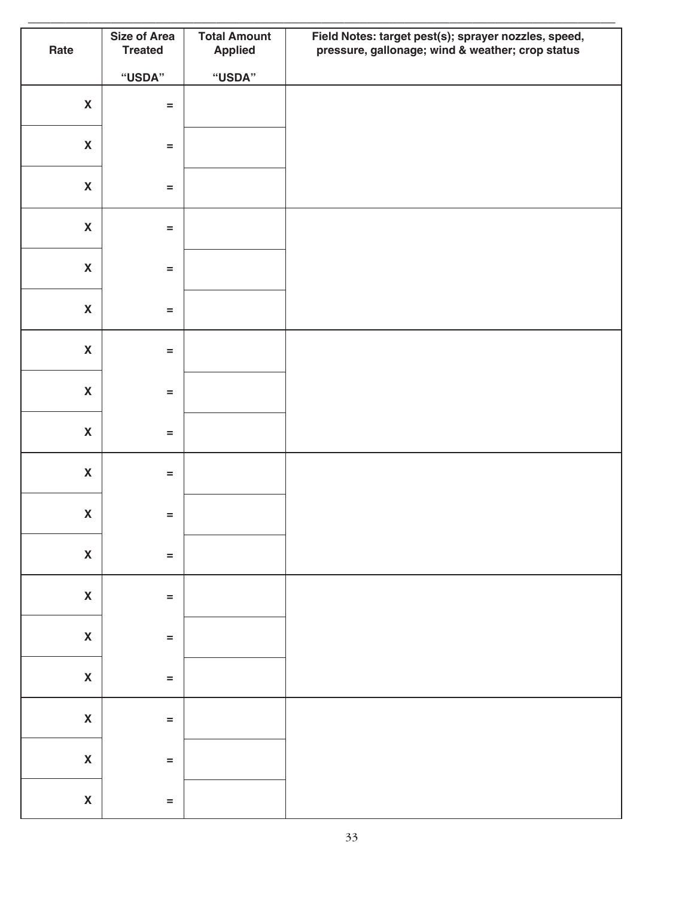| Rate | Size of Area Treated<br><br>"USDA" | Total Amount Applied<br><br>"USDA" | Field Notes: target pest(s); sprayer nozzles, speed, pressure, gallonage; wind & weather; crop status |
|---|---|---|---|
| X | = | | |
| X | = | | |
| X | = | | |
| X | = | | |
| X | = | | |
| X | = | | |
| X | = | | |
| X | = | | |
| X | = | | |
| X | = | | |
| X | = | | |
| X | = | | |
| X | = | | |
| X | = | | |
| X | = | | |
| X | = | | |
| X | = | | |
| X | = | | |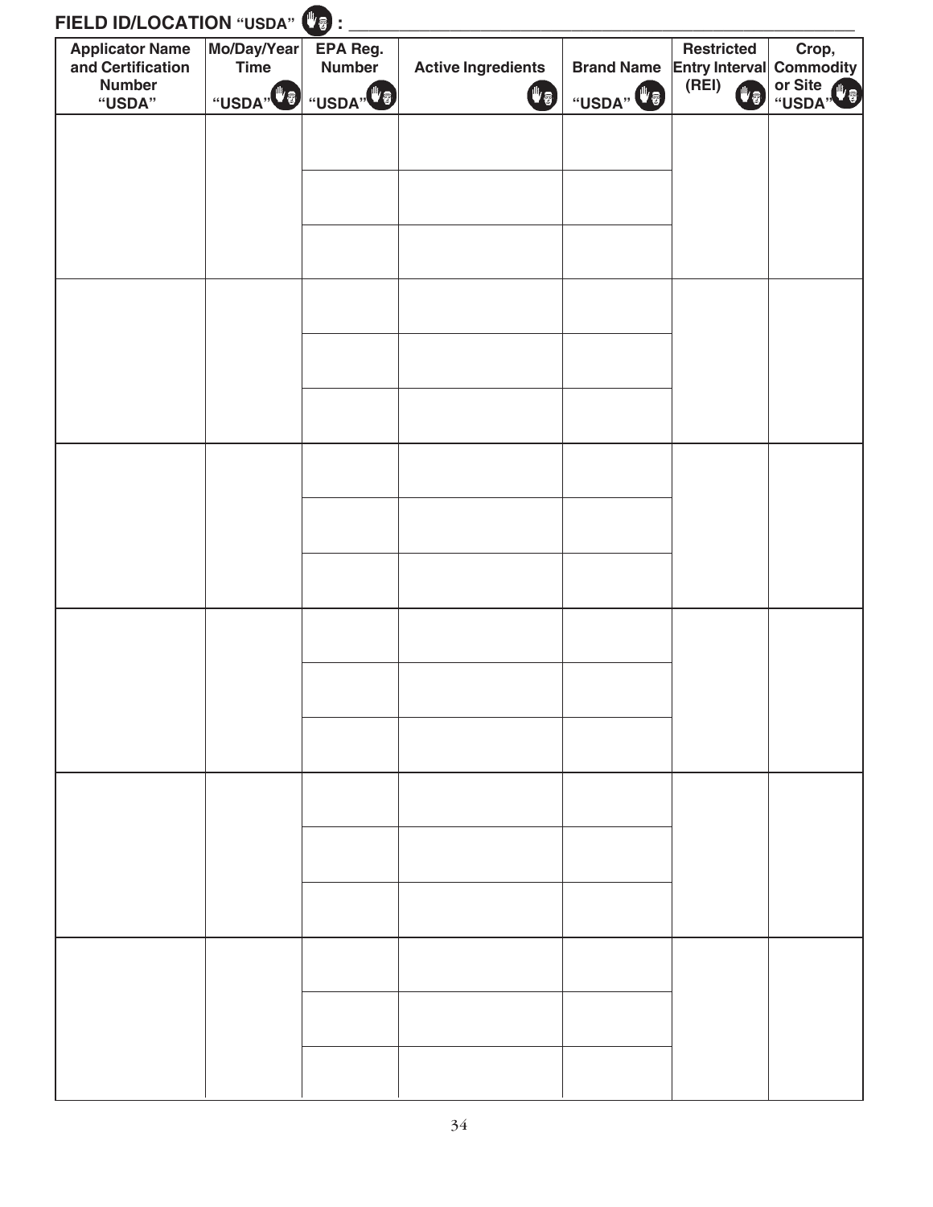**FIELD ID/LOCATION "USDA" : ______________________________________________**

| Applicator Name and Certification Number "USDA" | Mo/Day/Year Time "USDA" | EPA Reg. Number "USDA" | Active Ingredients | Brand Name "USDA" | Restricted Entry Interval (REI) | Crop, Commodity or Site "USDA" |
|---|---|---|---|---|---|---|
| | | | | | | |
| | | | | | | |
| | | | | | | |
| | | | | | | |
| | | | | | | |
| | | | | | | |
| | | | | | | |
| | | | | | | |
| | | | | | | |
| | | | | | | |
| | | | | | | |
| | | | | | | |
| | | | | | | |
| | | | | | | |
| | | | | | | |
| | | | | | | |
| | | | | | | |
| | | | | | | |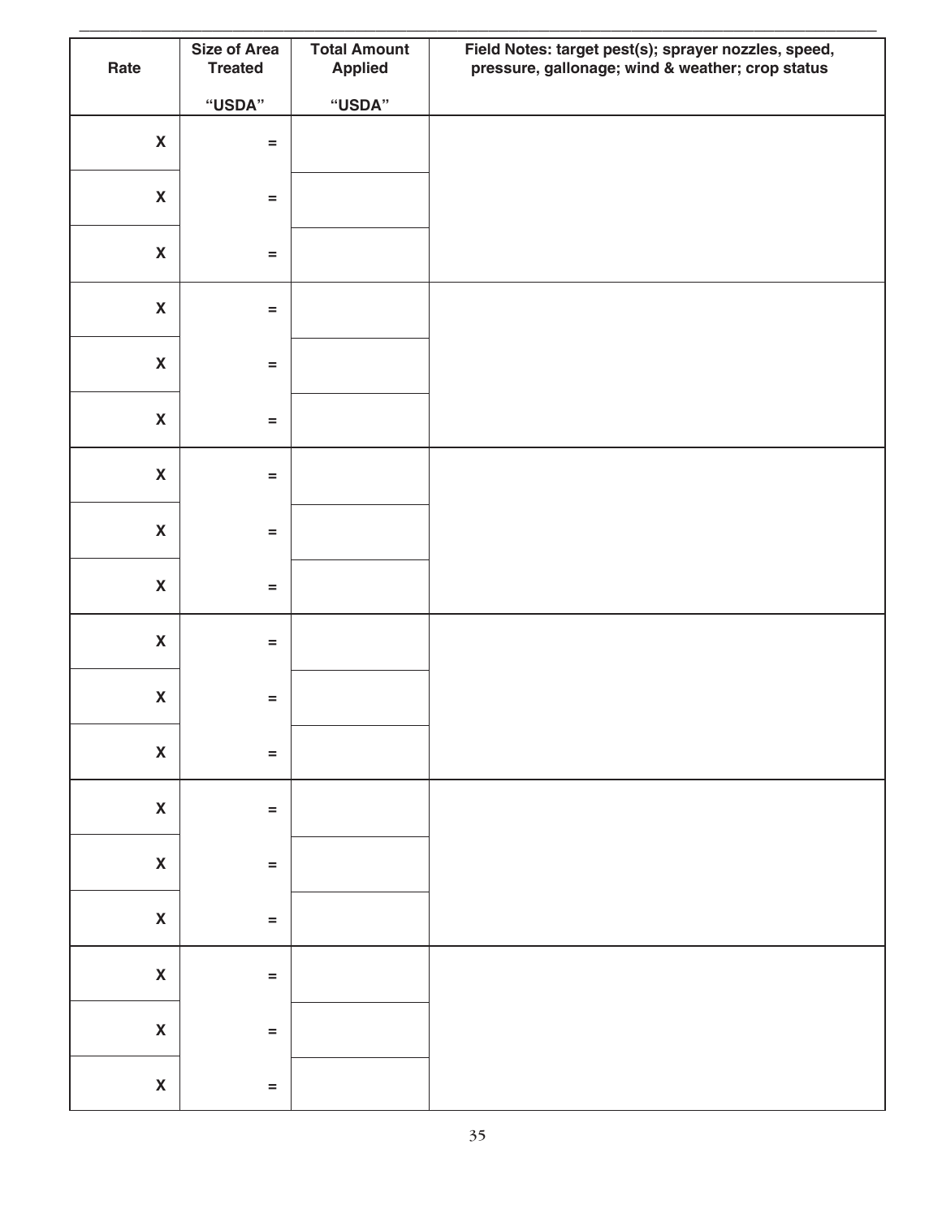| Rate | Size of Area Treated<br>"USDA" | Total Amount Applied<br>"USDA" | Field Notes: target pest(s); sprayer nozzles, speed, pressure, gallonage; wind & weather; crop status |
|---|---|---|---|
| X | = | | |
| X | = | | |
| X | = | | |
| X | = | | |
| X | = | | |
| X | = | | |
| X | = | | |
| X | = | | |
| X | = | | |
| X | = | | |
| X | = | | |
| X | = | | |
| X | = | | |
| X | = | | |
| X | = | | |
| X | = | | |
| X | = | | |
| X | = | | |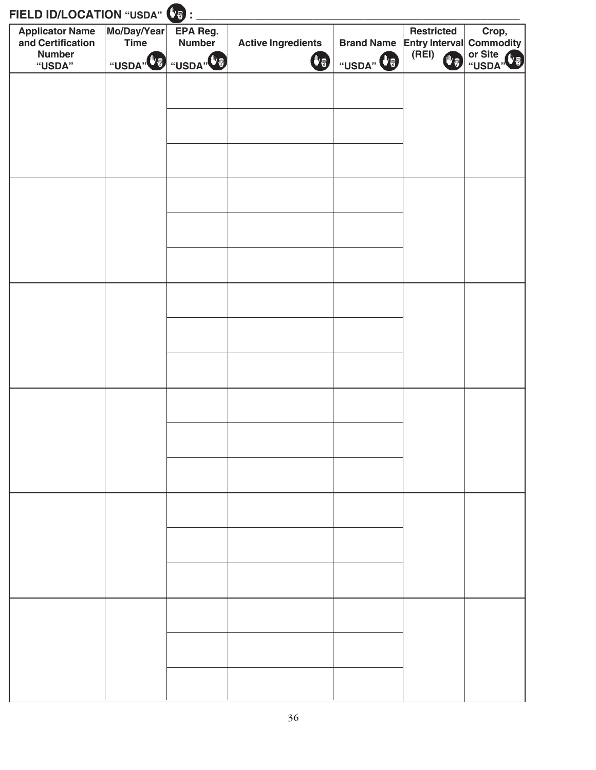**FIELD ID/LOCATION "USDA" : ______________________________________________**

| Applicator Name and Certification Number "USDA" | Mo/Day/Year Time "USDA" | EPA Reg. Number "USDA" | Active Ingredients | Brand Name "USDA" | Restricted Entry Interval (REI) | Crop, Commodity or Site "USDA" |
|---|---|---|---|---|---|---|
| | | | | | | |
| | | | | | | |
| | | | | | | |
| | | | | | | |
| | | | | | | |
| | | | | | | |
| | | | | | | |
| | | | | | | |
| | | | | | | |
| | | | | | | |
| | | | | | | |
| | | | | | | |
| | | | | | | |
| | | | | | | |
| | | | | | | |
| | | | | | | |
| | | | | | | |
| | | | | | | |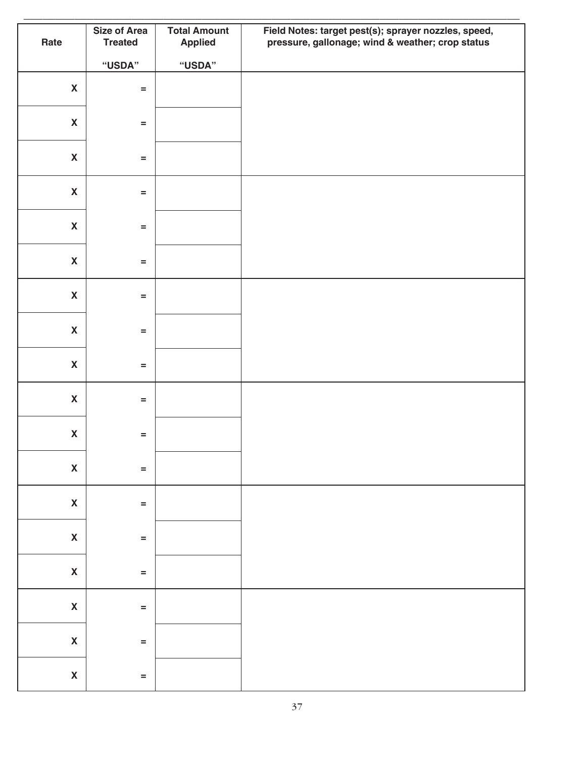| Rate | Size of Area Treated<br><br>"USDA" | Total Amount Applied<br><br>"USDA" | Field Notes: target pest(s); sprayer nozzles, speed, pressure, gallonage; wind & weather; crop status |
|---|---|---|---|
| X | = | | |
| X | = | | |
| X | = | | |
| X | = | | |
| X | = | | |
| X | = | | |
| X | = | | |
| X | = | | |
| X | = | | |
| X | = | | |
| X | = | | |
| X | = | | |
| X | = | | |
| X | = | | |
| X | = | | |
| X | = | | |
| X | = | | |
| X | = | | |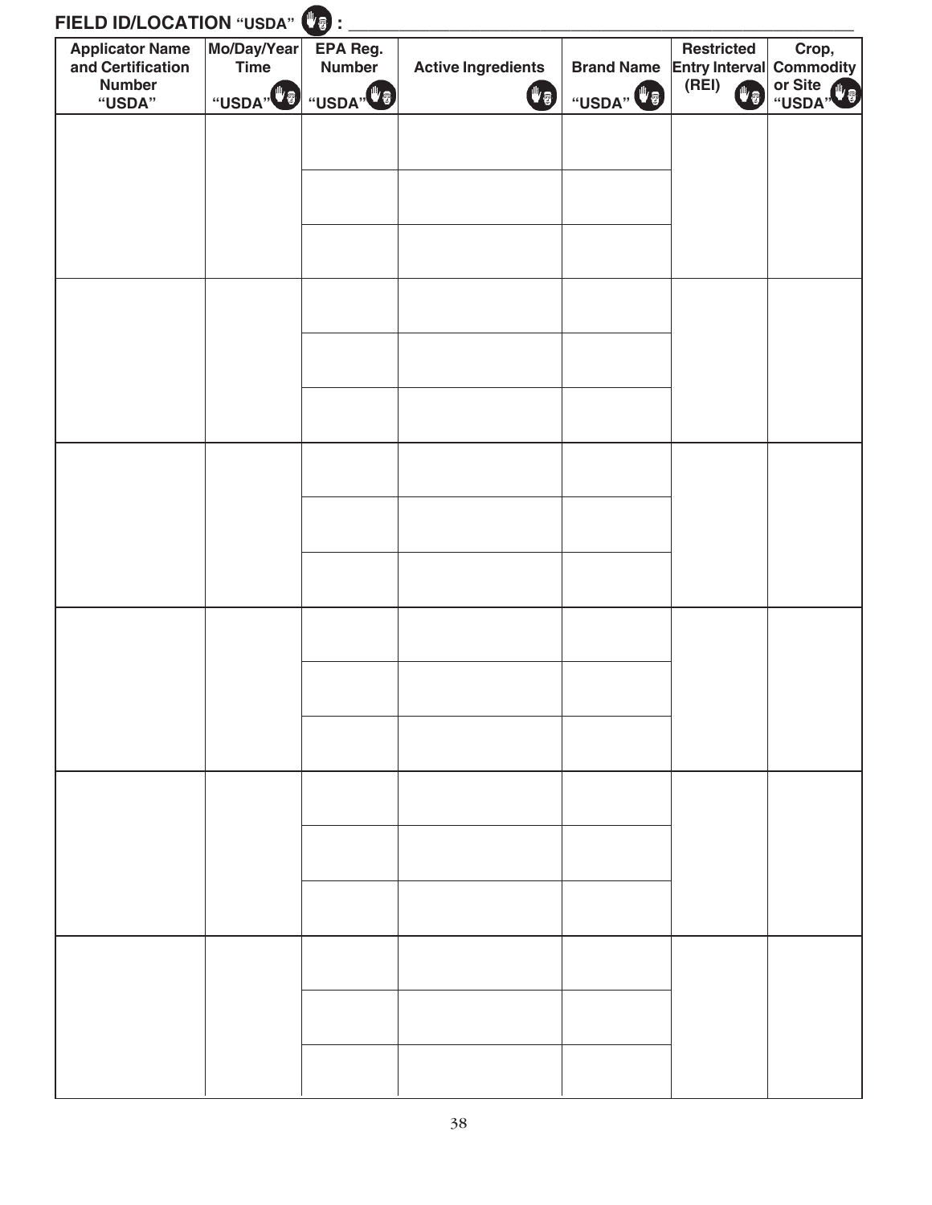**FIELD ID/LOCATION "USDA" : ______________________________________________**

| Applicator Name and Certification Number "USDA" | Mo/Day/Year Time "USDA" | EPA Reg. Number "USDA" | Active Ingredients | Brand Name "USDA" | Restricted Entry Interval (REI) | Crop, Commodity or Site "USDA" |
|---|---|---|---|---|---|---|
| | | | | | | |
| | | | | | | |
| | | | | | | |
| | | | | | | |
| | | | | | | |
| | | | | | | |
| | | | | | | |
| | | | | | | |
| | | | | | | |
| | | | | | | |
| | | | | | | |
| | | | | | | |
| | | | | | | |
| | | | | | | |
| | | | | | | |
| | | | | | | |
| | | | | | | |
| | | | | | | |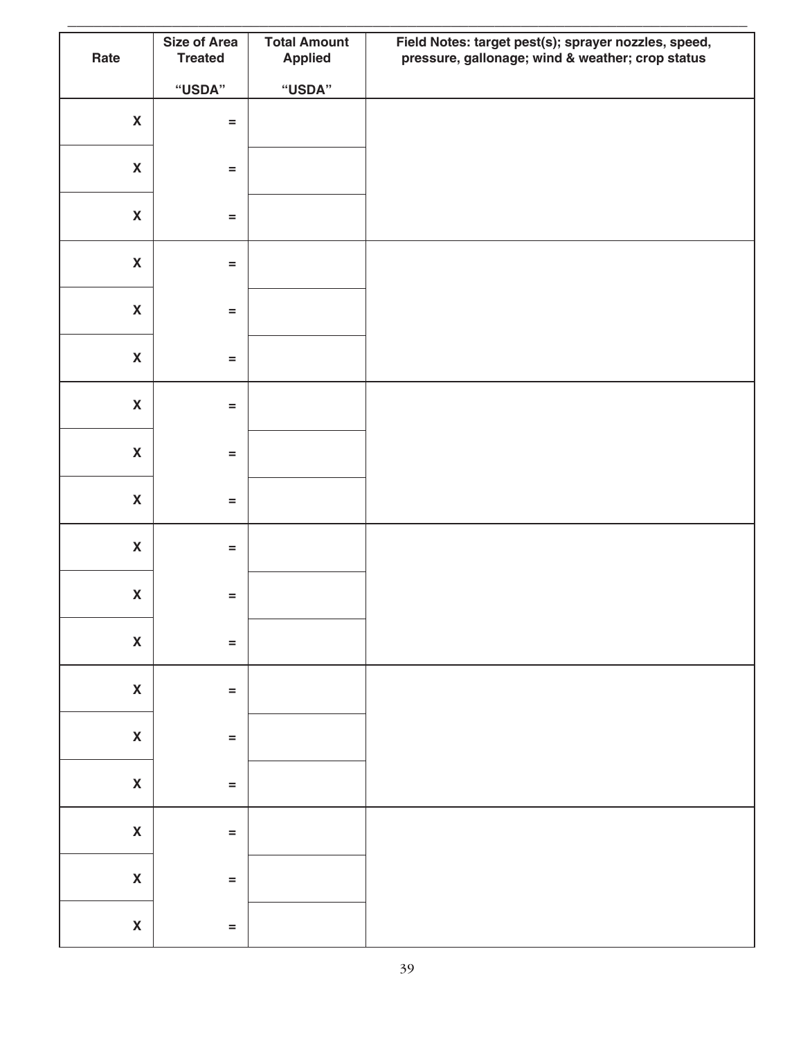| Rate | Size of Area Treated<br><br>"USDA" | Total Amount Applied<br><br>"USDA" | Field Notes: target pest(s); sprayer nozzles, speed, pressure, gallonage; wind & weather; crop status |
|---|---|---|---|
| X | = | | |
| X | = | | |
| X | = | | |
| X | = | | |
| X | = | | |
| X | = | | |
| X | = | | |
| X | = | | |
| X | = | | |
| X | = | | |
| X | = | | |
| X | = | | |
| X | = | | |
| X | = | | |
| X | = | | |
| X | = | | |
| X | = | | |
| X | = | | |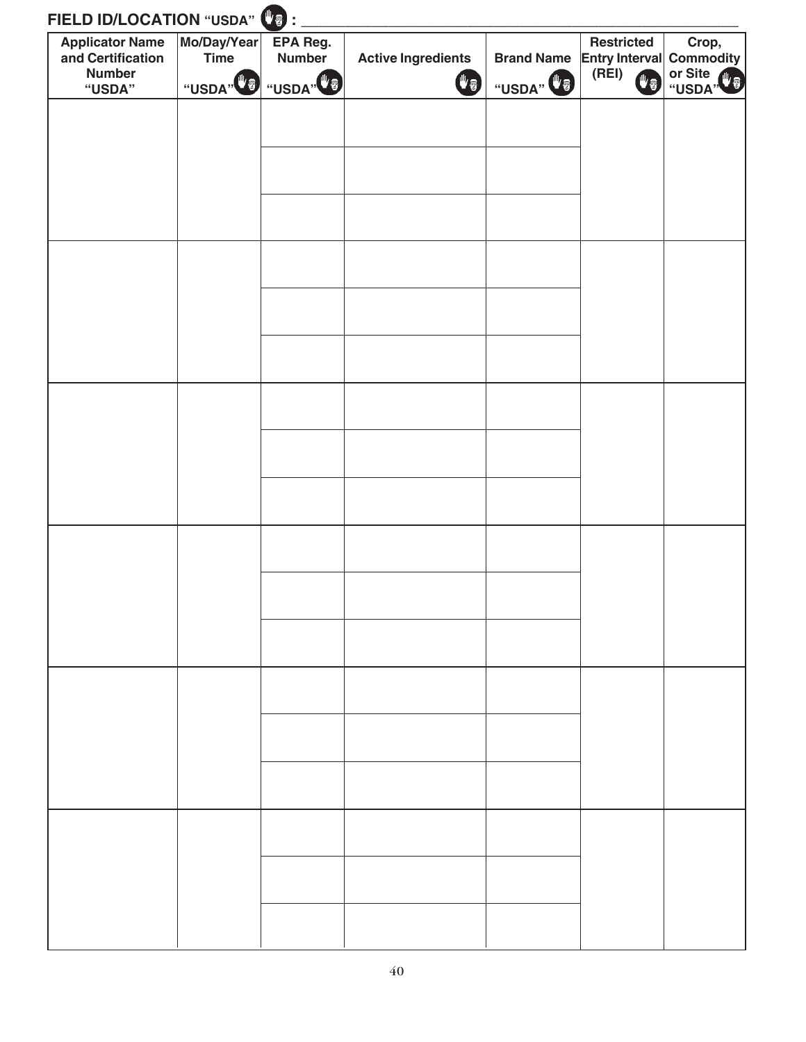**FIELD ID/LOCATION "USDA" : ____________________**

| Applicator Name and Certification Number "USDA" | Mo/Day/Year Time "USDA" | EPA Reg. Number "USDA" | Active Ingredients | Brand Name "USDA" | Restricted Entry Interval (REI) | Crop, Commodity or Site "USDA" |
|---|---|---|---|---|---|---|
| | | | | | | |
| | | | | | | |
| | | | | | | |
| | | | | | | |
| | | | | | | |
| | | | | | | |
| | | | | | | |
| | | | | | | |
| | | | | | | |
| | | | | | | |
| | | | | | | |
| | | | | | | |
| | | | | | | |
| | | | | | | |
| | | | | | | |
| | | | | | | |
| | | | | | | |
| | | | | | | |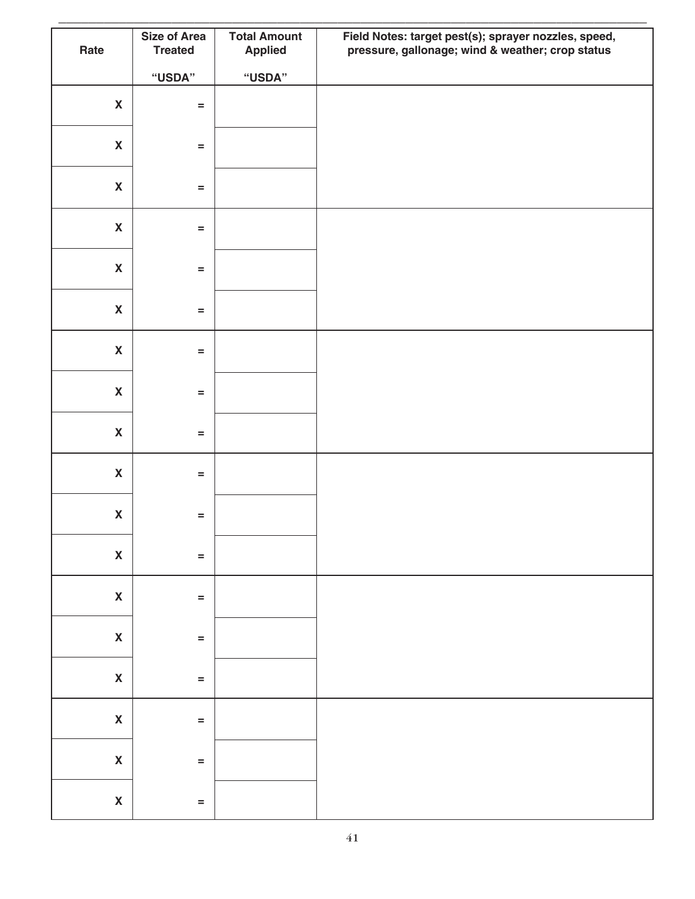| Rate | Size of Area Treated<br><br>"USDA" | Total Amount Applied<br><br>"USDA" | Field Notes: target pest(s); sprayer nozzles, speed, pressure, gallonage; wind & weather; crop status |
|---|---|---|---|
| X | = | | |
| X | = | | |
| X | = | | |
| X | = | | |
| X | = | | |
| X | = | | |
| X | = | | |
| X | = | | |
| X | = | | |
| X | = | | |
| X | = | | |
| X | = | | |
| X | = | | |
| X | = | | |
| X | = | | |
| X | = | | |
| X | = | | |
| X | = | | |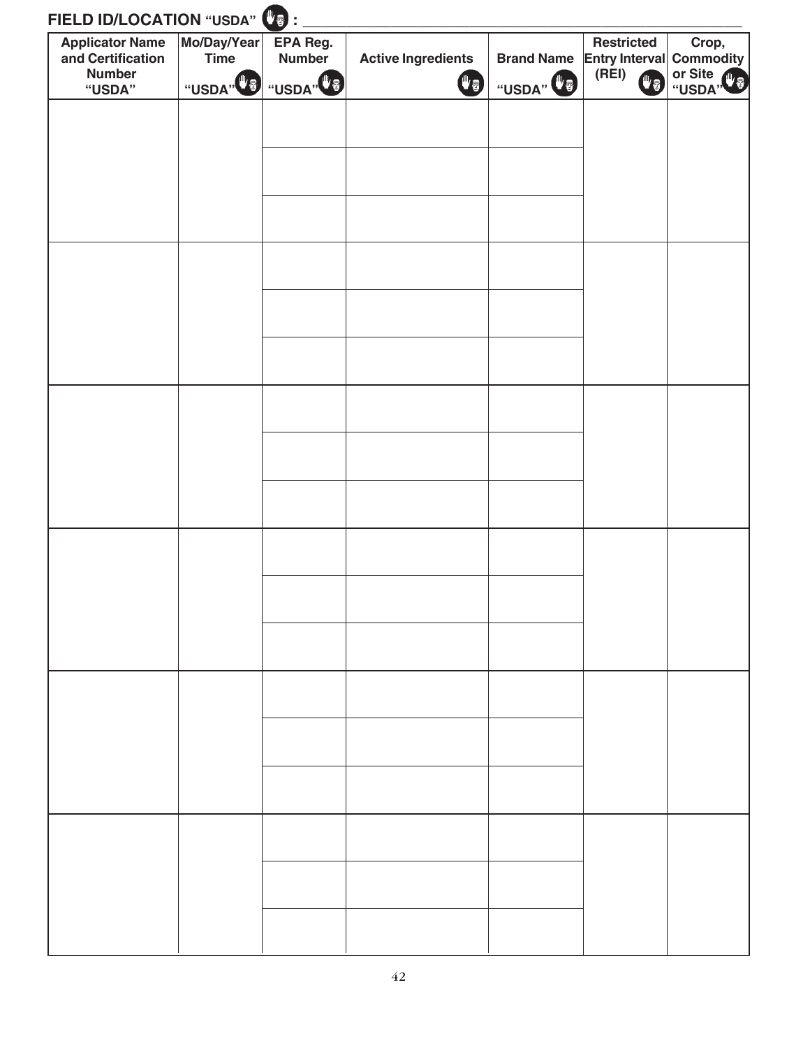**FIELD ID/LOCATION "USDA" : ___________________________________________**

| Applicator Name and Certification Number "USDA" | Mo/Day/Year Time "USDA" | EPA Reg. Number "USDA" | Active Ingredients | Brand Name "USDA" | Restricted Entry Interval (REI) | Crop, Commodity or Site "USDA" |
|---|---|---|---|---|---|---|
| | | | | | | |
| | | | | | | |
| | | | | | | |
| | | | | | | |
| | | | | | | |
| | | | | | | |
| | | | | | | |
| | | | | | | |
| | | | | | | |
| | | | | | | |
| | | | | | | |
| | | | | | | |
| | | | | | | |
| | | | | | | |
| | | | | | | |
| | | | | | | |
| | | | | | | |
| | | | | | | |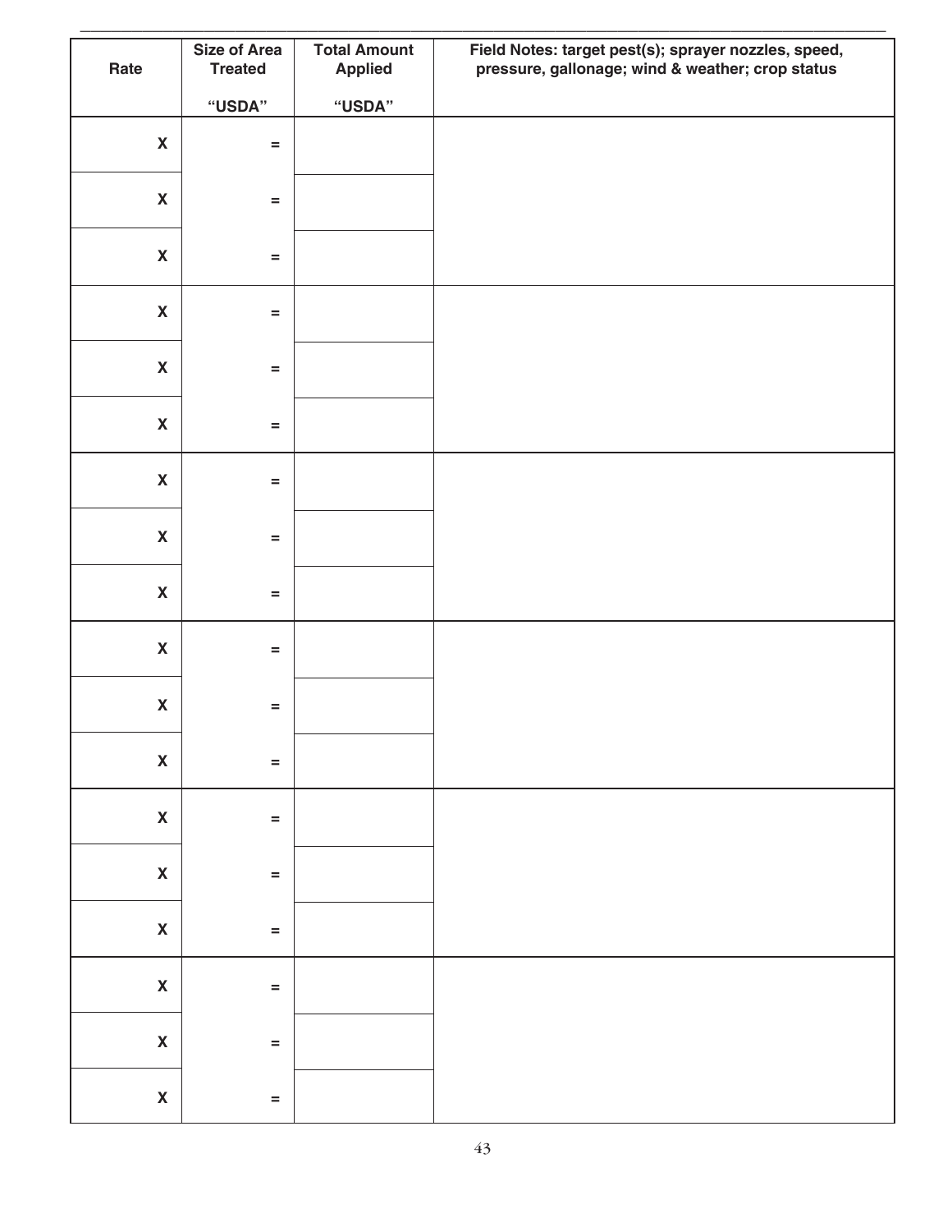| Rate | Size of Area Treated<br><br>"USDA" | Total Amount Applied<br><br>"USDA" | Field Notes: target pest(s); sprayer nozzles, speed, pressure, gallonage; wind & weather; crop status |
|---|---|---|---|
| X | = | | |
| X | = | | |
| X | = | | |
| X | = | | |
| X | = | | |
| X | = | | |
| X | = | | |
| X | = | | |
| X | = | | |
| X | = | | |
| X | = | | |
| X | = | | |
| X | = | | |
| X | = | | |
| X | = | | |
| X | = | | |
| X | = | | |
| X | = | | |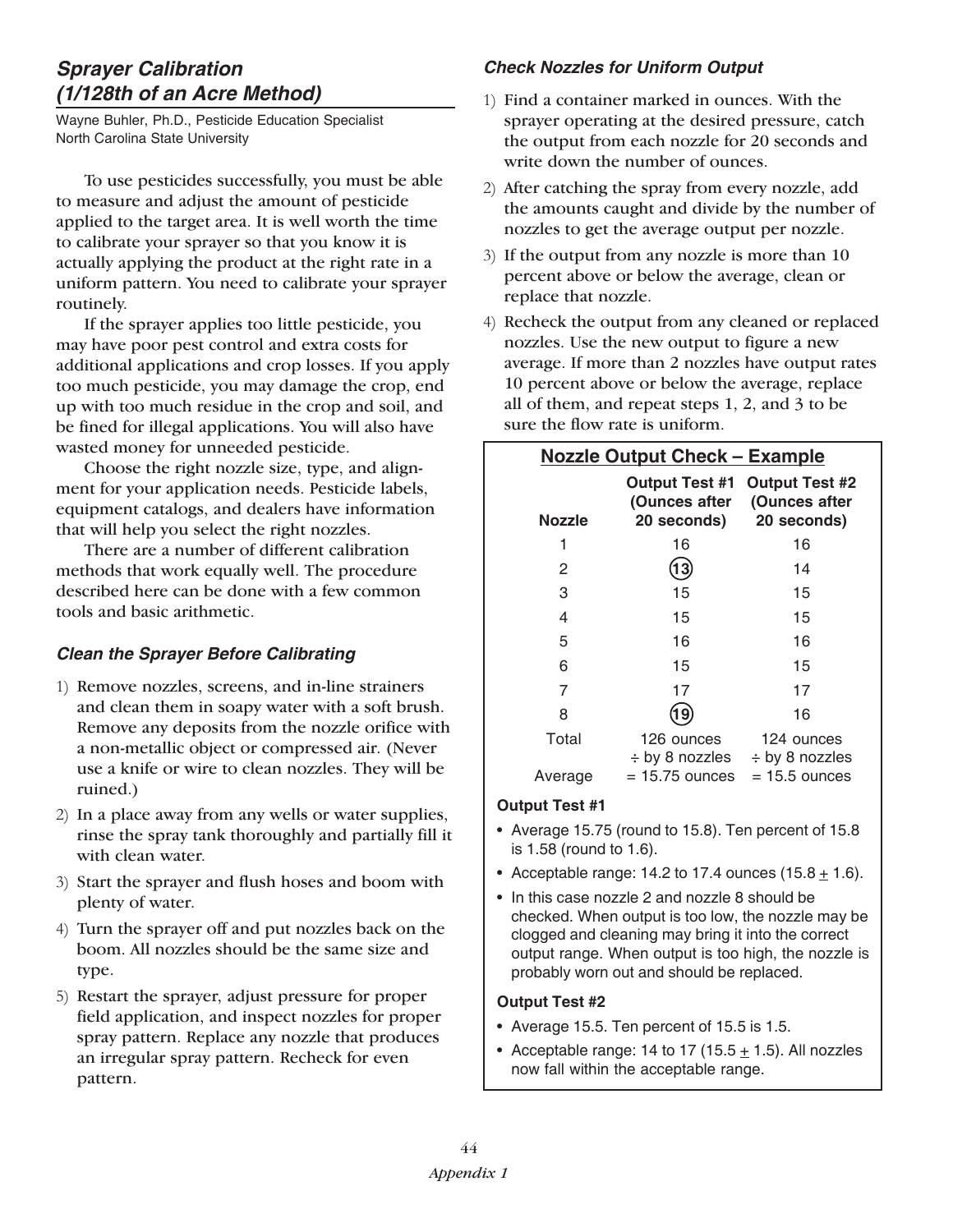## *Sprayer Calibration (1/128th of an Acre Method)*

Wayne Buhler, Ph.D., Pesticide Education Specialist
North Carolina State University

To use pesticides successfully, you must be able to measure and adjust the amount of pesticide applied to the target area. It is well worth the time to calibrate your sprayer so that you know it is actually applying the product at the right rate in a uniform pattern. You need to calibrate your sprayer routinely.

If the sprayer applies too little pesticide, you may have poor pest control and extra costs for additional applications and crop losses. If you apply too much pesticide, you may damage the crop, end up with too much residue in the crop and soil, and be fined for illegal applications. You will also have wasted money for unneeded pesticide.

Choose the right nozzle size, type, and alignment for your application needs. Pesticide labels, equipment catalogs, and dealers have information that will help you select the right nozzles.

There are a number of different calibration methods that work equally well. The procedure described here can be done with a few common tools and basic arithmetic.

### *Clean the Sprayer Before Calibrating*

1) Remove nozzles, screens, and in-line strainers and clean them in soapy water with a soft brush. Remove any deposits from the nozzle orifice with a non-metallic object or compressed air. (Never use a knife or wire to clean nozzles. They will be ruined.)
2) In a place away from any wells or water supplies, rinse the spray tank thoroughly and partially fill it with clean water.
3) Start the sprayer and flush hoses and boom with plenty of water.
4) Turn the sprayer off and put nozzles back on the boom. All nozzles should be the same size and type.
5) Restart the sprayer, adjust pressure for proper field application, and inspect nozzles for proper spray pattern. Replace any nozzle that produces an irregular spray pattern. Recheck for even pattern.

### *Check Nozzles for Uniform Output*

1) Find a container marked in ounces. With the sprayer operating at the desired pressure, catch the output from each nozzle for 20 seconds and write down the number of ounces.
2) After catching the spray from every nozzle, add the amounts caught and divide by the number of nozzles to get the average output per nozzle.
3) If the output from any nozzle is more than 10 percent above or below the average, clean or replace that nozzle.
4) Recheck the output from any cleaned or replaced nozzles. Use the new output to figure a new average. If more than 2 nozzles have output rates 10 percent above or below the average, replace all of them, and repeat steps 1, 2, and 3 to be sure the flow rate is uniform.

**Nozzle Output Check – Example**

| Nozzle | Output Test #1 (Ounces after 20 seconds) | Output Test #2 (Ounces after 20 seconds) |
|---|---|---|
| 1 | 16 | 16 |
| 2 | (13) | 14 |
| 3 | 15 | 15 |
| 4 | 15 | 15 |
| 5 | 16 | 16 |
| 6 | 15 | 15 |
| 7 | 17 | 17 |
| 8 | (19) | 16 |
| Total | 126 ounces ÷ by 8 nozzles | 124 ounces ÷ by 8 nozzles |
| Average | = 15.75 ounces | = 15.5 ounces |

**Output Test #1**

- Average 15.75 (round to 15.8). Ten percent of 15.8 is 1.58 (round to 1.6).
- Acceptable range: 14.2 to 17.4 ounces (15.8 ± 1.6).
- In this case nozzle 2 and nozzle 8 should be checked. When output is too low, the nozzle may be clogged and cleaning may bring it into the correct output range. When output is too high, the nozzle is probably worn out and should be replaced.

**Output Test #2**

- Average 15.5. Ten percent of 15.5 is 1.5.
- Acceptable range: 14 to 17 (15.5 ± 1.5). All nozzles now fall within the acceptable range.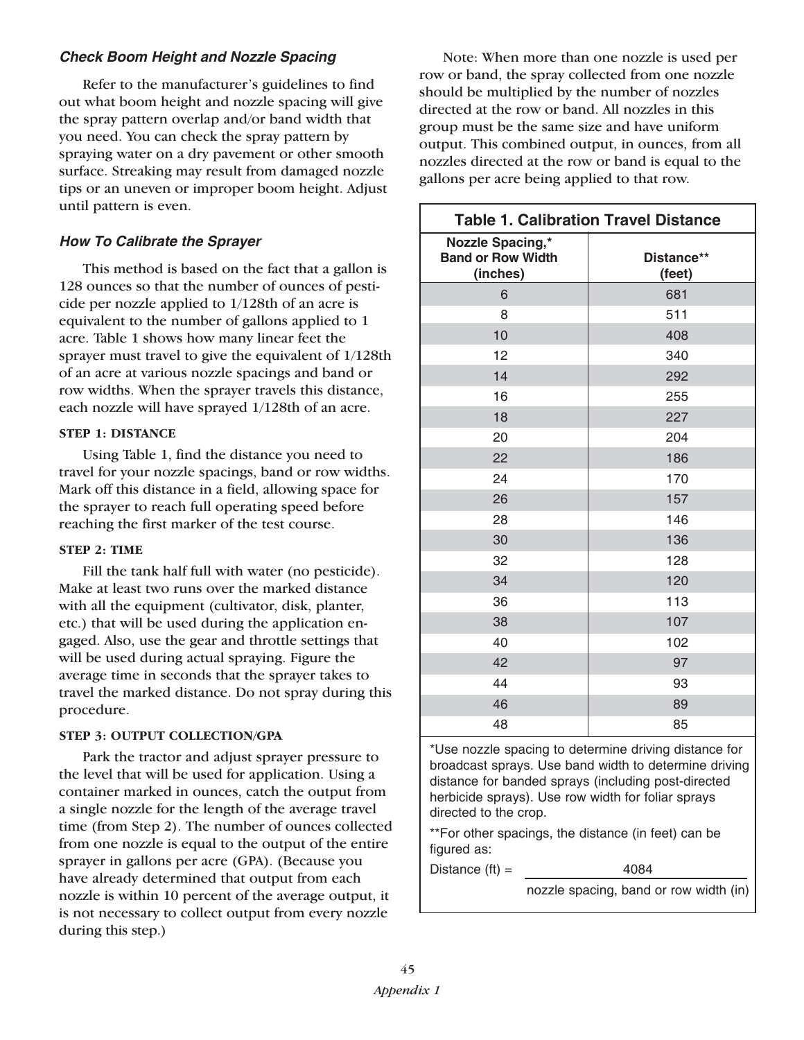### *Check Boom Height and Nozzle Spacing*

Refer to the manufacturer's guidelines to find out what boom height and nozzle spacing will give the spray pattern overlap and/or band width that you need. You can check the spray pattern by spraying water on a dry pavement or other smooth surface. Streaking may result from damaged nozzle tips or an uneven or improper boom height. Adjust until pattern is even.

### *How To Calibrate the Sprayer*

This method is based on the fact that a gallon is 128 ounces so that the number of ounces of pesticide per nozzle applied to 1/128th of an acre is equivalent to the number of gallons applied to 1 acre. Table 1 shows how many linear feet the sprayer must travel to give the equivalent of 1/128th of an acre at various nozzle spacings and band or row widths. When the sprayer travels this distance, each nozzle will have sprayed 1/128th of an acre.

#### STEP 1: DISTANCE

Using Table 1, find the distance you need to travel for your nozzle spacings, band or row widths. Mark off this distance in a field, allowing space for the sprayer to reach full operating speed before reaching the first marker of the test course.

#### STEP 2: TIME

Fill the tank half full with water (no pesticide). Make at least two runs over the marked distance with all the equipment (cultivator, disk, planter, etc.) that will be used during the application engaged. Also, use the gear and throttle settings that will be used during actual spraying. Figure the average time in seconds that the sprayer takes to travel the marked distance. Do not spray during this procedure.

#### STEP 3: OUTPUT COLLECTION/GPA

Park the tractor and adjust sprayer pressure to the level that will be used for application. Using a container marked in ounces, catch the output from a single nozzle for the length of the average travel time (from Step 2). The number of ounces collected from one nozzle is equal to the output of the entire sprayer in gallons per acre (GPA). (Because you have already determined that output from each nozzle is within 10 percent of the average output, it is not necessary to collect output from every nozzle during this step.)

Note: When more than one nozzle is used per row or band, the spray collected from one nozzle should be multiplied by the number of nozzles directed at the row or band. All nozzles in this group must be the same size and have uniform output. This combined output, in ounces, from all nozzles directed at the row or band is equal to the gallons per acre being applied to that row.

**Table 1. Calibration Travel Distance**

| Nozzle Spacing,* Band or Row Width (inches) | Distance** (feet) |
|---|---|
| 6 | 681 |
| 8 | 511 |
| 10 | 408 |
| 12 | 340 |
| 14 | 292 |
| 16 | 255 |
| 18 | 227 |
| 20 | 204 |
| 22 | 186 |
| 24 | 170 |
| 26 | 157 |
| 28 | 146 |
| 30 | 136 |
| 32 | 128 |
| 34 | 120 |
| 36 | 113 |
| 38 | 107 |
| 40 | 102 |
| 42 | 97 |
| 44 | 93 |
| 46 | 89 |
| 48 | 85 |

*Use nozzle spacing to determine driving distance for broadcast sprays. Use band width to determine driving distance for banded sprays (including post-directed herbicide sprays). Use row width for foliar sprays directed to the crop.

**For other spacings, the distance (in feet) can be figured as:

$$\text{Distance (ft)} = \frac{4084}{\text{nozzle spacing, band or row width (in)}}$$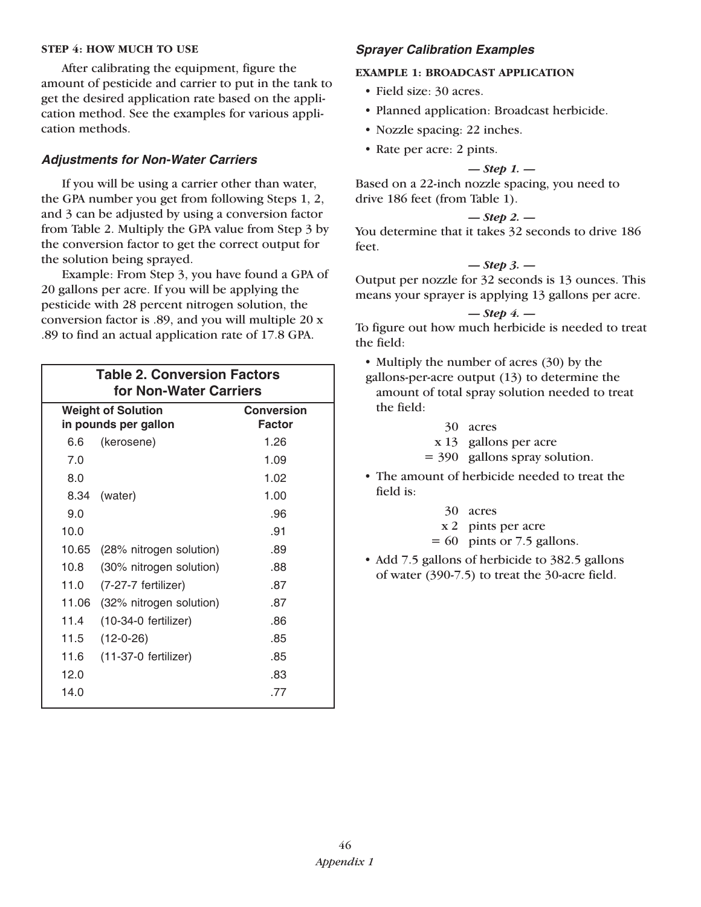**STEP 4: HOW MUCH TO USE**

After calibrating the equipment, figure the amount of pesticide and carrier to put in the tank to get the desired application rate based on the application method. See the examples for various application methods.

### *Adjustments for Non-Water Carriers*

If you will be using a carrier other than water, the GPA number you get from following Steps 1, 2, and 3 can be adjusted by using a conversion factor from Table 2. Multiply the GPA value from Step 3 by the conversion factor to get the correct output for the solution being sprayed.

Example: From Step 3, you have found a GPA of 20 gallons per acre. If you will be applying the pesticide with 28 percent nitrogen solution, the conversion factor is .89, and you will multiple 20 x .89 to find an actual application rate of 17.8 GPA.

**Table 2. Conversion Factors for Non-Water Carriers**

| Weight of Solution in pounds per gallon | | Conversion Factor |
|---|---|---|
| 6.6 | (kerosene) | 1.26 |
| 7.0 | | 1.09 |
| 8.0 | | 1.02 |
| 8.34 | (water) | 1.00 |
| 9.0 | | .96 |
| 10.0 | | .91 |
| 10.65 | (28% nitrogen solution) | .89 |
| 10.8 | (30% nitrogen solution) | .88 |
| 11.0 | (7-27-7 fertilizer) | .87 |
| 11.06 | (32% nitrogen solution) | .87 |
| 11.4 | (10-34-0 fertilizer) | .86 |
| 11.5 | (12-0-26) | .85 |
| 11.6 | (11-37-0 fertilizer) | .85 |
| 12.0 | | .83 |
| 14.0 | | .77 |

### *Sprayer Calibration Examples*

**EXAMPLE 1: BROADCAST APPLICATION**

- Field size: 30 acres.
- Planned application: Broadcast herbicide.
- Nozzle spacing: 22 inches.
- Rate per acre: 2 pints.

***— Step 1. —***

Based on a 22-inch nozzle spacing, you need to drive 186 feet (from Table 1).

***— Step 2. —***

You determine that it takes 32 seconds to drive 186 feet.

***— Step 3. —***

Output per nozzle for 32 seconds is 13 ounces. This means your sprayer is applying 13 gallons per acre.

***— Step 4. —***

To figure out how much herbicide is needed to treat the field:

- Multiply the number of acres (30) by the gallons-per-acre output (13) to determine the amount of total spray solution needed to treat the field:

  30 acres  
  x 13 gallons per acre  
  = 390 gallons spray solution.

- The amount of herbicide needed to treat the field is:

  30 acres  
  x 2 pints per acre  
  = 60 pints or 7.5 gallons.

- Add 7.5 gallons of herbicide to 382.5 gallons of water (390-7.5) to treat the 30-acre field.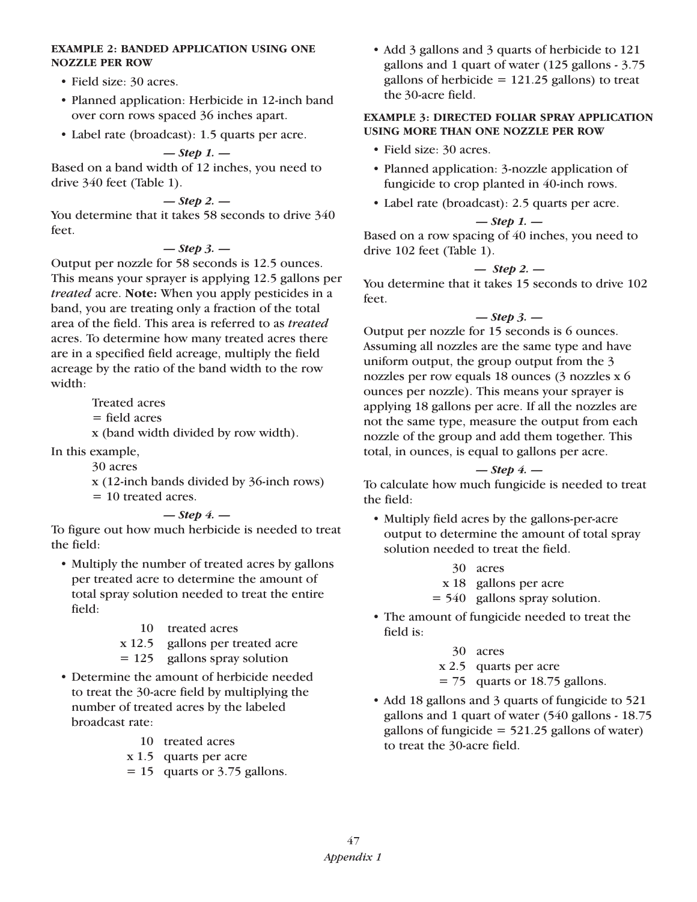### EXAMPLE 2: BANDED APPLICATION USING ONE NOZZLE PER ROW

- Field size: 30 acres.
- Planned application: Herbicide in 12-inch band over corn rows spaced 36 inches apart.
- Label rate (broadcast): 1.5 quarts per acre.

***— Step 1. —***

Based on a band width of 12 inches, you need to drive 340 feet (Table 1).

***— Step 2. —***

You determine that it takes 58 seconds to drive 340 feet.

***— Step 3. —***

Output per nozzle for 58 seconds is 12.5 ounces. This means your sprayer is applying 12.5 gallons per *treated* acre. **Note:** When you apply pesticides in a band, you are treating only a fraction of the total area of the field. This area is referred to as *treated* acres. To determine how many treated acres there are in a specified field acreage, multiply the field acreage by the ratio of the band width to the row width:

Treated acres
= field acres
x (band width divided by row width).

In this example,

30 acres
x (12-inch bands divided by 36-inch rows)
= 10 treated acres.

***— Step 4. —***

To figure out how much herbicide is needed to treat the field:

- Multiply the number of treated acres by gallons per treated acre to determine the amount of total spray solution needed to treat the entire field:

  10 treated acres
  x 12.5 gallons per treated acre
  = 125 gallons spray solution

- Determine the amount of herbicide needed to treat the 30-acre field by multiplying the number of treated acres by the labeled broadcast rate:

  10 treated acres
  x 1.5 quarts per acre
  = 15 quarts or 3.75 gallons.

- Add 3 gallons and 3 quarts of herbicide to 121 gallons and 1 quart of water (125 gallons - 3.75 gallons of herbicide = 121.25 gallons) to treat the 30-acre field.

### EXAMPLE 3: DIRECTED FOLIAR SPRAY APPLICATION USING MORE THAN ONE NOZZLE PER ROW

- Field size: 30 acres.
- Planned application: 3-nozzle application of fungicide to crop planted in 40-inch rows.
- Label rate (broadcast): 2.5 quarts per acre.

***— Step 1. —***

Based on a row spacing of 40 inches, you need to drive 102 feet (Table 1).

***— Step 2. —***

You determine that it takes 15 seconds to drive 102 feet.

***— Step 3. —***

Output per nozzle for 15 seconds is 6 ounces. Assuming all nozzles are the same type and have uniform output, the group output from the 3 nozzles per row equals 18 ounces (3 nozzles x 6 ounces per nozzle). This means your sprayer is applying 18 gallons per acre. If all the nozzles are not the same type, measure the output from each nozzle of the group and add them together. This total, in ounces, is equal to gallons per acre.

***— Step 4. —***

To calculate how much fungicide is needed to treat the field:

- Multiply field acres by the gallons-per-acre output to determine the amount of total spray solution needed to treat the field.

  30 acres
  x 18 gallons per acre
  = 540 gallons spray solution.

- The amount of fungicide needed to treat the field is:

  30 acres
  x 2.5 quarts per acre
  = 75 quarts or 18.75 gallons.

- Add 18 gallons and 3 quarts of fungicide to 521 gallons and 1 quart of water (540 gallons - 18.75 gallons of fungicide = 521.25 gallons of water) to treat the 30-acre field.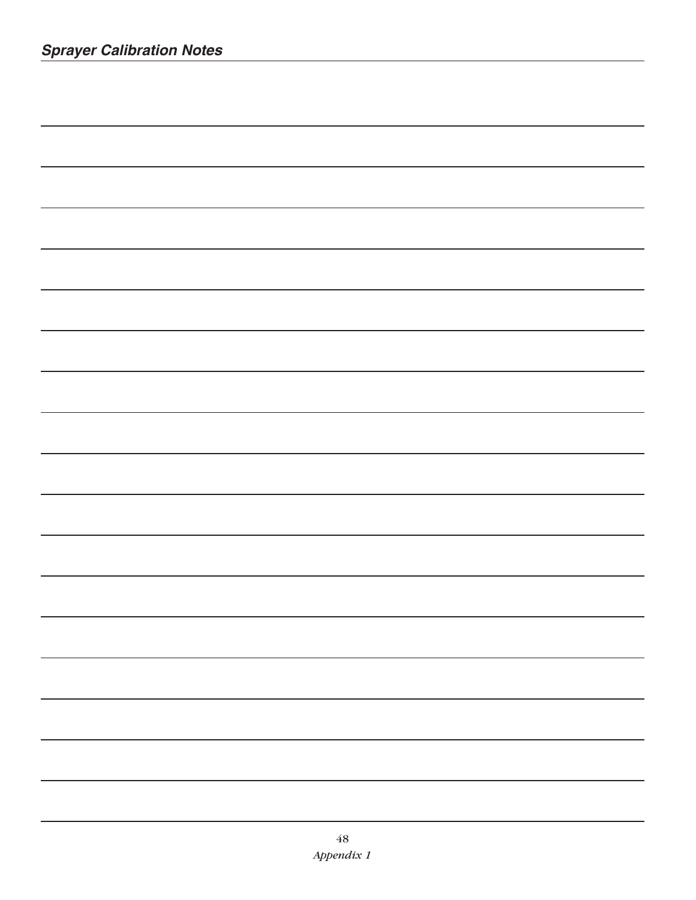## *Sprayer Calibration Notes*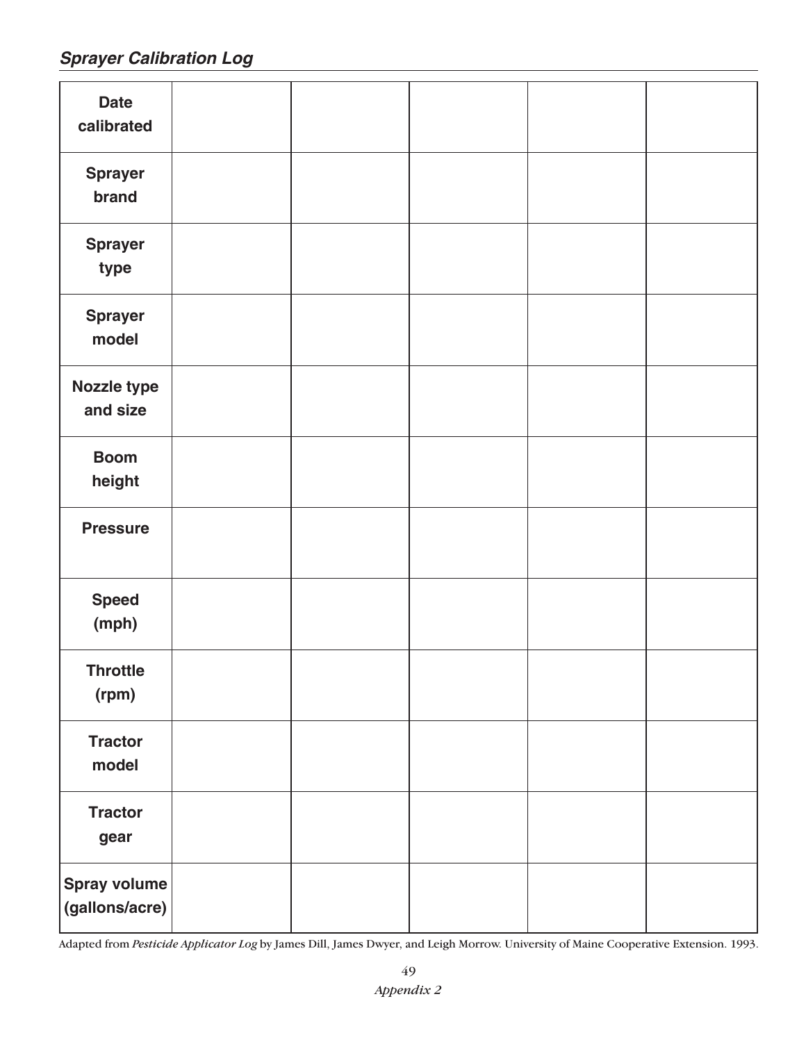## *Sprayer Calibration Log*

| **Date calibrated** | | | | | |
|---|---|---|---|---|---|
| **Sprayer brand** | | | | | |
| **Sprayer type** | | | | | |
| **Sprayer model** | | | | | |
| **Nozzle type and size** | | | | | |
| **Boom height** | | | | | |
| **Pressure** | | | | | |
| **Speed (mph)** | | | | | |
| **Throttle (rpm)** | | | | | |
| **Tractor model** | | | | | |
| **Tractor gear** | | | | | |
| **Spray volume (gallons/acre)** | | | | | |

Adapted from *Pesticide Applicator Log* by James Dill, James Dwyer, and Leigh Morrow. University of Maine Cooperative Extension. 1993.

*Appendix 2*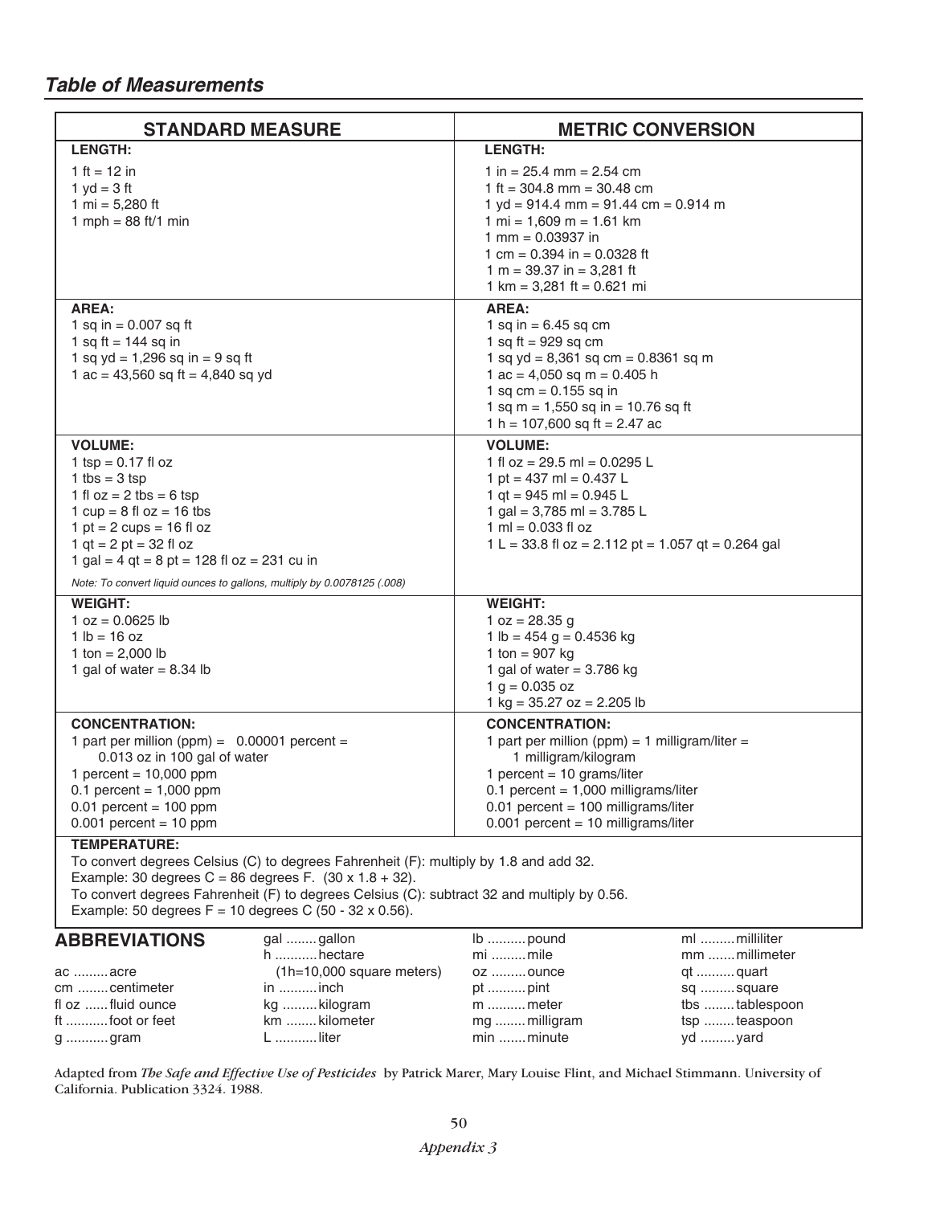## *Table of Measurements*

| STANDARD MEASURE | METRIC CONVERSION |
|---|---|
| **LENGTH:**<br>1 ft = 12 in<br>1 yd = 3 ft<br>1 mi = 5,280 ft<br>1 mph = 88 ft/1 min | **LENGTH:**<br>1 in = 25.4 mm = 2.54 cm<br>1 ft = 304.8 mm = 30.48 cm<br>1 yd = 914.4 mm = 91.44 cm = 0.914 m<br>1 mi = 1,609 m = 1.61 km<br>1 mm = 0.03937 in<br>1 cm = 0.394 in = 0.0328 ft<br>1 m = 39.37 in = 3,281 ft<br>1 km = 3,281 ft = 0.621 mi |
| **AREA:**<br>1 sq in = 0.007 sq ft<br>1 sq ft = 144 sq in<br>1 sq yd = 1,296 sq in = 9 sq ft<br>1 ac = 43,560 sq ft = 4,840 sq yd | **AREA:**<br>1 sq in = 6.45 sq cm<br>1 sq ft = 929 sq cm<br>1 sq yd = 8,361 sq cm = 0.8361 sq m<br>1 ac = 4,050 sq m = 0.405 h<br>1 sq cm = 0.155 sq in<br>1 sq m = 1,550 sq in = 10.76 sq ft<br>1 h = 107,600 sq ft = 2.47 ac |
| **VOLUME:**<br>1 tsp = 0.17 fl oz<br>1 tbs = 3 tsp<br>1 fl oz = 2 tbs = 6 tsp<br>1 cup = 8 fl oz = 16 tbs<br>1 pt = 2 cups = 16 fl oz<br>1 qt = 2 pt = 32 fl oz<br>1 gal = 4 qt = 8 pt = 128 fl oz = 231 cu in<br>*Note: To convert liquid ounces to gallons, multiply by 0.0078125 (.008)* | **VOLUME:**<br>1 fl oz = 29.5 ml = 0.0295 L<br>1 pt = 437 ml = 0.437 L<br>1 qt = 945 ml = 0.945 L<br>1 gal = 3,785 ml = 3.785 L<br>1 ml = 0.033 fl oz<br>1 L = 33.8 fl oz = 2.112 pt = 1.057 qt = 0.264 gal |
| **WEIGHT:**<br>1 oz = 0.0625 lb<br>1 lb = 16 oz<br>1 ton = 2,000 lb<br>1 gal of water = 8.34 lb | **WEIGHT:**<br>1 oz = 28.35 g<br>1 lb = 454 g = 0.4536 kg<br>1 ton = 907 kg<br>1 gal of water = 3.786 kg<br>1 g = 0.035 oz<br>1 kg = 35.27 oz = 2.205 lb |
| **CONCENTRATION:**<br>1 part per million (ppm) = 0.00001 percent = 0.013 oz in 100 gal of water<br>1 percent = 10,000 ppm<br>0.1 percent = 1,000 ppm<br>0.01 percent = 100 ppm<br>0.001 percent = 10 ppm | **CONCENTRATION:**<br>1 part per million (ppm) = 1 milligram/liter = 1 milligram/kilogram<br>1 percent = 10 grams/liter<br>0.1 percent = 1,000 milligrams/liter<br>0.01 percent = 100 milligrams/liter<br>0.001 percent = 10 milligrams/liter |

**TEMPERATURE:**

To convert degrees Celsius (C) to degrees Fahrenheit (F): multiply by 1.8 and add 32.
Example: 30 degrees C = 86 degrees F. (30 x 1.8 + 32).
To convert degrees Fahrenheit (F) to degrees Celsius (C): subtract 32 and multiply by 0.56.
Example: 50 degrees F = 10 degrees C (50 - 32 x 0.56).

### ABBREVIATIONS

- ac ......... acre
- cm ........ centimeter
- fl oz ...... fluid ounce
- ft ........... foot or feet
- g ........... gram
- gal ........ gallon
- h ........... hectare (1h=10,000 square meters)
- in .......... inch
- kg ......... kilogram
- km ........ kilometer
- L ........... liter
- lb .......... pound
- mi ......... mile
- oz ......... ounce
- pt .......... pint
- m .......... meter
- mg ........ milligram
- min ....... minute
- ml ......... milliliter
- mm ....... millimeter
- qt .......... quart
- sq ......... square
- tbs ........ tablespoon
- tsp ........ teaspoon
- yd ......... yard

Adapted from *The Safe and Effective Use of Pesticides* by Patrick Marer, Mary Louise Flint, and Michael Stimmann. University of California. Publication 3324. 1988.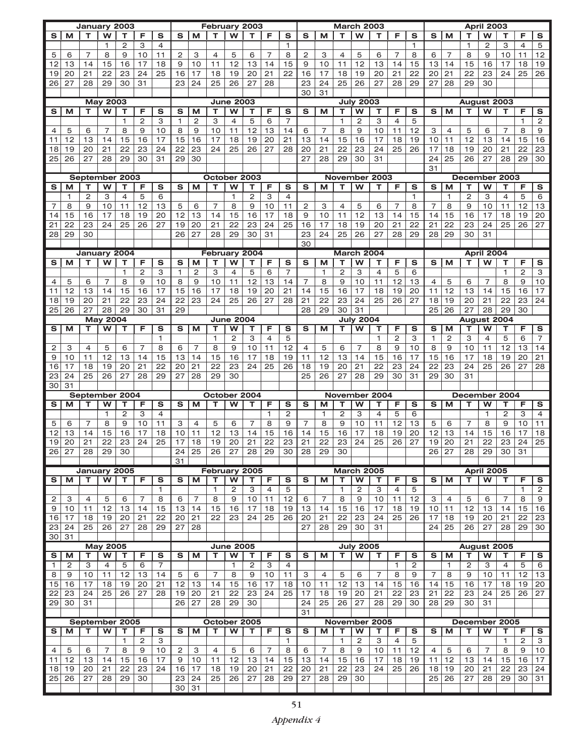### January 2003

| S | M | T | W | T | F | S |
|---|---|---|---|---|---|---|
| | | | 1 | 2 | 3 | 4 |
| 5 | 6 | 7 | 8 | 9 | 10 | 11 |
| 12 | 13 | 14 | 15 | 16 | 17 | 18 |
| 19 | 20 | 21 | 22 | 23 | 24 | 25 |
| 26 | 27 | 28 | 29 | 30 | 31 | |

### February 2003

| S | M | T | W | T | F | S |
|---|---|---|---|---|---|---|
| | | | | | | 1 |
| 2 | 3 | 4 | 5 | 6 | 7 | 8 |
| 9 | 10 | 11 | 12 | 13 | 14 | 15 |
| 16 | 17 | 18 | 19 | 20 | 21 | 22 |
| 23 | 24 | 25 | 26 | 27 | 28 | |

### March 2003

| S | M | T | W | T | F | S |
|---|---|---|---|---|---|---|
| | | | | | | 1 |
| 2 | 3 | 4 | 5 | 6 | 7 | 8 |
| 9 | 10 | 11 | 12 | 13 | 14 | 15 |
| 16 | 17 | 18 | 19 | 20 | 21 | 22 |
| 23 | 24 | 25 | 26 | 27 | 28 | 29 |
| 30 | 31 | | | | | |

### April 2003

| S | M | T | W | T | F | S |
|---|---|---|---|---|---|---|
| | | 1 | 2 | 3 | 4 | 5 |
| 6 | 7 | 8 | 9 | 10 | 11 | 12 |
| 13 | 14 | 15 | 16 | 17 | 18 | 19 |
| 20 | 21 | 22 | 23 | 24 | 25 | 26 |
| 27 | 28 | 29 | 30 | | | |

### May 2003

| S | M | T | W | T | F | S |
|---|---|---|---|---|---|---|
| | | | | 1 | 2 | 3 |
| 4 | 5 | 6 | 7 | 8 | 9 | 10 |
| 11 | 12 | 13 | 14 | 15 | 16 | 17 |
| 18 | 19 | 20 | 21 | 22 | 23 | 24 |
| 25 | 26 | 27 | 28 | 29 | 30 | 31 |

### June 2003

| S | M | T | W | T | F | S |
|---|---|---|---|---|---|---|
| 1 | 2 | 3 | 4 | 5 | 6 | 7 |
| 8 | 9 | 10 | 11 | 12 | 13 | 14 |
| 15 | 16 | 17 | 18 | 19 | 20 | 21 |
| 22 | 23 | 24 | 25 | 26 | 27 | 28 |
| 29 | 30 | | | | | |

### July 2003

| S | M | T | W | T | F | S |
|---|---|---|---|---|---|---|
| | | 1 | 2 | 3 | 4 | 5 |
| 6 | 7 | 8 | 9 | 10 | 11 | 12 |
| 13 | 14 | 15 | 16 | 17 | 18 | 19 |
| 20 | 21 | 22 | 23 | 24 | 25 | 26 |
| 27 | 28 | 29 | 30 | 31 | | |

### August 2003

| S | M | T | W | T | F | S |
|---|---|---|---|---|---|---|
| | | | | | 1 | 2 |
| 3 | 4 | 5 | 6 | 7 | 8 | 9 |
| 10 | 11 | 12 | 13 | 14 | 15 | 16 |
| 17 | 18 | 19 | 20 | 21 | 22 | 23 |
| 24 | 25 | 26 | 27 | 28 | 29 | 30 |
| 31 | | | | | | |

### September 2003

| S | M | T | W | T | F | S |
|---|---|---|---|---|---|---|
| | 1 | 2 | 3 | 4 | 5 | 6 |
| 7 | 8 | 9 | 10 | 11 | 12 | 13 |
| 14 | 15 | 16 | 17 | 18 | 19 | 20 |
| 21 | 22 | 23 | 24 | 25 | 26 | 27 |
| 28 | 29 | 30 | | | | |

### October 2003

| S | M | T | W | T | F | S |
|---|---|---|---|---|---|---|
| | | | 1 | 2 | 3 | 4 |
| 5 | 6 | 7 | 8 | 9 | 10 | 11 |
| 12 | 13 | 14 | 15 | 16 | 17 | 18 |
| 19 | 20 | 21 | 22 | 23 | 24 | 25 |
| 26 | 27 | 28 | 29 | 30 | 31 | |

### November 2003

| S | M | T | W | T | F | S |
|---|---|---|---|---|---|---|
| | | | | | | 1 |
| 2 | 3 | 4 | 5 | 6 | 7 | 8 |
| 9 | 10 | 11 | 12 | 13 | 14 | 15 |
| 16 | 17 | 18 | 19 | 20 | 21 | 22 |
| 23 | 24 | 25 | 26 | 27 | 28 | 29 |
| 30 | | | | | | |

### December 2003

| S | M | T | W | T | F | S |
|---|---|---|---|---|---|---|
| | 1 | 2 | 3 | 4 | 5 | 6 |
| 7 | 8 | 9 | 10 | 11 | 12 | 13 |
| 14 | 15 | 16 | 17 | 18 | 19 | 20 |
| 21 | 22 | 23 | 24 | 25 | 26 | 27 |
| 28 | 29 | 30 | 31 | | | |

### January 2004

| S | M | T | W | T | F | S |
|---|---|---|---|---|---|---|
| | | | | 1 | 2 | 3 |
| 4 | 5 | 6 | 7 | 8 | 9 | 10 |
| 11 | 12 | 13 | 14 | 15 | 16 | 17 |
| 18 | 19 | 20 | 21 | 22 | 23 | 24 |
| 25 | 26 | 27 | 28 | 29 | 30 | 31 |

### February 2004

| S | M | T | W | T | F | S |
|---|---|---|---|---|---|---|
| 1 | 2 | 3 | 4 | 5 | 6 | 7 |
| 8 | 9 | 10 | 11 | 12 | 13 | 14 |
| 15 | 16 | 17 | 18 | 19 | 20 | 21 |
| 22 | 23 | 24 | 25 | 26 | 27 | 28 |
| 29 | | | | | | |

### March 2004

| S | M | T | W | T | F | S |
|---|---|---|---|---|---|---|
| | 1 | 2 | 3 | 4 | 5 | 6 |
| 7 | 8 | 9 | 10 | 11 | 12 | 13 |
| 14 | 15 | 16 | 17 | 18 | 19 | 20 |
| 21 | 22 | 23 | 24 | 25 | 26 | 27 |
| 28 | 29 | 30 | 31 | | | |

### April 2004

| S | M | T | W | T | F | S |
|---|---|---|---|---|---|---|
| | | | | 1 | 2 | 3 |
| 4 | 5 | 6 | 7 | 8 | 9 | 10 |
| 11 | 12 | 13 | 14 | 15 | 16 | 17 |
| 18 | 19 | 20 | 21 | 22 | 23 | 24 |
| 25 | 26 | 27 | 28 | 29 | 30 | |

### May 2004

| S | M | T | W | T | F | S |
|---|---|---|---|---|---|---|
| | | | | | | 1 |
| 2 | 3 | 4 | 5 | 6 | 7 | 8 |
| 9 | 10 | 11 | 12 | 13 | 14 | 15 |
| 16 | 17 | 18 | 19 | 20 | 21 | 22 |
| 23 | 24 | 25 | 26 | 27 | 28 | 29 |
| 30 | 31 | | | | | |

### June 2004

| S | M | T | W | T | F | S |
|---|---|---|---|---|---|---|
| | | 1 | 2 | 3 | 4 | 5 |
| 6 | 7 | 8 | 9 | 10 | 11 | 12 |
| 13 | 14 | 15 | 16 | 17 | 18 | 19 |
| 20 | 21 | 22 | 23 | 24 | 25 | 26 |
| 27 | 28 | 29 | 30 | | | |

### July 2004

| S | M | T | W | T | F | S |
|---|---|---|---|---|---|---|
| | | | | 1 | 2 | 3 |
| 4 | 5 | 6 | 7 | 8 | 9 | 10 |
| 11 | 12 | 13 | 14 | 15 | 16 | 17 |
| 18 | 19 | 20 | 21 | 22 | 23 | 24 |
| 25 | 26 | 27 | 28 | 29 | 30 | 31 |

### August 2004

| S | M | T | W | T | F | S |
|---|---|---|---|---|---|---|
| 1 | 2 | 3 | 4 | 5 | 6 | 7 |
| 8 | 9 | 10 | 11 | 12 | 13 | 14 |
| 15 | 16 | 17 | 18 | 19 | 20 | 21 |
| 22 | 23 | 24 | 25 | 26 | 27 | 28 |
| 29 | 30 | 31 | | | | |

### September 2004

| S | M | T | W | T | F | S |
|---|---|---|---|---|---|---|
| | | | 1 | 2 | 3 | 4 |
| 5 | 6 | 7 | 8 | 9 | 10 | 11 |
| 12 | 13 | 14 | 15 | 16 | 17 | 18 |
| 19 | 20 | 21 | 22 | 23 | 24 | 25 |
| 26 | 27 | 28 | 29 | 30 | | |

### October 2004

| S | M | T | W | T | F | S |
|---|---|---|---|---|---|---|
| | | | | | 1 | 2 |
| 3 | 4 | 5 | 6 | 7 | 8 | 9 |
| 10 | 11 | 12 | 13 | 14 | 15 | 16 |
| 17 | 18 | 19 | 20 | 21 | 22 | 23 |
| 24 | 25 | 26 | 27 | 28 | 29 | 30 |
| 31 | | | | | | |

### November 2004

| S | M | T | W | T | F | S |
|---|---|---|---|---|---|---|
| | 1 | 2 | 3 | 4 | 5 | 6 |
| 7 | 8 | 9 | 10 | 11 | 12 | 13 |
| 14 | 15 | 16 | 17 | 18 | 19 | 20 |
| 21 | 22 | 23 | 24 | 25 | 26 | 27 |
| 28 | 29 | 30 | | | | |

### December 2004

| S | M | T | W | T | F | S |
|---|---|---|---|---|---|---|
| | | | 1 | 2 | 3 | 4 |
| 5 | 6 | 7 | 8 | 9 | 10 | 11 |
| 12 | 13 | 14 | 15 | 16 | 17 | 18 |
| 19 | 20 | 21 | 22 | 23 | 24 | 25 |
| 26 | 27 | 28 | 29 | 30 | 31 | |

### January 2005

| S | M | T | W | T | F | S |
|---|---|---|---|---|---|---|
| | | | | | | 1 |
| 2 | 3 | 4 | 5 | 6 | 7 | 8 |
| 9 | 10 | 11 | 12 | 13 | 14 | 15 |
| 16 | 17 | 18 | 19 | 20 | 21 | 22 |
| 23 | 24 | 25 | 26 | 27 | 28 | 29 |
| 30 | 31 | | | | | |

### February 2005

| S | M | T | W | T | F | S |
|---|---|---|---|---|---|---|
| | | 1 | 2 | 3 | 4 | 5 |
| 6 | 7 | 8 | 9 | 10 | 11 | 12 |
| 13 | 14 | 15 | 16 | 17 | 18 | 19 |
| 20 | 21 | 22 | 23 | 24 | 25 | 26 |
| 27 | 28 | | | | | |

### March 2005

| S | M | T | W | T | F | S |
|---|---|---|---|---|---|---|
| | | 1 | 2 | 3 | 4 | 5 |
| 6 | 7 | 8 | 9 | 10 | 11 | 12 |
| 13 | 14 | 15 | 16 | 17 | 18 | 19 |
| 20 | 21 | 22 | 23 | 24 | 25 | 26 |
| 27 | 28 | 29 | 30 | 31 | | |

### April 2005

| S | M | T | W | T | F | S |
|---|---|---|---|---|---|---|
| | | | | | 1 | 2 |
| 3 | 4 | 5 | 6 | 7 | 8 | 9 |
| 10 | 11 | 12 | 13 | 14 | 15 | 16 |
| 17 | 18 | 19 | 20 | 21 | 22 | 23 |
| 24 | 25 | 26 | 27 | 28 | 29 | 30 |

### May 2005

| S | M | T | W | T | F | S |
|---|---|---|---|---|---|---|
| 1 | 2 | 3 | 4 | 5 | 6 | 7 |
| 8 | 9 | 10 | 11 | 12 | 13 | 14 |
| 15 | 16 | 17 | 18 | 19 | 20 | 21 |
| 22 | 23 | 24 | 25 | 26 | 27 | 28 |
| 29 | 30 | 31 | | | | |

### June 2005

| S | M | T | W | T | F | S |
|---|---|---|---|---|---|---|
| | | | 1 | 2 | 3 | 4 |
| 5 | 6 | 7 | 8 | 9 | 10 | 11 |
| 12 | 13 | 14 | 15 | 16 | 17 | 18 |
| 19 | 20 | 21 | 22 | 23 | 24 | 25 |
| 26 | 27 | 28 | 29 | 30 | | |

### July 2005

| S | M | T | W | T | F | S |
|---|---|---|---|---|---|---|
| | | | | | 1 | 2 |
| 3 | 4 | 5 | 6 | 7 | 8 | 9 |
| 10 | 11 | 12 | 13 | 14 | 15 | 16 |
| 17 | 18 | 19 | 20 | 21 | 22 | 23 |
| 24 | 25 | 26 | 27 | 28 | 29 | 30 |
| 31 | | | | | | |

### August 2005

| S | M | T | W | T | F | S |
|---|---|---|---|---|---|---|
| | 1 | 2 | 3 | 4 | 5 | 6 |
| 7 | 8 | 9 | 10 | 11 | 12 | 13 |
| 14 | 15 | 16 | 17 | 18 | 19 | 20 |
| 21 | 22 | 23 | 24 | 25 | 26 | 27 |
| 28 | 29 | 30 | 31 | | | |

### September 2005

| S | M | T | W | T | F | S |
|---|---|---|---|---|---|---|
| | | | | 1 | 2 | 3 |
| 4 | 5 | 6 | 7 | 8 | 9 | 10 |
| 11 | 12 | 13 | 14 | 15 | 16 | 17 |
| 18 | 19 | 20 | 21 | 22 | 23 | 24 |
| 25 | 26 | 27 | 28 | 29 | 30 | |

### October 2005

| S | M | T | W | T | F | S |
|---|---|---|---|---|---|---|
| | | | | | | 1 |
| 2 | 3 | 4 | 5 | 6 | 7 | 8 |
| 9 | 10 | 11 | 12 | 13 | 14 | 15 |
| 16 | 17 | 18 | 19 | 20 | 21 | 22 |
| 23 | 24 | 25 | 26 | 27 | 28 | 29 |
| 30 | 31 | | | | | |

### November 2005

| S | M | T | W | T | F | S |
|---|---|---|---|---|---|---|
| | | 1 | 2 | 3 | 4 | 5 |
| 6 | 7 | 8 | 9 | 10 | 11 | 12 |
| 13 | 14 | 15 | 16 | 17 | 18 | 19 |
| 20 | 21 | 22 | 23 | 24 | 25 | 26 |
| 27 | 28 | 29 | 30 | | | |

### December 2005

| S | M | T | W | T | F | S |
|---|---|---|---|---|---|---|
| | | | | 1 | 2 | 3 |
| 4 | 5 | 6 | 7 | 8 | 9 | 10 |
| 11 | 12 | 13 | 14 | 15 | 16 | 17 |
| 18 | 19 | 20 | 21 | 22 | 23 | 24 |
| 25 | 26 | 27 | 28 | 29 | 30 | 31 |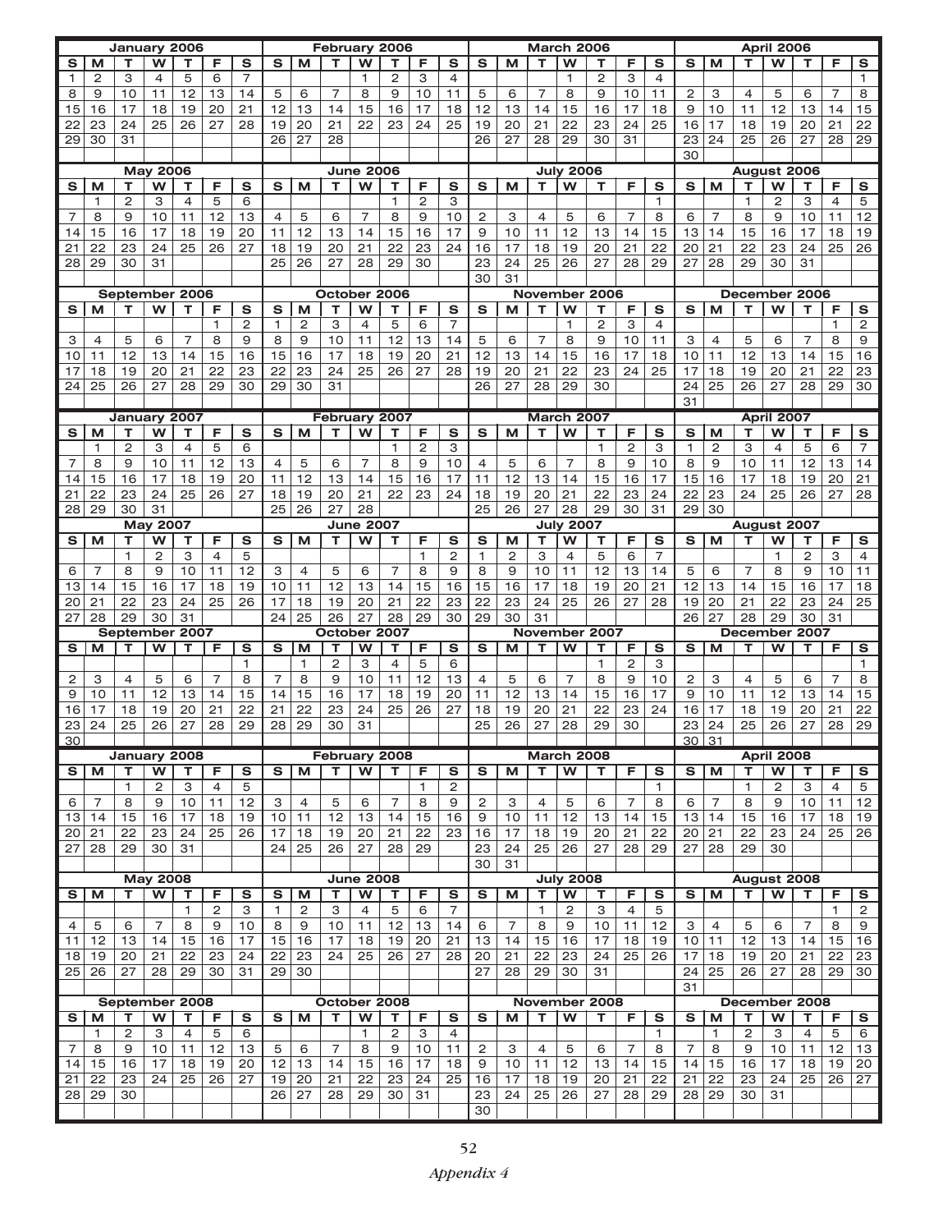**January 2006**

| S | M | T | W | T | F | S |
|---|---|---|---|---|---|---|
| 1 | 2 | 3 | 4 | 5 | 6 | 7 |
| 8 | 9 | 10 | 11 | 12 | 13 | 14 |
| 15 | 16 | 17 | 18 | 19 | 20 | 21 |
| 22 | 23 | 24 | 25 | 26 | 27 | 28 |
| 29 | 30 | 31 | | | | |

**February 2006**

| S | M | T | W | T | F | S |
|---|---|---|---|---|---|---|
| | | | 1 | 2 | 3 | 4 |
| 5 | 6 | 7 | 8 | 9 | 10 | 11 |
| 12 | 13 | 14 | 15 | 16 | 17 | 18 |
| 19 | 20 | 21 | 22 | 23 | 24 | 25 |
| 26 | 27 | 28 | | | | |

**March 2006**

| S | M | T | W | T | F | S |
|---|---|---|---|---|---|---|
| | | | 1 | 2 | 3 | 4 |
| 5 | 6 | 7 | 8 | 9 | 10 | 11 |
| 12 | 13 | 14 | 15 | 16 | 17 | 18 |
| 19 | 20 | 21 | 22 | 23 | 24 | 25 |
| 26 | 27 | 28 | 29 | 30 | 31 | |

**April 2006**

| S | M | T | W | T | F | S |
|---|---|---|---|---|---|---|
| | | | | | | 1 |
| 2 | 3 | 4 | 5 | 6 | 7 | 8 |
| 9 | 10 | 11 | 12 | 13 | 14 | 15 |
| 16 | 17 | 18 | 19 | 20 | 21 | 22 |
| 23 | 24 | 25 | 26 | 27 | 28 | 29 |
| 30 | | | | | | |

**May 2006**

| S | M | T | W | T | F | S |
|---|---|---|---|---|---|---|
| | 1 | 2 | 3 | 4 | 5 | 6 |
| 7 | 8 | 9 | 10 | 11 | 12 | 13 |
| 14 | 15 | 16 | 17 | 18 | 19 | 20 |
| 21 | 22 | 23 | 24 | 25 | 26 | 27 |
| 28 | 29 | 30 | 31 | | | |

**June 2006**

| S | M | T | W | T | F | S |
|---|---|---|---|---|---|---|
| | | | | 1 | 2 | 3 |
| 4 | 5 | 6 | 7 | 8 | 9 | 10 |
| 11 | 12 | 13 | 14 | 15 | 16 | 17 |
| 18 | 19 | 20 | 21 | 22 | 23 | 24 |
| 25 | 26 | 27 | 28 | 29 | 30 | |

**July 2006**

| S | M | T | W | T | F | S |
|---|---|---|---|---|---|---|
| | | | | | | 1 |
| 2 | 3 | 4 | 5 | 6 | 7 | 8 |
| 9 | 10 | 11 | 12 | 13 | 14 | 15 |
| 16 | 17 | 18 | 19 | 20 | 21 | 22 |
| 23 | 24 | 25 | 26 | 27 | 28 | 29 |
| 30 | 31 | | | | | |

**August 2006**

| S | M | T | W | T | F | S |
|---|---|---|---|---|---|---|
| | | 1 | 2 | 3 | 4 | 5 |
| 6 | 7 | 8 | 9 | 10 | 11 | 12 |
| 13 | 14 | 15 | 16 | 17 | 18 | 19 |
| 20 | 21 | 22 | 23 | 24 | 25 | 26 |
| 27 | 28 | 29 | 30 | 31 | | |

**September 2006**

| S | M | T | W | T | F | S |
|---|---|---|---|---|---|---|
| | | | | | 1 | 2 |
| 3 | 4 | 5 | 6 | 7 | 8 | 9 |
| 10 | 11 | 12 | 13 | 14 | 15 | 16 |
| 17 | 18 | 19 | 20 | 21 | 22 | 23 |
| 24 | 25 | 26 | 27 | 28 | 29 | 30 |

**October 2006**

| S | M | T | W | T | F | S |
|---|---|---|---|---|---|---|
| 1 | 2 | 3 | 4 | 5 | 6 | 7 |
| 8 | 9 | 10 | 11 | 12 | 13 | 14 |
| 15 | 16 | 17 | 18 | 19 | 20 | 21 |
| 22 | 23 | 24 | 25 | 26 | 27 | 28 |
| 29 | 30 | 31 | | | | |

**November 2006**

| S | M | T | W | T | F | S |
|---|---|---|---|---|---|---|
| | | | 1 | 2 | 3 | 4 |
| 5 | 6 | 7 | 8 | 9 | 10 | 11 |
| 12 | 13 | 14 | 15 | 16 | 17 | 18 |
| 19 | 20 | 21 | 22 | 23 | 24 | 25 |
| 26 | 27 | 28 | 29 | 30 | | |

**December 2006**

| S | M | T | W | T | F | S |
|---|---|---|---|---|---|---|
| | | | | | 1 | 2 |
| 3 | 4 | 5 | 6 | 7 | 8 | 9 |
| 10 | 11 | 12 | 13 | 14 | 15 | 16 |
| 17 | 18 | 19 | 20 | 21 | 22 | 23 |
| 24 | 25 | 26 | 27 | 28 | 29 | 30 |
| 31 | | | | | | |

**January 2007**

| S | M | T | W | T | F | S |
|---|---|---|---|---|---|---|
| | 1 | 2 | 3 | 4 | 5 | 6 |
| 7 | 8 | 9 | 10 | 11 | 12 | 13 |
| 14 | 15 | 16 | 17 | 18 | 19 | 20 |
| 21 | 22 | 23 | 24 | 25 | 26 | 27 |
| 28 | 29 | 30 | 31 | | | |

**February 2007**

| S | M | T | W | T | F | S |
|---|---|---|---|---|---|---|
| | | | | 1 | 2 | 3 |
| 4 | 5 | 6 | 7 | 8 | 9 | 10 |
| 11 | 12 | 13 | 14 | 15 | 16 | 17 |
| 18 | 19 | 20 | 21 | 22 | 23 | 24 |
| 25 | 26 | 27 | 28 | | | |

**March 2007**

| S | M | T | W | T | F | S |
|---|---|---|---|---|---|---|
| | | | | 1 | 2 | 3 |
| 4 | 5 | 6 | 7 | 8 | 9 | 10 |
| 11 | 12 | 13 | 14 | 15 | 16 | 17 |
| 18 | 19 | 20 | 21 | 22 | 23 | 24 |
| 25 | 26 | 27 | 28 | 29 | 30 | 31 |

**April 2007**

| S | M | T | W | T | F | S |
|---|---|---|---|---|---|---|
| 1 | 2 | 3 | 4 | 5 | 6 | 7 |
| 8 | 9 | 10 | 11 | 12 | 13 | 14 |
| 15 | 16 | 17 | 18 | 19 | 20 | 21 |
| 22 | 23 | 24 | 25 | 26 | 27 | 28 |
| 29 | 30 | | | | | |

**May 2007**

| S | M | T | W | T | F | S |
|---|---|---|---|---|---|---|
| | | 1 | 2 | 3 | 4 | 5 |
| 6 | 7 | 8 | 9 | 10 | 11 | 12 |
| 13 | 14 | 15 | 16 | 17 | 18 | 19 |
| 20 | 21 | 22 | 23 | 24 | 25 | 26 |
| 27 | 28 | 29 | 30 | 31 | | |

**June 2007**

| S | M | T | W | T | F | S |
|---|---|---|---|---|---|---|
| | | | | | 1 | 2 |
| 3 | 4 | 5 | 6 | 7 | 8 | 9 |
| 10 | 11 | 12 | 13 | 14 | 15 | 16 |
| 17 | 18 | 19 | 20 | 21 | 22 | 23 |
| 24 | 25 | 26 | 27 | 28 | 29 | 30 |

**July 2007**

| S | M | T | W | T | F | S |
|---|---|---|---|---|---|---|
| 1 | 2 | 3 | 4 | 5 | 6 | 7 |
| 8 | 9 | 10 | 11 | 12 | 13 | 14 |
| 15 | 16 | 17 | 18 | 19 | 20 | 21 |
| 22 | 23 | 24 | 25 | 26 | 27 | 28 |
| 29 | 30 | 31 | | | | |

**August 2007**

| S | M | T | W | T | F | S |
|---|---|---|---|---|---|---|
| | | | 1 | 2 | 3 | 4 |
| 5 | 6 | 7 | 8 | 9 | 10 | 11 |
| 12 | 13 | 14 | 15 | 16 | 17 | 18 |
| 19 | 20 | 21 | 22 | 23 | 24 | 25 |
| 26 | 27 | 28 | 29 | 30 | 31 | |

**September 2007**

| S | M | T | W | T | F | S |
|---|---|---|---|---|---|---|
| | | | | | | 1 |
| 2 | 3 | 4 | 5 | 6 | 7 | 8 |
| 9 | 10 | 11 | 12 | 13 | 14 | 15 |
| 16 | 17 | 18 | 19 | 20 | 21 | 22 |
| 23 | 24 | 25 | 26 | 27 | 28 | 29 |
| 30 | | | | | | |

**October 2007**

| S | M | T | W | T | F | S |
|---|---|---|---|---|---|---|
| | 1 | 2 | 3 | 4 | 5 | 6 |
| 7 | 8 | 9 | 10 | 11 | 12 | 13 |
| 14 | 15 | 16 | 17 | 18 | 19 | 20 |
| 21 | 22 | 23 | 24 | 25 | 26 | 27 |
| 28 | 29 | 30 | 31 | | | |

**November 2007**

| S | M | T | W | T | F | S |
|---|---|---|---|---|---|---|
| | | | | 1 | 2 | 3 |
| 4 | 5 | 6 | 7 | 8 | 9 | 10 |
| 11 | 12 | 13 | 14 | 15 | 16 | 17 |
| 18 | 19 | 20 | 21 | 22 | 23 | 24 |
| 25 | 26 | 27 | 28 | 29 | 30 | |

**December 2007**

| S | M | T | W | T | F | S |
|---|---|---|---|---|---|---|
| | | | | | | 1 |
| 2 | 3 | 4 | 5 | 6 | 7 | 8 |
| 9 | 10 | 11 | 12 | 13 | 14 | 15 |
| 16 | 17 | 18 | 19 | 20 | 21 | 22 |
| 23 | 24 | 25 | 26 | 27 | 28 | 29 |
| 30 | 31 | | | | | |

**January 2008**

| S | M | T | W | T | F | S |
|---|---|---|---|---|---|---|
| | | 1 | 2 | 3 | 4 | 5 |
| 6 | 7 | 8 | 9 | 10 | 11 | 12 |
| 13 | 14 | 15 | 16 | 17 | 18 | 19 |
| 20 | 21 | 22 | 23 | 24 | 25 | 26 |
| 27 | 28 | 29 | 30 | 31 | | |

**February 2008**

| S | M | T | W | T | F | S |
|---|---|---|---|---|---|---|
| | | | | | 1 | 2 |
| 3 | 4 | 5 | 6 | 7 | 8 | 9 |
| 10 | 11 | 12 | 13 | 14 | 15 | 16 |
| 17 | 18 | 19 | 20 | 21 | 22 | 23 |
| 24 | 25 | 26 | 27 | 28 | 29 | |

**March 2008**

| S | M | T | W | T | F | S |
|---|---|---|---|---|---|---|
| | | | | | | 1 |
| 2 | 3 | 4 | 5 | 6 | 7 | 8 |
| 9 | 10 | 11 | 12 | 13 | 14 | 15 |
| 16 | 17 | 18 | 19 | 20 | 21 | 22 |
| 23 | 24 | 25 | 26 | 27 | 28 | 29 |
| 30 | 31 | | | | | |

**April 2008**

| S | M | T | W | T | F | S |
|---|---|---|---|---|---|---|
| | | 1 | 2 | 3 | 4 | 5 |
| 6 | 7 | 8 | 9 | 10 | 11 | 12 |
| 13 | 14 | 15 | 16 | 17 | 18 | 19 |
| 20 | 21 | 22 | 23 | 24 | 25 | 26 |
| 27 | 28 | 29 | 30 | | | |

**May 2008**

| S | M | T | W | T | F | S |
|---|---|---|---|---|---|---|
| | | | | 1 | 2 | 3 |
| 4 | 5 | 6 | 7 | 8 | 9 | 10 |
| 11 | 12 | 13 | 14 | 15 | 16 | 17 |
| 18 | 19 | 20 | 21 | 22 | 23 | 24 |
| 25 | 26 | 27 | 28 | 29 | 30 | 31 |

**June 2008**

| S | M | T | W | T | F | S |
|---|---|---|---|---|---|---|
| 1 | 2 | 3 | 4 | 5 | 6 | 7 |
| 8 | 9 | 10 | 11 | 12 | 13 | 14 |
| 15 | 16 | 17 | 18 | 19 | 20 | 21 |
| 22 | 23 | 24 | 25 | 26 | 27 | 28 |
| 29 | 30 | | | | | |

**July 2008**

| S | M | T | W | T | F | S |
|---|---|---|---|---|---|---|
| | | 1 | 2 | 3 | 4 | 5 |
| 6 | 7 | 8 | 9 | 10 | 11 | 12 |
| 13 | 14 | 15 | 16 | 17 | 18 | 19 |
| 20 | 21 | 22 | 23 | 24 | 25 | 26 |
| 27 | 28 | 29 | 30 | 31 | | |

**August 2008**

| S | M | T | W | T | F | S |
|---|---|---|---|---|---|---|
| | | | | | 1 | 2 |
| 3 | 4 | 5 | 6 | 7 | 8 | 9 |
| 10 | 11 | 12 | 13 | 14 | 15 | 16 |
| 17 | 18 | 19 | 20 | 21 | 22 | 23 |
| 24 | 25 | 26 | 27 | 28 | 29 | 30 |
| 31 | | | | | | |

**September 2008**

| S | M | T | W | T | F | S |
|---|---|---|---|---|---|---|
| | 1 | 2 | 3 | 4 | 5 | 6 |
| 7 | 8 | 9 | 10 | 11 | 12 | 13 |
| 14 | 15 | 16 | 17 | 18 | 19 | 20 |
| 21 | 22 | 23 | 24 | 25 | 26 | 27 |
| 28 | 29 | 30 | | | | |

**October 2008**

| S | M | T | W | T | F | S |
|---|---|---|---|---|---|---|
| | | | 1 | 2 | 3 | 4 |
| 5 | 6 | 7 | 8 | 9 | 10 | 11 |
| 12 | 13 | 14 | 15 | 16 | 17 | 18 |
| 19 | 20 | 21 | 22 | 23 | 24 | 25 |
| 26 | 27 | 28 | 29 | 30 | 31 | |

**November 2008**

| S | M | T | W | T | F | S |
|---|---|---|---|---|---|---|
| | | | | | | 1 |
| 2 | 3 | 4 | 5 | 6 | 7 | 8 |
| 9 | 10 | 11 | 12 | 13 | 14 | 15 |
| 16 | 17 | 18 | 19 | 20 | 21 | 22 |
| 23 | 24 | 25 | 26 | 27 | 28 | 29 |
| 30 | | | | | | |

**December 2008**

| S | M | T | W | T | F | S |
|---|---|---|---|---|---|---|
| | 1 | 2 | 3 | 4 | 5 | 6 |
| 7 | 8 | 9 | 10 | 11 | 12 | 13 |
| 14 | 15 | 16 | 17 | 18 | 19 | 20 |
| 21 | 22 | 23 | 24 | 25 | 26 | 27 |
| 28 | 29 | 30 | 31 | | | |

*Appendix 4*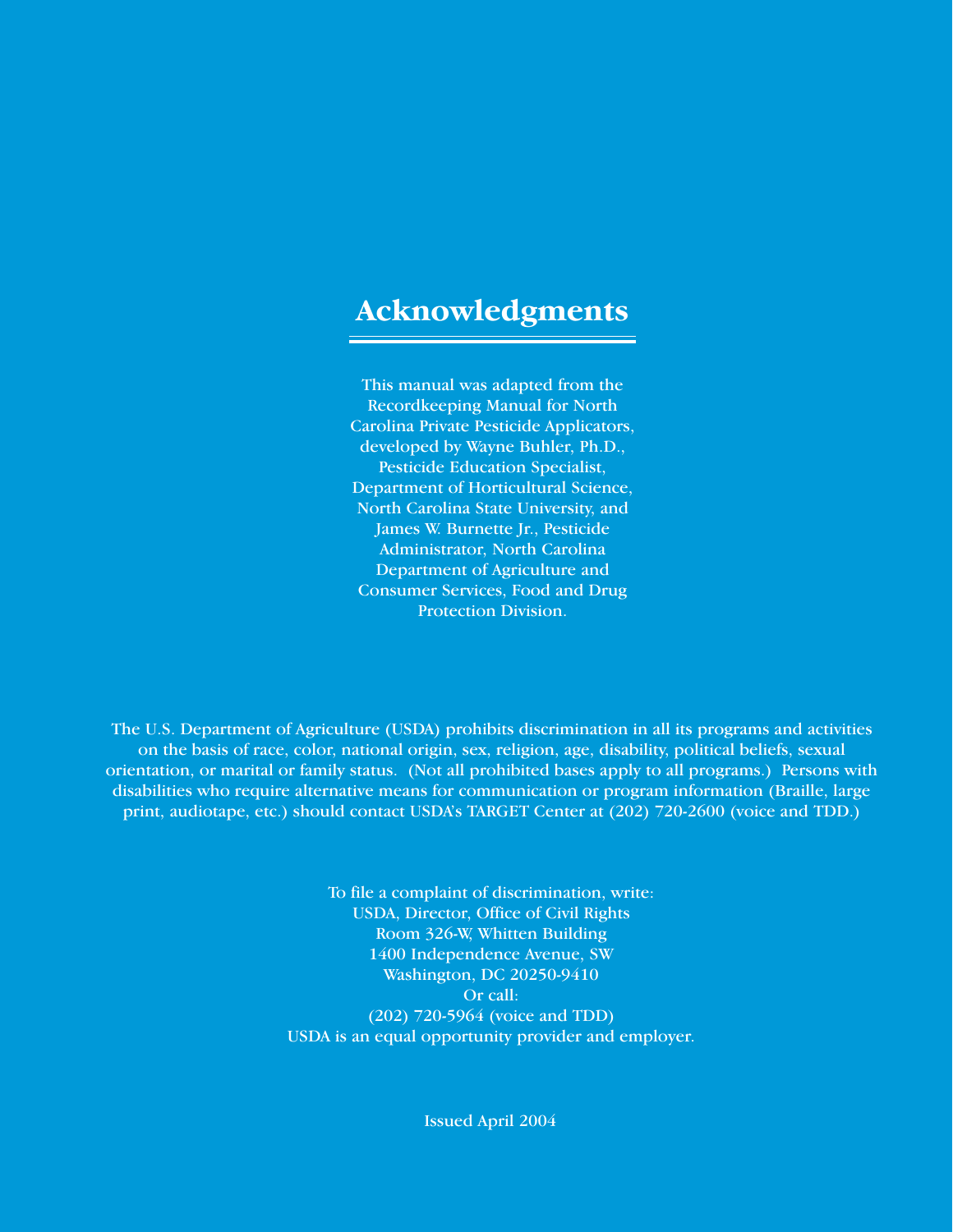# Acknowledgments

This manual was adapted from the Recordkeeping Manual for North Carolina Private Pesticide Applicators, developed by Wayne Buhler, Ph.D., Pesticide Education Specialist, Department of Horticultural Science, North Carolina State University, and James W. Burnette Jr., Pesticide Administrator, North Carolina Department of Agriculture and Consumer Services, Food and Drug Protection Division.

The U.S. Department of Agriculture (USDA) prohibits discrimination in all its programs and activities on the basis of race, color, national origin, sex, religion, age, disability, political beliefs, sexual orientation, or marital or family status. (Not all prohibited bases apply to all programs.) Persons with disabilities who require alternative means for communication or program information (Braille, large print, audiotape, etc.) should contact USDA's TARGET Center at (202) 720-2600 (voice and TDD.)

To file a complaint of discrimination, write:
USDA, Director, Office of Civil Rights
Room 326-W, Whitten Building
1400 Independence Avenue, SW
Washington, DC 20250-9410
Or call:
(202) 720-5964 (voice and TDD)
USDA is an equal opportunity provider and employer.

Issued April 2004